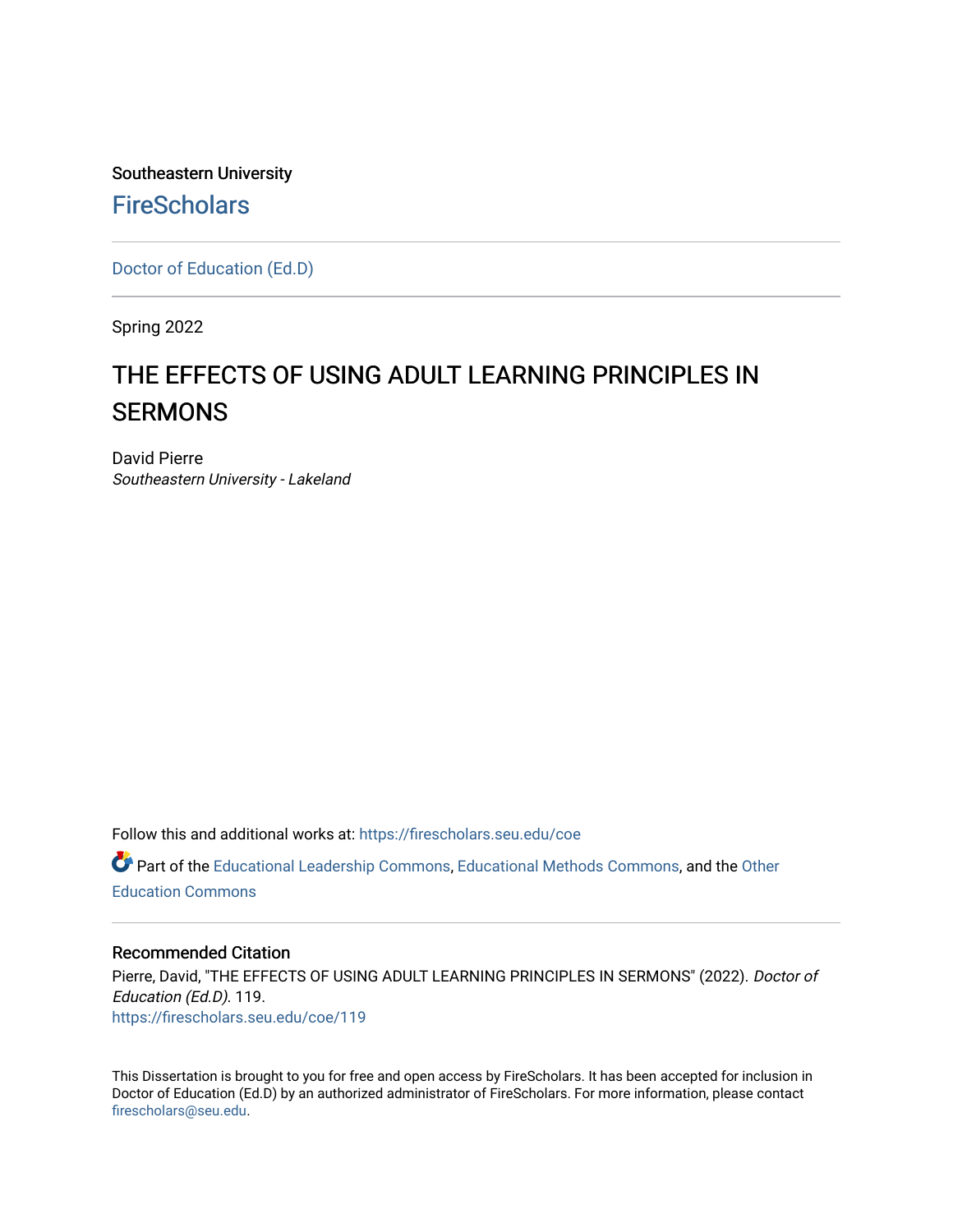Southeastern University

FireScholars

Doctor of Education (Ed.D)

Spring 2022

# THE EFFECTS OF USING ADULT LEARNING PRINCIPLES IN SERMONS

David Pierre
*Southeastern University - Lakeland*

Follow this and additional works at: https://firescholars.seu.edu/coe

Part of the Educational Leadership Commons, Educational Methods Commons, and the Other Education Commons

## Recommended Citation

Pierre, David, "THE EFFECTS OF USING ADULT LEARNING PRINCIPLES IN SERMONS" (2022). *Doctor of Education (Ed.D)*. 119.
https://firescholars.seu.edu/coe/119

This Dissertation is brought to you for free and open access by FireScholars. It has been accepted for inclusion in Doctor of Education (Ed.D) by an authorized administrator of FireScholars. For more information, please contact firescholars@seu.edu.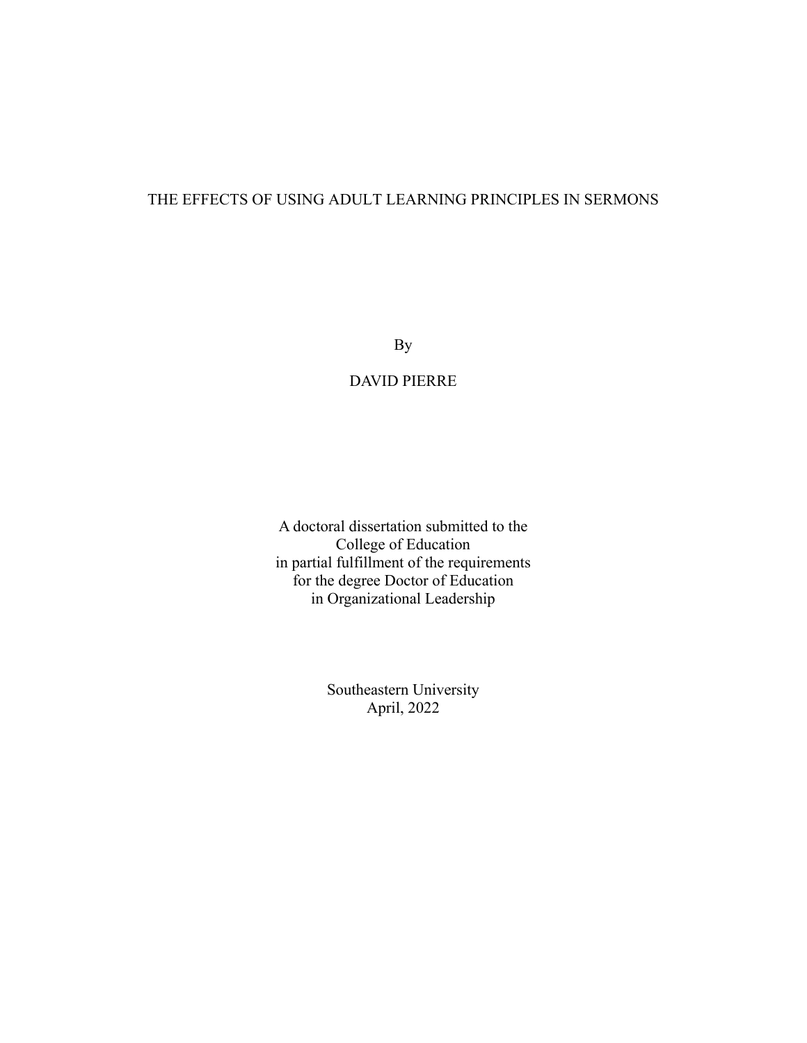# THE EFFECTS OF USING ADULT LEARNING PRINCIPLES IN SERMONS

By

DAVID PIERRE

A doctoral dissertation submitted to the
College of Education
in partial fulfillment of the requirements
for the degree Doctor of Education
in Organizational Leadership

Southeastern University
April, 2022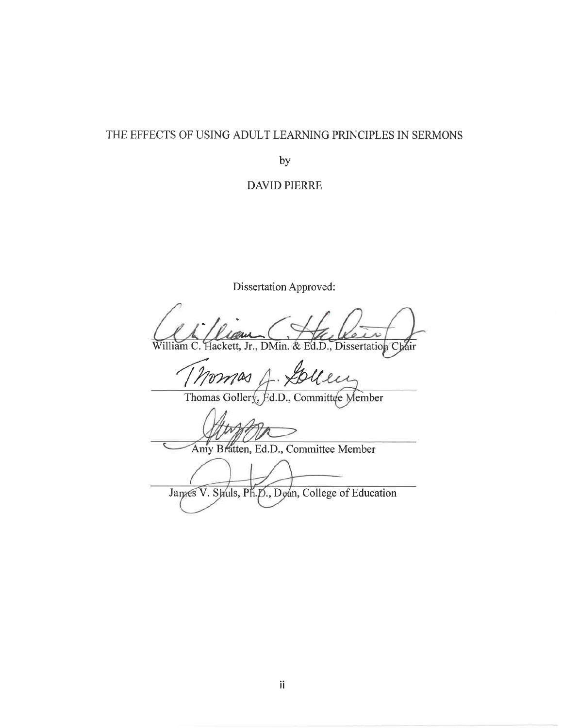THE EFFECTS OF USING ADULT LEARNING PRINCIPLES IN SERMONS

by

DAVID PIERRE

Dissertation Approved:

William C. Hackett, Jr., DMin. & Ed.D., Dissertation Chair

Thomas Gollery, Ed.D., Committee Member

Amy Bratten, Ed.D., Committee Member

James V. Shuls, Ph.D., Dean, College of Education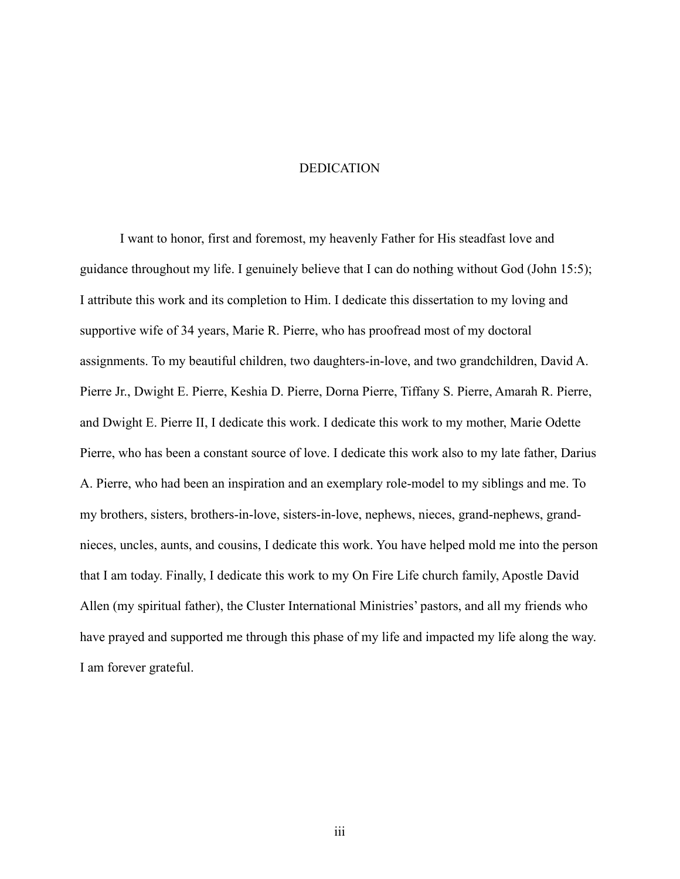# DEDICATION

I want to honor, first and foremost, my heavenly Father for His steadfast love and guidance throughout my life. I genuinely believe that I can do nothing without God (John 15:5); I attribute this work and its completion to Him. I dedicate this dissertation to my loving and supportive wife of 34 years, Marie R. Pierre, who has proofread most of my doctoral assignments. To my beautiful children, two daughters-in-love, and two grandchildren, David A. Pierre Jr., Dwight E. Pierre, Keshia D. Pierre, Dorna Pierre, Tiffany S. Pierre, Amarah R. Pierre, and Dwight E. Pierre II, I dedicate this work. I dedicate this work to my mother, Marie Odette Pierre, who has been a constant source of love. I dedicate this work also to my late father, Darius A. Pierre, who had been an inspiration and an exemplary role-model to my siblings and me. To my brothers, sisters, brothers-in-love, sisters-in-love, nephews, nieces, grand-nephews, grand-nieces, uncles, aunts, and cousins, I dedicate this work. You have helped mold me into the person that I am today. Finally, I dedicate this work to my On Fire Life church family, Apostle David Allen (my spiritual father), the Cluster International Ministries' pastors, and all my friends who have prayed and supported me through this phase of my life and impacted my life along the way. I am forever grateful.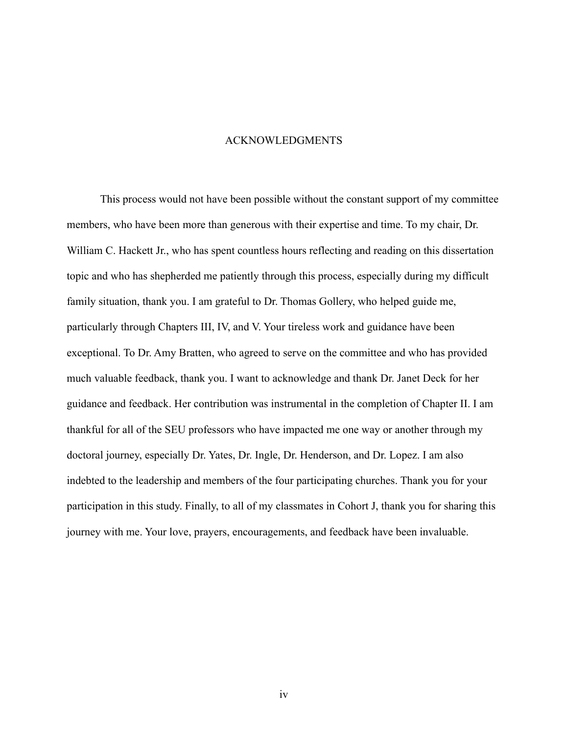# ACKNOWLEDGMENTS

This process would not have been possible without the constant support of my committee members, who have been more than generous with their expertise and time. To my chair, Dr. William C. Hackett Jr., who has spent countless hours reflecting and reading on this dissertation topic and who has shepherded me patiently through this process, especially during my difficult family situation, thank you. I am grateful to Dr. Thomas Gollery, who helped guide me, particularly through Chapters III, IV, and V. Your tireless work and guidance have been exceptional. To Dr. Amy Bratten, who agreed to serve on the committee and who has provided much valuable feedback, thank you. I want to acknowledge and thank Dr. Janet Deck for her guidance and feedback. Her contribution was instrumental in the completion of Chapter II. I am thankful for all of the SEU professors who have impacted me one way or another through my doctoral journey, especially Dr. Yates, Dr. Ingle, Dr. Henderson, and Dr. Lopez. I am also indebted to the leadership and members of the four participating churches. Thank you for your participation in this study. Finally, to all of my classmates in Cohort J, thank you for sharing this journey with me. Your love, prayers, encouragements, and feedback have been invaluable.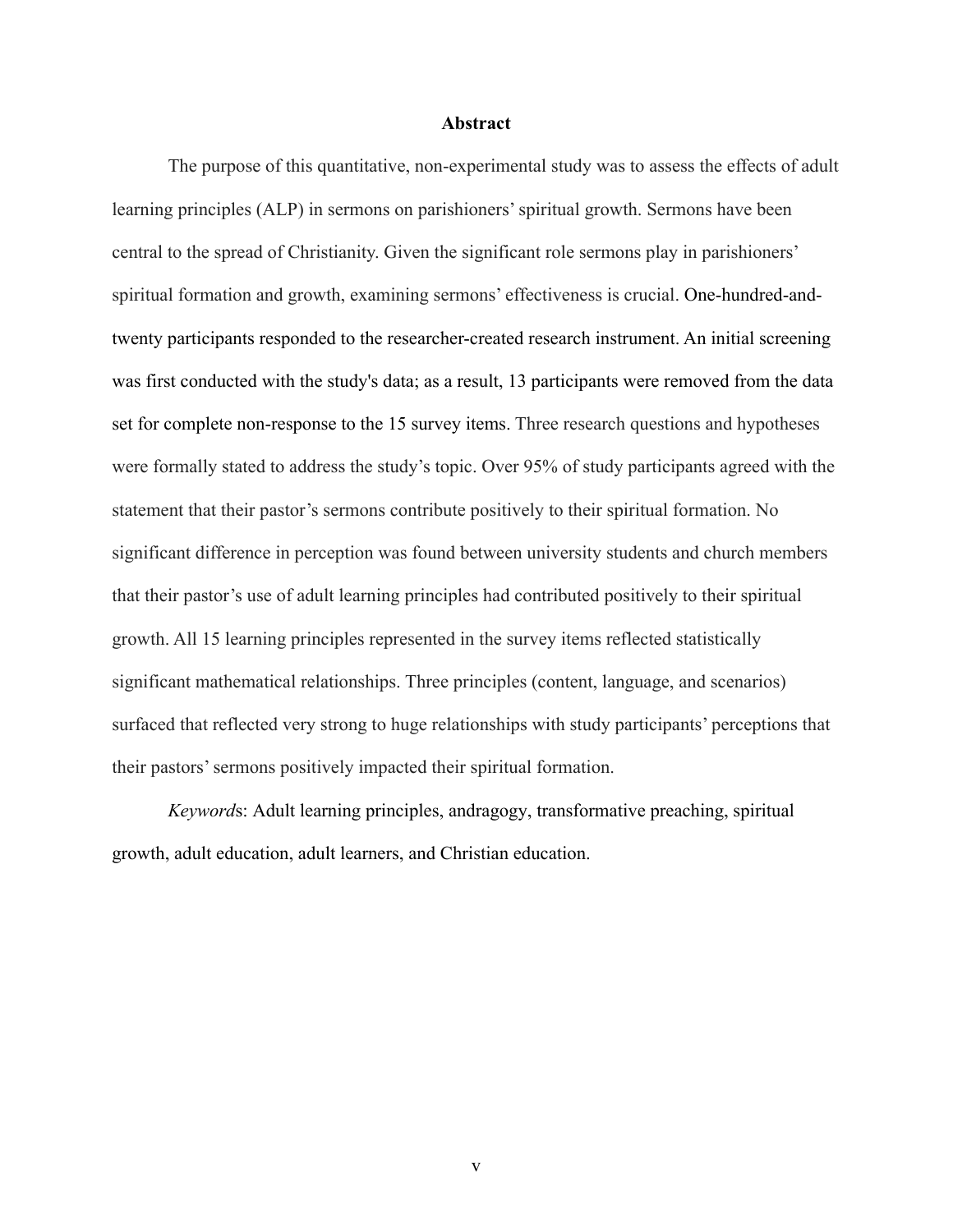## Abstract

The purpose of this quantitative, non-experimental study was to assess the effects of adult learning principles (ALP) in sermons on parishioners' spiritual growth. Sermons have been central to the spread of Christianity. Given the significant role sermons play in parishioners' spiritual formation and growth, examining sermons' effectiveness is crucial. One-hundred-and-twenty participants responded to the researcher-created research instrument. An initial screening was first conducted with the study's data; as a result, 13 participants were removed from the data set for complete non-response to the 15 survey items. Three research questions and hypotheses were formally stated to address the study's topic. Over 95% of study participants agreed with the statement that their pastor's sermons contribute positively to their spiritual formation. No significant difference in perception was found between university students and church members that their pastor's use of adult learning principles had contributed positively to their spiritual growth. All 15 learning principles represented in the survey items reflected statistically significant mathematical relationships. Three principles (content, language, and scenarios) surfaced that reflected very strong to huge relationships with study participants' perceptions that their pastors' sermons positively impacted their spiritual formation.

*Keywords*: Adult learning principles, andragogy, transformative preaching, spiritual growth, adult education, adult learners, and Christian education.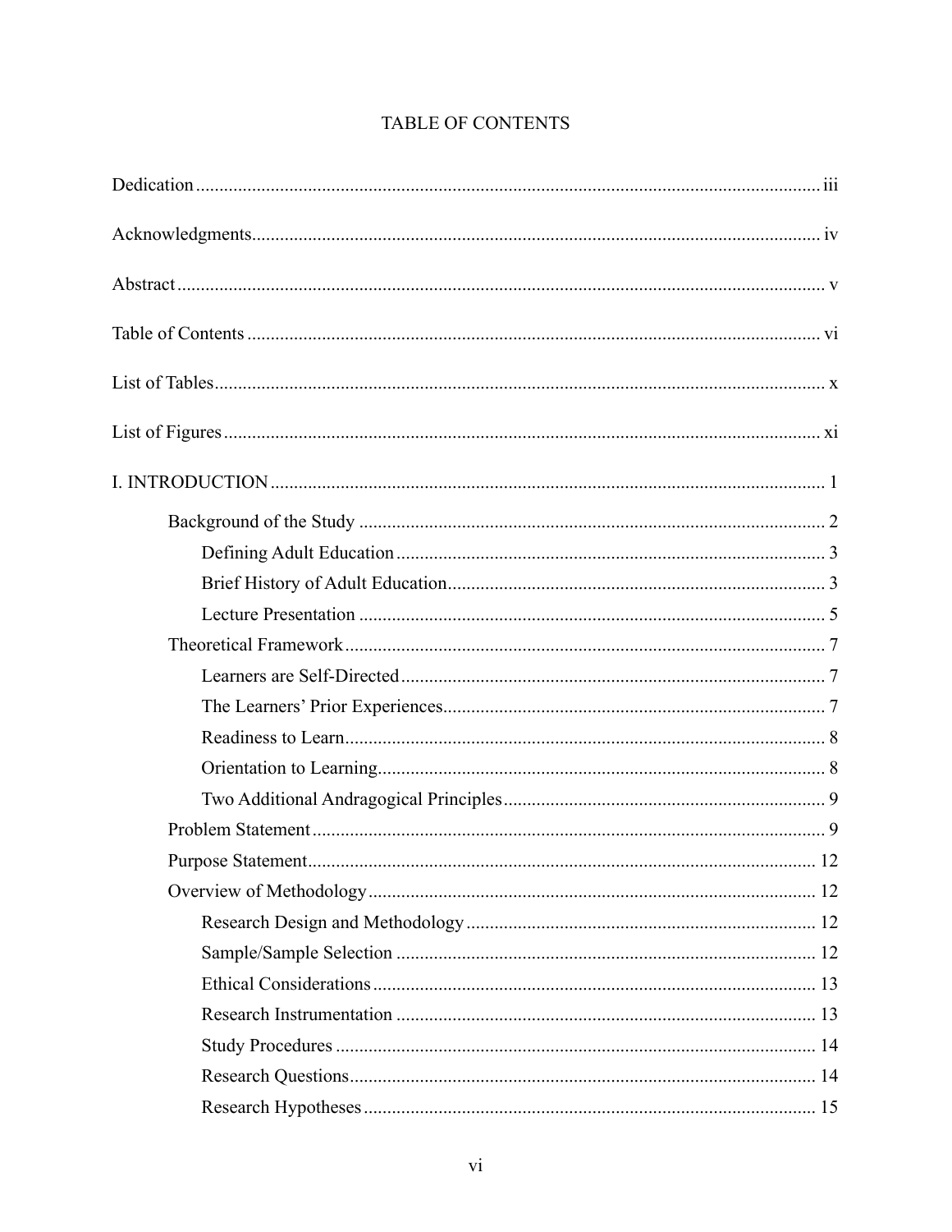# TABLE OF CONTENTS

Dedication ..... iii

Acknowledgments ..... iv

Abstract ..... v

Table of Contents ..... vi

List of Tables ..... x

List of Figures ..... xi

I. INTRODUCTION ..... 1

- Background of the Study ..... 2
  - Defining Adult Education ..... 3
  - Brief History of Adult Education ..... 3
  - Lecture Presentation ..... 5
- Theoretical Framework ..... 7
  - Learners are Self-Directed ..... 7
  - The Learners' Prior Experiences ..... 7
  - Readiness to Learn ..... 8
  - Orientation to Learning ..... 8
  - Two Additional Andragogical Principles ..... 9
- Problem Statement ..... 9
- Purpose Statement ..... 12
- Overview of Methodology ..... 12
  - Research Design and Methodology ..... 12
  - Sample/Sample Selection ..... 12
  - Ethical Considerations ..... 13
  - Research Instrumentation ..... 13
  - Study Procedures ..... 14
  - Research Questions ..... 14
  - Research Hypotheses ..... 15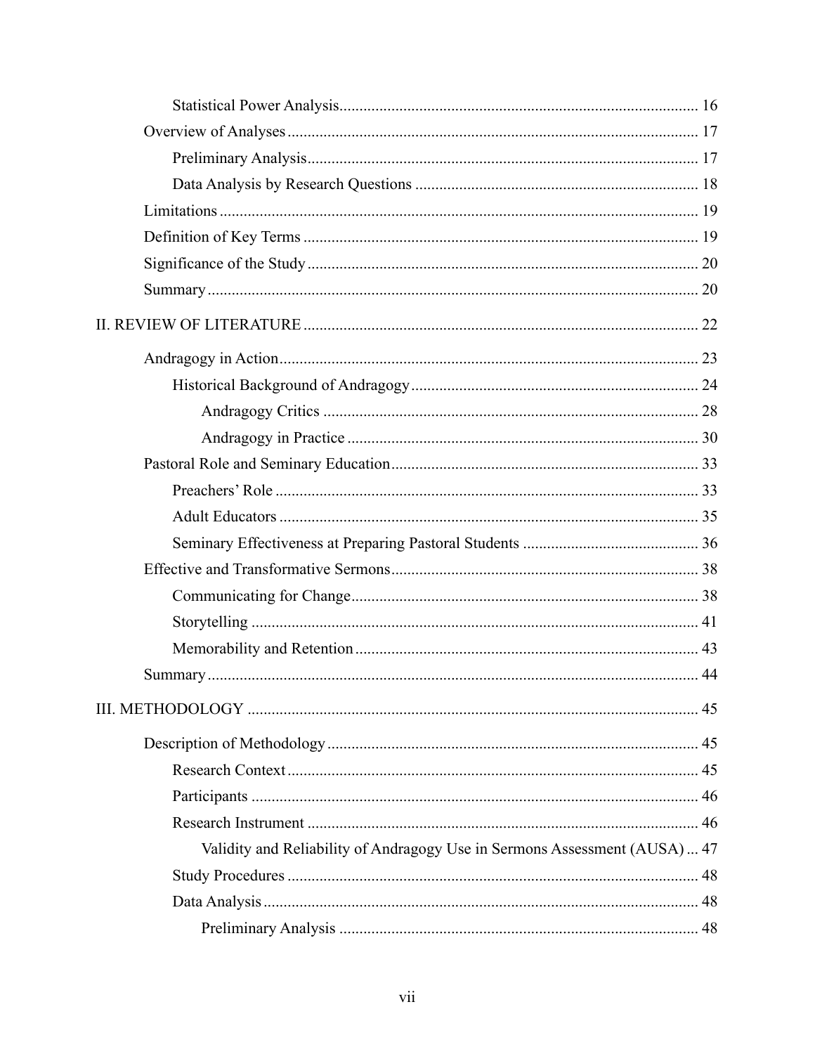Statistical Power Analysis ........................................................................................ 16

Overview of Analyses ...................................................................................................... 17

Preliminary Analysis ................................................................................................. 17

Data Analysis by Research Questions ...................................................................... 18

Limitations ....................................................................................................................... 19

Definition of Key Terms .................................................................................................. 19

Significance of the Study ................................................................................................. 20

Summary .......................................................................................................................... 20

II. REVIEW OF LITERATURE ................................................................................................. 22

Andragogy in Action ........................................................................................................ 23

Historical Background of Andragogy ....................................................................... 24

Andragogy Critics ............................................................................................... 28

Andragogy in Practice ......................................................................................... 30

Pastoral Role and Seminary Education ............................................................................ 33

Preachers' Role ......................................................................................................... 33

Adult Educators ........................................................................................................ 35

Seminary Effectiveness at Preparing Pastoral Students ............................................ 36

Effective and Transformative Sermons ............................................................................ 38

Communicating for Change ...................................................................................... 38

Storytelling ............................................................................................................... 41

Memorability and Retention ..................................................................................... 43

Summary .......................................................................................................................... 44

III. METHODOLOGY ................................................................................................................ 45

Description of Methodology ............................................................................................ 45

Research Context ...................................................................................................... 45

Participants ............................................................................................................... 46

Research Instrument ................................................................................................. 46

Validity and Reliability of Andragogy Use in Sermons Assessment (AUSA) ... 47

Study Procedures ...................................................................................................... 48

Data Analysis ............................................................................................................ 48

Preliminary Analysis ........................................................................................... 48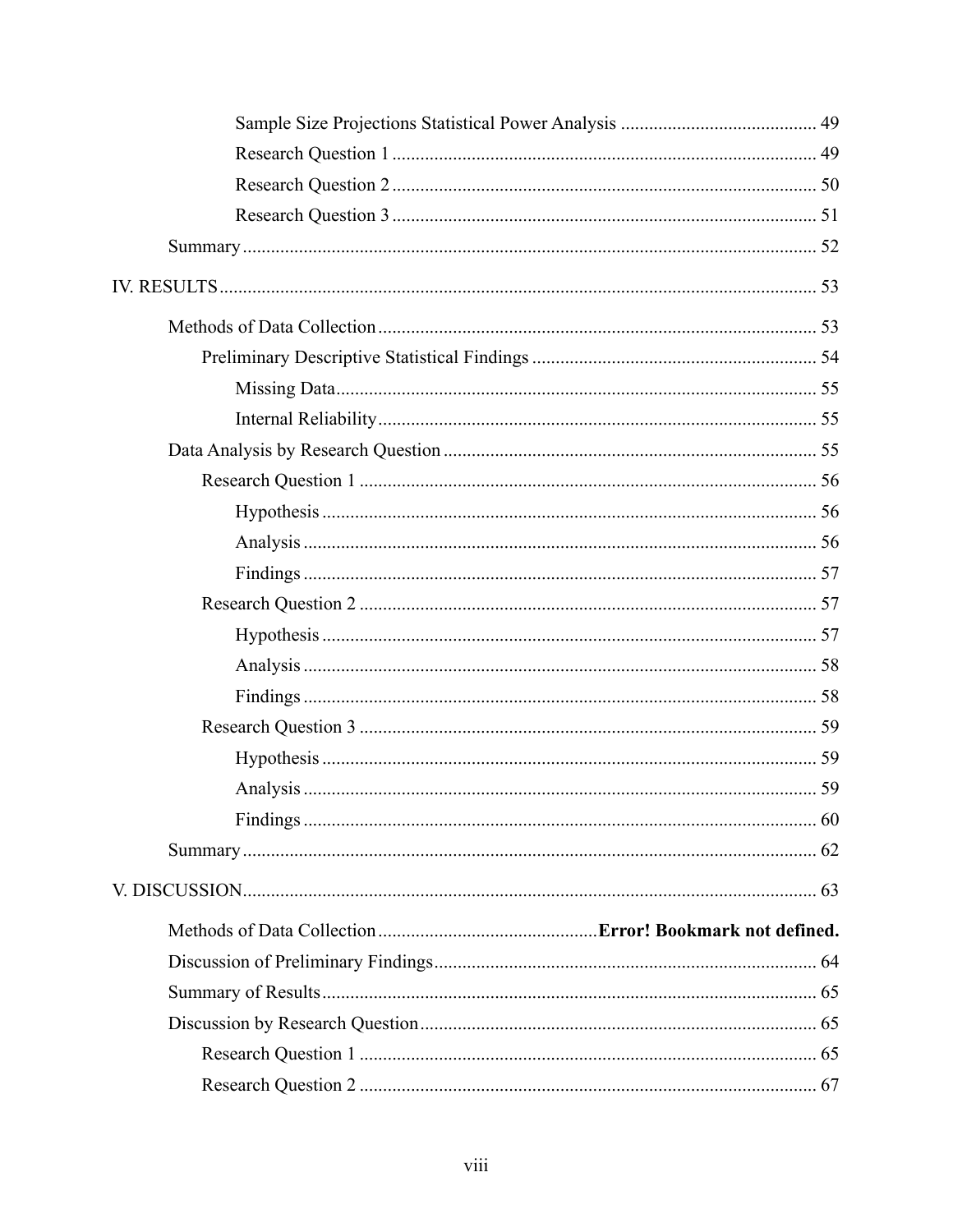Sample Size Projections Statistical Power Analysis ......................................... 49

Research Question 1 ......................................................................................... 49

Research Question 2 ......................................................................................... 50

Research Question 3 ......................................................................................... 51

Summary ......................................................................................................................... 52

IV. RESULTS ........................................................................................................................ 53

Methods of Data Collection ............................................................................................ 53

Preliminary Descriptive Statistical Findings ............................................................ 54

Missing Data ..................................................................................................... 55

Internal Reliability ............................................................................................. 55

Data Analysis by Research Question ............................................................................... 55

Research Question 1 ................................................................................................. 56

Hypothesis ......................................................................................................... 56

Analysis ............................................................................................................. 56

Findings ............................................................................................................. 57

Research Question 2 ................................................................................................. 57

Hypothesis ......................................................................................................... 57

Analysis ............................................................................................................. 58

Findings ............................................................................................................. 58

Research Question 3 ................................................................................................. 59

Hypothesis ......................................................................................................... 59

Analysis ............................................................................................................. 59

Findings ............................................................................................................. 60

Summary ......................................................................................................................... 62

V. DISCUSSION .................................................................................................................... 63

Methods of Data Collection ............................................. **Error! Bookmark not defined.**

Discussion of Preliminary Findings ................................................................................. 64

Summary of Results ......................................................................................................... 65

Discussion by Research Question .................................................................................... 65

Research Question 1 ................................................................................................. 65

Research Question 2 ................................................................................................. 67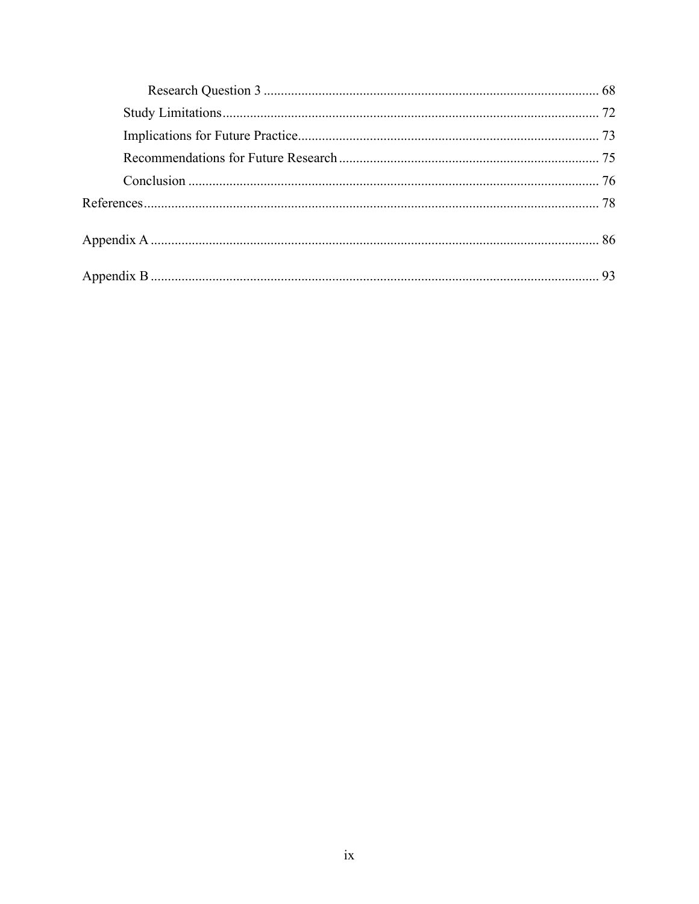Research Question 3 ................................................................................................. 68

Study Limitations............................................................................................................. 72

Implications for Future Practice....................................................................................... 73

Recommendations for Future Research ........................................................................... 75

Conclusion ....................................................................................................................... 76

References.................................................................................................................................... 78

Appendix A .................................................................................................................................. 86

Appendix B .................................................................................................................................. 93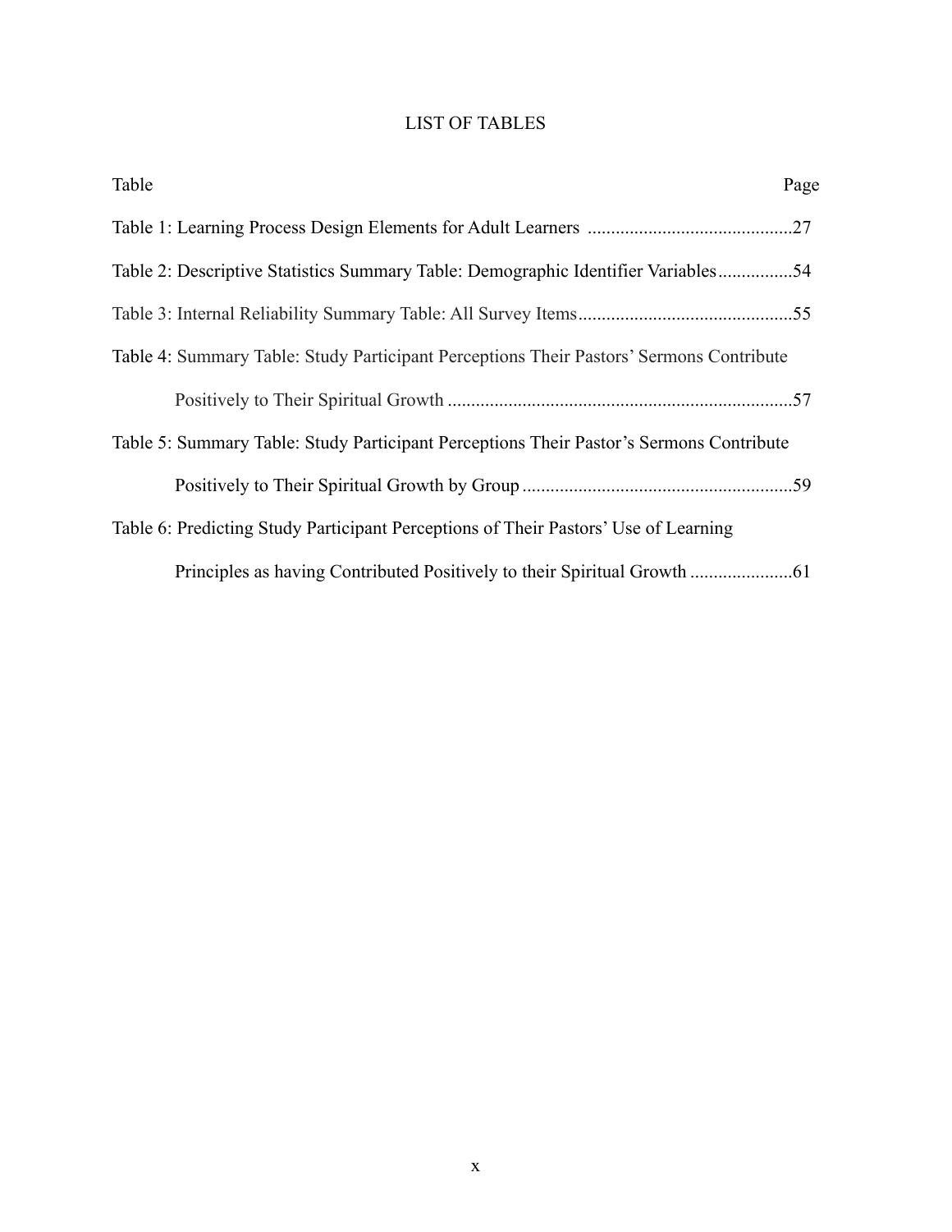# LIST OF TABLES

Table Page

Table 1: Learning Process Design Elements for Adult Learners ............................................27

Table 2: Descriptive Statistics Summary Table: Demographic Identifier Variables................54

Table 3: Internal Reliability Summary Table: All Survey Items.............................................55

Table 4: Summary Table: Study Participant Perceptions Their Pastors' Sermons Contribute Positively to Their Spiritual Growth .........................................................................57

Table 5: Summary Table: Study Participant Perceptions Their Pastor's Sermons Contribute Positively to Their Spiritual Growth by Group .........................................................59

Table 6: Predicting Study Participant Perceptions of Their Pastors' Use of Learning Principles as having Contributed Positively to their Spiritual Growth .....................61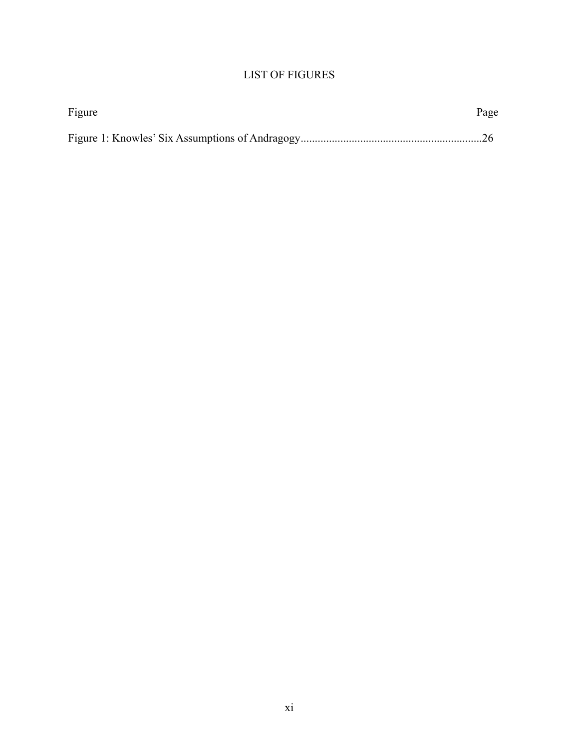# LIST OF FIGURES

| Figure | Page |
| --- | --- |
| Figure 1: Knowles' Six Assumptions of Andragogy | 26 |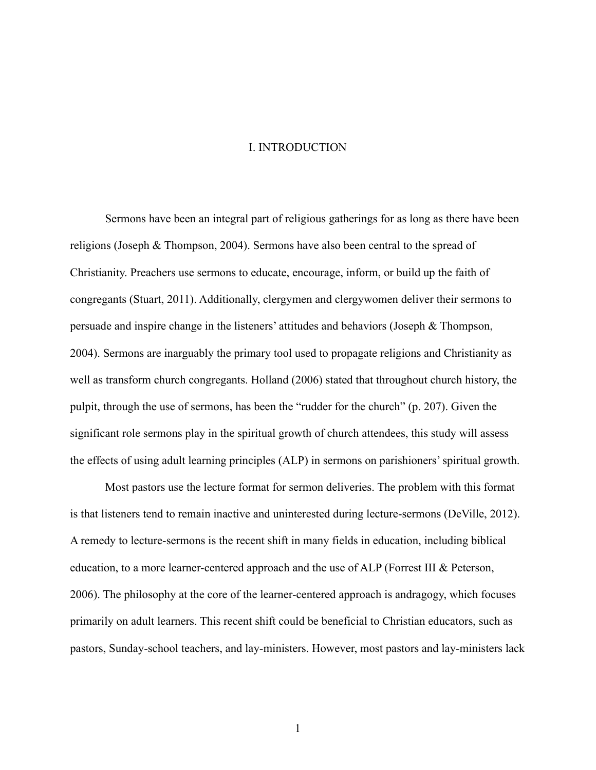# I. INTRODUCTION

Sermons have been an integral part of religious gatherings for as long as there have been religions (Joseph & Thompson, 2004). Sermons have also been central to the spread of Christianity. Preachers use sermons to educate, encourage, inform, or build up the faith of congregants (Stuart, 2011). Additionally, clergymen and clergywomen deliver their sermons to persuade and inspire change in the listeners' attitudes and behaviors (Joseph & Thompson, 2004). Sermons are inarguably the primary tool used to propagate religions and Christianity as well as transform church congregants. Holland (2006) stated that throughout church history, the pulpit, through the use of sermons, has been the "rudder for the church" (p. 207). Given the significant role sermons play in the spiritual growth of church attendees, this study will assess the effects of using adult learning principles (ALP) in sermons on parishioners' spiritual growth.

Most pastors use the lecture format for sermon deliveries. The problem with this format is that listeners tend to remain inactive and uninterested during lecture-sermons (DeVille, 2012). A remedy to lecture-sermons is the recent shift in many fields in education, including biblical education, to a more learner-centered approach and the use of ALP (Forrest III & Peterson, 2006). The philosophy at the core of the learner-centered approach is andragogy, which focuses primarily on adult learners. This recent shift could be beneficial to Christian educators, such as pastors, Sunday-school teachers, and lay-ministers. However, most pastors and lay-ministers lack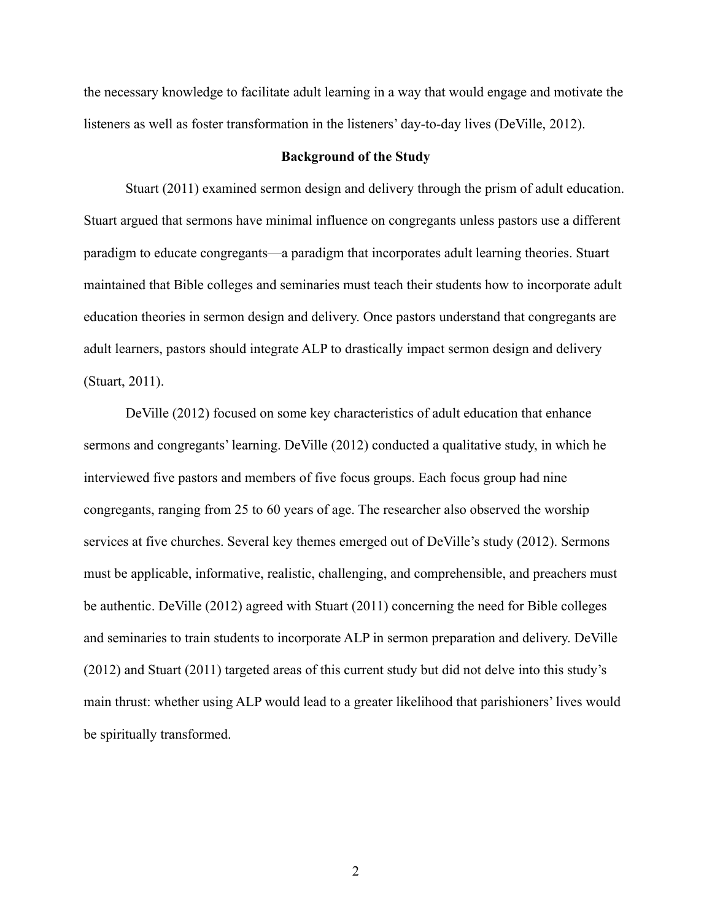the necessary knowledge to facilitate adult learning in a way that would engage and motivate the listeners as well as foster transformation in the listeners' day-to-day lives (DeVille, 2012).

## Background of the Study

Stuart (2011) examined sermon design and delivery through the prism of adult education. Stuart argued that sermons have minimal influence on congregants unless pastors use a different paradigm to educate congregants—a paradigm that incorporates adult learning theories. Stuart maintained that Bible colleges and seminaries must teach their students how to incorporate adult education theories in sermon design and delivery. Once pastors understand that congregants are adult learners, pastors should integrate ALP to drastically impact sermon design and delivery (Stuart, 2011).

DeVille (2012) focused on some key characteristics of adult education that enhance sermons and congregants' learning. DeVille (2012) conducted a qualitative study, in which he interviewed five pastors and members of five focus groups. Each focus group had nine congregants, ranging from 25 to 60 years of age. The researcher also observed the worship services at five churches. Several key themes emerged out of DeVille's study (2012). Sermons must be applicable, informative, realistic, challenging, and comprehensible, and preachers must be authentic. DeVille (2012) agreed with Stuart (2011) concerning the need for Bible colleges and seminaries to train students to incorporate ALP in sermon preparation and delivery. DeVille (2012) and Stuart (2011) targeted areas of this current study but did not delve into this study's main thrust: whether using ALP would lead to a greater likelihood that parishioners' lives would be spiritually transformed.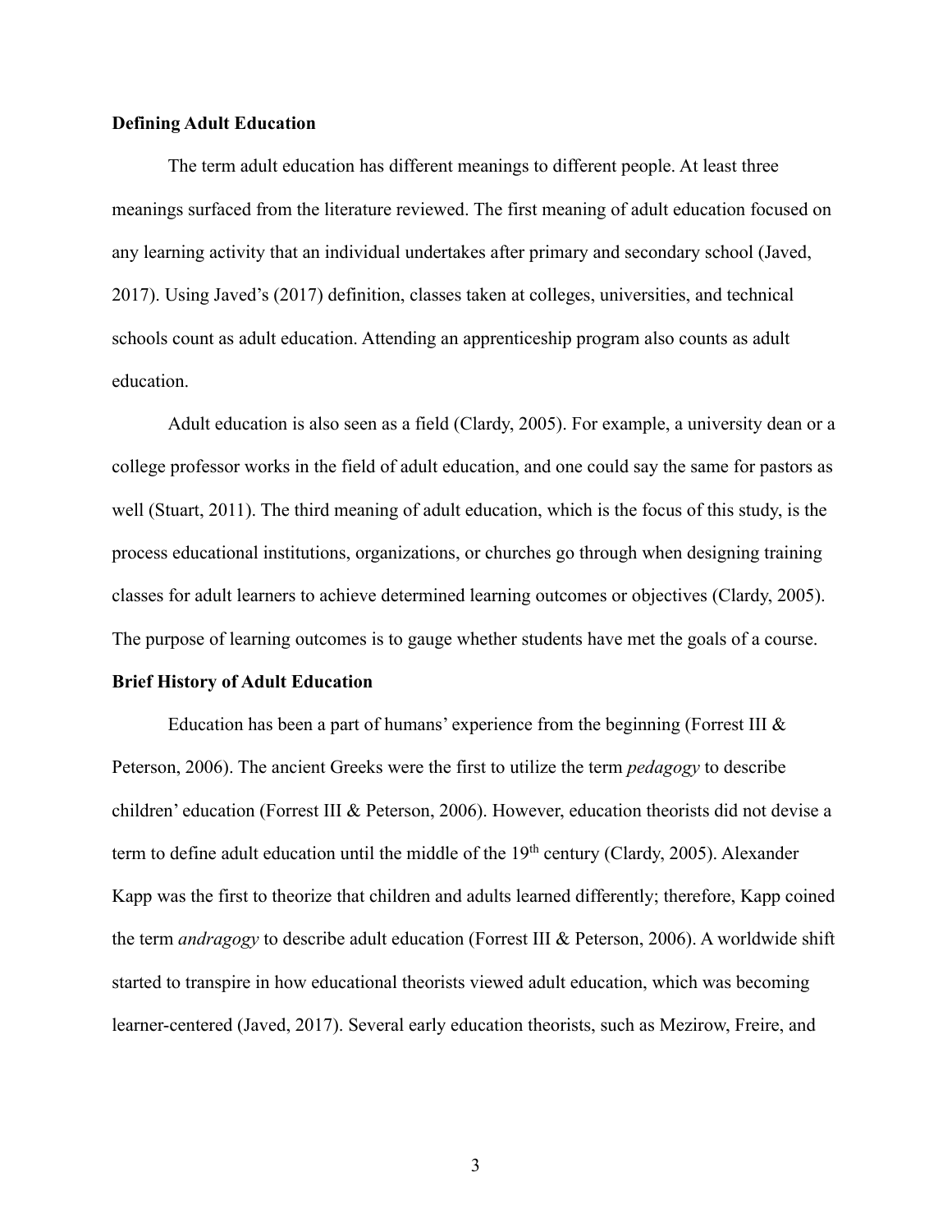**Defining Adult Education**

The term adult education has different meanings to different people. At least three meanings surfaced from the literature reviewed. The first meaning of adult education focused on any learning activity that an individual undertakes after primary and secondary school (Javed, 2017). Using Javed's (2017) definition, classes taken at colleges, universities, and technical schools count as adult education. Attending an apprenticeship program also counts as adult education.

Adult education is also seen as a field (Clardy, 2005). For example, a university dean or a college professor works in the field of adult education, and one could say the same for pastors as well (Stuart, 2011). The third meaning of adult education, which is the focus of this study, is the process educational institutions, organizations, or churches go through when designing training classes for adult learners to achieve determined learning outcomes or objectives (Clardy, 2005). The purpose of learning outcomes is to gauge whether students have met the goals of a course.

**Brief History of Adult Education**

Education has been a part of humans' experience from the beginning (Forrest III & Peterson, 2006). The ancient Greeks were the first to utilize the term *pedagogy* to describe children' education (Forrest III & Peterson, 2006). However, education theorists did not devise a term to define adult education until the middle of the 19th century (Clardy, 2005). Alexander Kapp was the first to theorize that children and adults learned differently; therefore, Kapp coined the term *andragogy* to describe adult education (Forrest III & Peterson, 2006). A worldwide shift started to transpire in how educational theorists viewed adult education, which was becoming learner-centered (Javed, 2017). Several early education theorists, such as Mezirow, Freire, and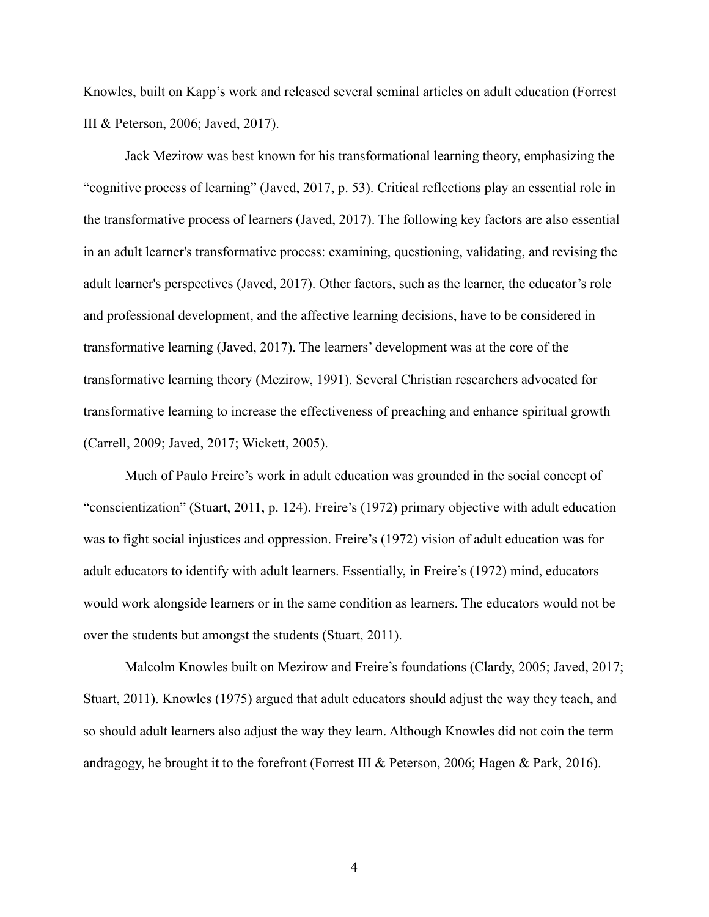Knowles, built on Kapp's work and released several seminal articles on adult education (Forrest III & Peterson, 2006; Javed, 2017).

Jack Mezirow was best known for his transformational learning theory, emphasizing the "cognitive process of learning" (Javed, 2017, p. 53). Critical reflections play an essential role in the transformative process of learners (Javed, 2017). The following key factors are also essential in an adult learner's transformative process: examining, questioning, validating, and revising the adult learner's perspectives (Javed, 2017). Other factors, such as the learner, the educator's role and professional development, and the affective learning decisions, have to be considered in transformative learning (Javed, 2017). The learners' development was at the core of the transformative learning theory (Mezirow, 1991). Several Christian researchers advocated for transformative learning to increase the effectiveness of preaching and enhance spiritual growth (Carrell, 2009; Javed, 2017; Wickett, 2005).

Much of Paulo Freire's work in adult education was grounded in the social concept of "conscientization" (Stuart, 2011, p. 124). Freire's (1972) primary objective with adult education was to fight social injustices and oppression. Freire's (1972) vision of adult education was for adult educators to identify with adult learners. Essentially, in Freire's (1972) mind, educators would work alongside learners or in the same condition as learners. The educators would not be over the students but amongst the students (Stuart, 2011).

Malcolm Knowles built on Mezirow and Freire's foundations (Clardy, 2005; Javed, 2017; Stuart, 2011). Knowles (1975) argued that adult educators should adjust the way they teach, and so should adult learners also adjust the way they learn. Although Knowles did not coin the term andragogy, he brought it to the forefront (Forrest III & Peterson, 2006; Hagen & Park, 2016).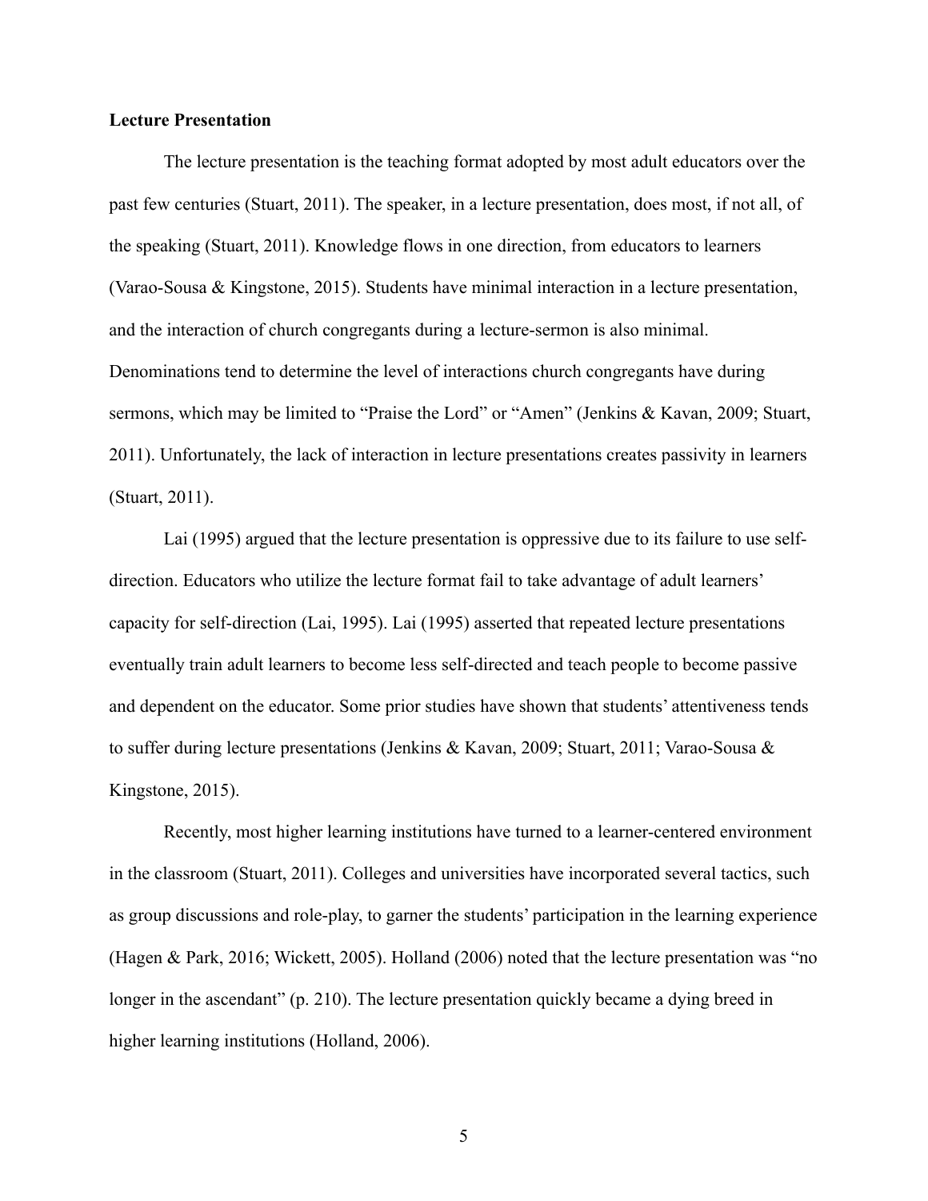**Lecture Presentation**

The lecture presentation is the teaching format adopted by most adult educators over the past few centuries (Stuart, 2011). The speaker, in a lecture presentation, does most, if not all, of the speaking (Stuart, 2011). Knowledge flows in one direction, from educators to learners (Varao-Sousa & Kingstone, 2015). Students have minimal interaction in a lecture presentation, and the interaction of church congregants during a lecture-sermon is also minimal. Denominations tend to determine the level of interactions church congregants have during sermons, which may be limited to "Praise the Lord" or "Amen" (Jenkins & Kavan, 2009; Stuart, 2011). Unfortunately, the lack of interaction in lecture presentations creates passivity in learners (Stuart, 2011).

Lai (1995) argued that the lecture presentation is oppressive due to its failure to use self-direction. Educators who utilize the lecture format fail to take advantage of adult learners' capacity for self-direction (Lai, 1995). Lai (1995) asserted that repeated lecture presentations eventually train adult learners to become less self-directed and teach people to become passive and dependent on the educator. Some prior studies have shown that students' attentiveness tends to suffer during lecture presentations (Jenkins & Kavan, 2009; Stuart, 2011; Varao-Sousa & Kingstone, 2015).

Recently, most higher learning institutions have turned to a learner-centered environment in the classroom (Stuart, 2011). Colleges and universities have incorporated several tactics, such as group discussions and role-play, to garner the students' participation in the learning experience (Hagen & Park, 2016; Wickett, 2005). Holland (2006) noted that the lecture presentation was "no longer in the ascendant" (p. 210). The lecture presentation quickly became a dying breed in higher learning institutions (Holland, 2006).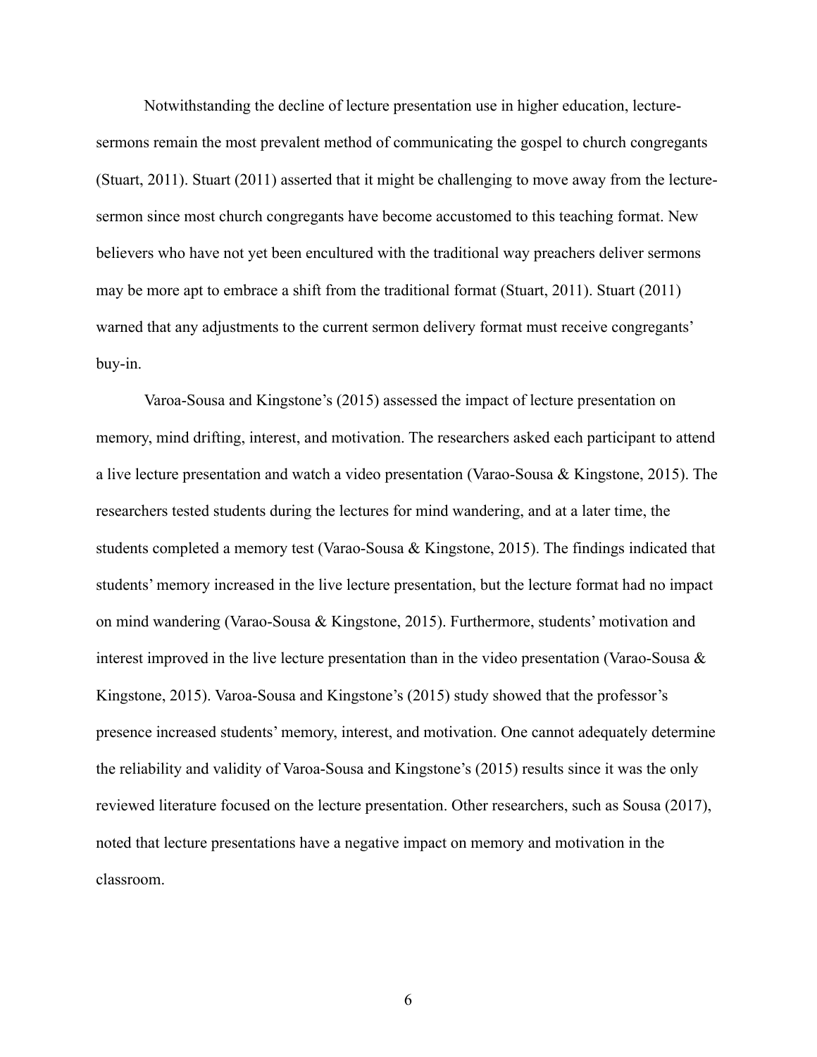Notwithstanding the decline of lecture presentation use in higher education, lecture-sermons remain the most prevalent method of communicating the gospel to church congregants (Stuart, 2011). Stuart (2011) asserted that it might be challenging to move away from the lecture-sermon since most church congregants have become accustomed to this teaching format. New believers who have not yet been encultured with the traditional way preachers deliver sermons may be more apt to embrace a shift from the traditional format (Stuart, 2011). Stuart (2011) warned that any adjustments to the current sermon delivery format must receive congregants' buy-in.

Varoa-Sousa and Kingstone's (2015) assessed the impact of lecture presentation on memory, mind drifting, interest, and motivation. The researchers asked each participant to attend a live lecture presentation and watch a video presentation (Varao-Sousa & Kingstone, 2015). The researchers tested students during the lectures for mind wandering, and at a later time, the students completed a memory test (Varao-Sousa & Kingstone, 2015). The findings indicated that students' memory increased in the live lecture presentation, but the lecture format had no impact on mind wandering (Varao-Sousa & Kingstone, 2015). Furthermore, students' motivation and interest improved in the live lecture presentation than in the video presentation (Varao-Sousa & Kingstone, 2015). Varoa-Sousa and Kingstone's (2015) study showed that the professor's presence increased students' memory, interest, and motivation. One cannot adequately determine the reliability and validity of Varoa-Sousa and Kingstone's (2015) results since it was the only reviewed literature focused on the lecture presentation. Other researchers, such as Sousa (2017), noted that lecture presentations have a negative impact on memory and motivation in the classroom.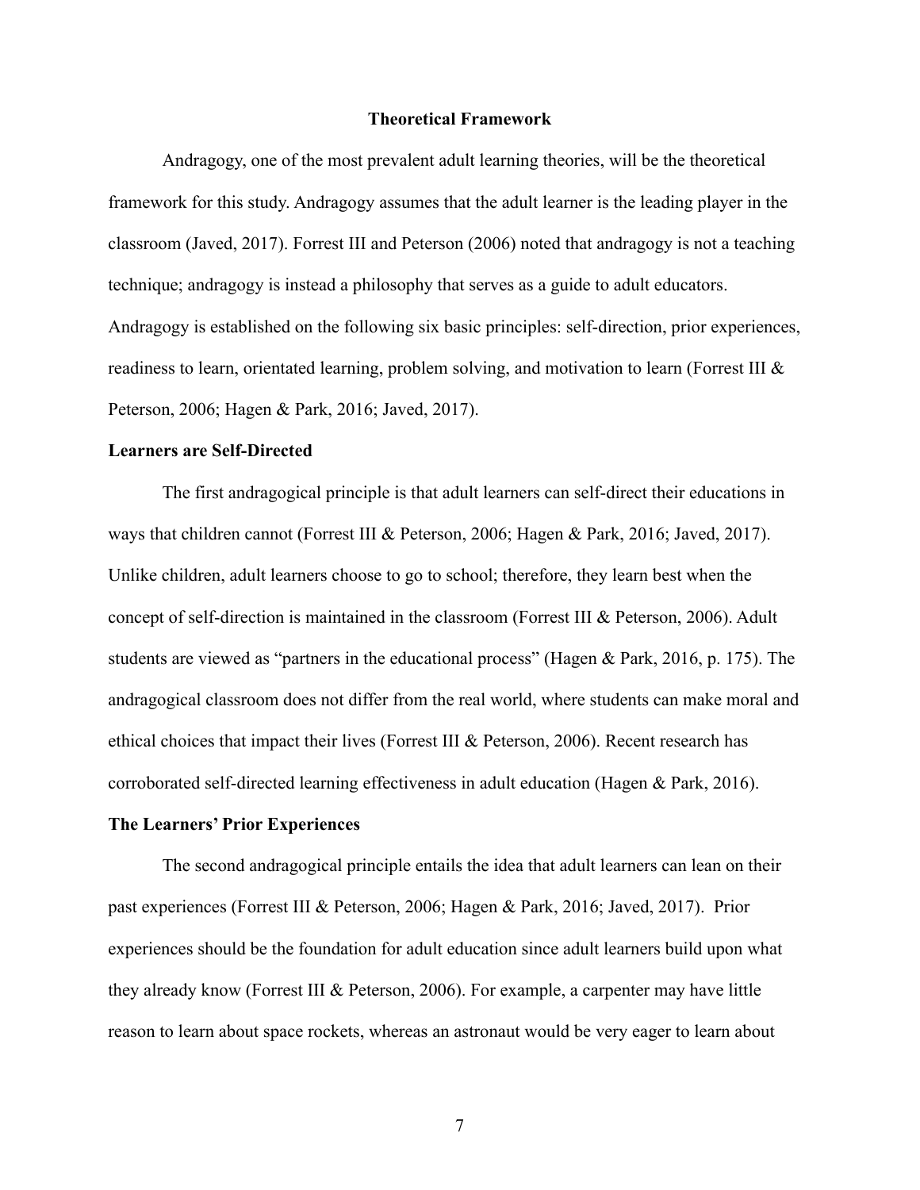## Theoretical Framework

Andragogy, one of the most prevalent adult learning theories, will be the theoretical framework for this study. Andragogy assumes that the adult learner is the leading player in the classroom (Javed, 2017). Forrest III and Peterson (2006) noted that andragogy is not a teaching technique; andragogy is instead a philosophy that serves as a guide to adult educators. Andragogy is established on the following six basic principles: self-direction, prior experiences, readiness to learn, orientated learning, problem solving, and motivation to learn (Forrest III & Peterson, 2006; Hagen & Park, 2016; Javed, 2017).

### Learners are Self-Directed

The first andragogical principle is that adult learners can self-direct their educations in ways that children cannot (Forrest III & Peterson, 2006; Hagen & Park, 2016; Javed, 2017). Unlike children, adult learners choose to go to school; therefore, they learn best when the concept of self-direction is maintained in the classroom (Forrest III & Peterson, 2006). Adult students are viewed as "partners in the educational process" (Hagen & Park, 2016, p. 175). The andragogical classroom does not differ from the real world, where students can make moral and ethical choices that impact their lives (Forrest III & Peterson, 2006). Recent research has corroborated self-directed learning effectiveness in adult education (Hagen & Park, 2016).

### The Learners' Prior Experiences

The second andragogical principle entails the idea that adult learners can lean on their past experiences (Forrest III & Peterson, 2006; Hagen & Park, 2016; Javed, 2017). Prior experiences should be the foundation for adult education since adult learners build upon what they already know (Forrest III & Peterson, 2006). For example, a carpenter may have little reason to learn about space rockets, whereas an astronaut would be very eager to learn about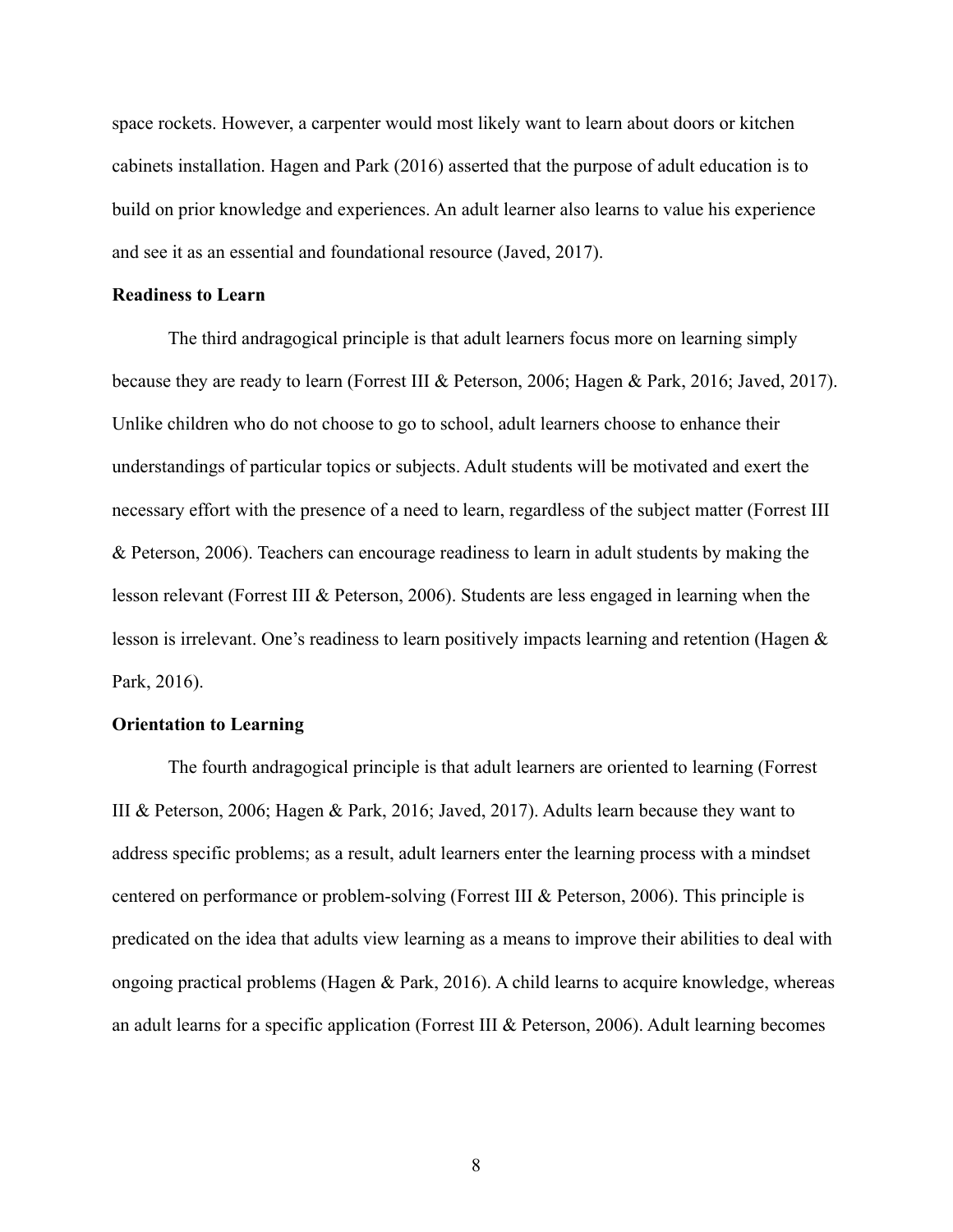space rockets. However, a carpenter would most likely want to learn about doors or kitchen cabinets installation. Hagen and Park (2016) asserted that the purpose of adult education is to build on prior knowledge and experiences. An adult learner also learns to value his experience and see it as an essential and foundational resource (Javed, 2017).

### Readiness to Learn

The third andragogical principle is that adult learners focus more on learning simply because they are ready to learn (Forrest III & Peterson, 2006; Hagen & Park, 2016; Javed, 2017). Unlike children who do not choose to go to school, adult learners choose to enhance their understandings of particular topics or subjects. Adult students will be motivated and exert the necessary effort with the presence of a need to learn, regardless of the subject matter (Forrest III & Peterson, 2006). Teachers can encourage readiness to learn in adult students by making the lesson relevant (Forrest III & Peterson, 2006). Students are less engaged in learning when the lesson is irrelevant. One's readiness to learn positively impacts learning and retention (Hagen & Park, 2016).

### Orientation to Learning

The fourth andragogical principle is that adult learners are oriented to learning (Forrest III & Peterson, 2006; Hagen & Park, 2016; Javed, 2017). Adults learn because they want to address specific problems; as a result, adult learners enter the learning process with a mindset centered on performance or problem-solving (Forrest III & Peterson, 2006). This principle is predicated on the idea that adults view learning as a means to improve their abilities to deal with ongoing practical problems (Hagen & Park, 2016). A child learns to acquire knowledge, whereas an adult learns for a specific application (Forrest III & Peterson, 2006). Adult learning becomes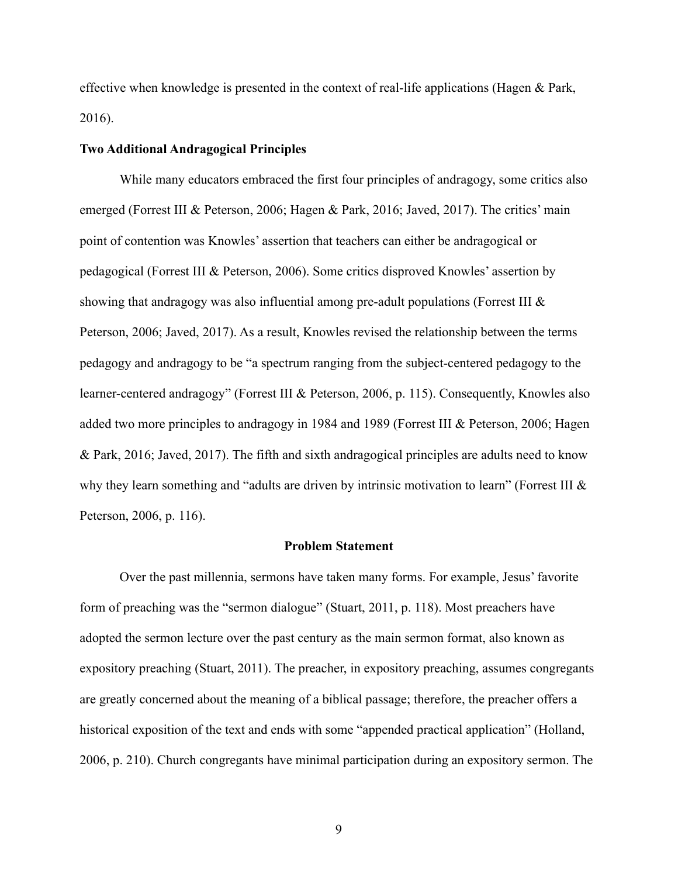effective when knowledge is presented in the context of real-life applications (Hagen & Park, 2016).

### Two Additional Andragogical Principles

While many educators embraced the first four principles of andragogy, some critics also emerged (Forrest III & Peterson, 2006; Hagen & Park, 2016; Javed, 2017). The critics' main point of contention was Knowles' assertion that teachers can either be andragogical or pedagogical (Forrest III & Peterson, 2006). Some critics disproved Knowles' assertion by showing that andragogy was also influential among pre-adult populations (Forrest III & Peterson, 2006; Javed, 2017). As a result, Knowles revised the relationship between the terms pedagogy and andragogy to be "a spectrum ranging from the subject-centered pedagogy to the learner-centered andragogy" (Forrest III & Peterson, 2006, p. 115). Consequently, Knowles also added two more principles to andragogy in 1984 and 1989 (Forrest III & Peterson, 2006; Hagen & Park, 2016; Javed, 2017). The fifth and sixth andragogical principles are adults need to know why they learn something and "adults are driven by intrinsic motivation to learn" (Forrest III & Peterson, 2006, p. 116).

## Problem Statement

Over the past millennia, sermons have taken many forms. For example, Jesus' favorite form of preaching was the "sermon dialogue" (Stuart, 2011, p. 118). Most preachers have adopted the sermon lecture over the past century as the main sermon format, also known as expository preaching (Stuart, 2011). The preacher, in expository preaching, assumes congregants are greatly concerned about the meaning of a biblical passage; therefore, the preacher offers a historical exposition of the text and ends with some "appended practical application" (Holland, 2006, p. 210). Church congregants have minimal participation during an expository sermon. The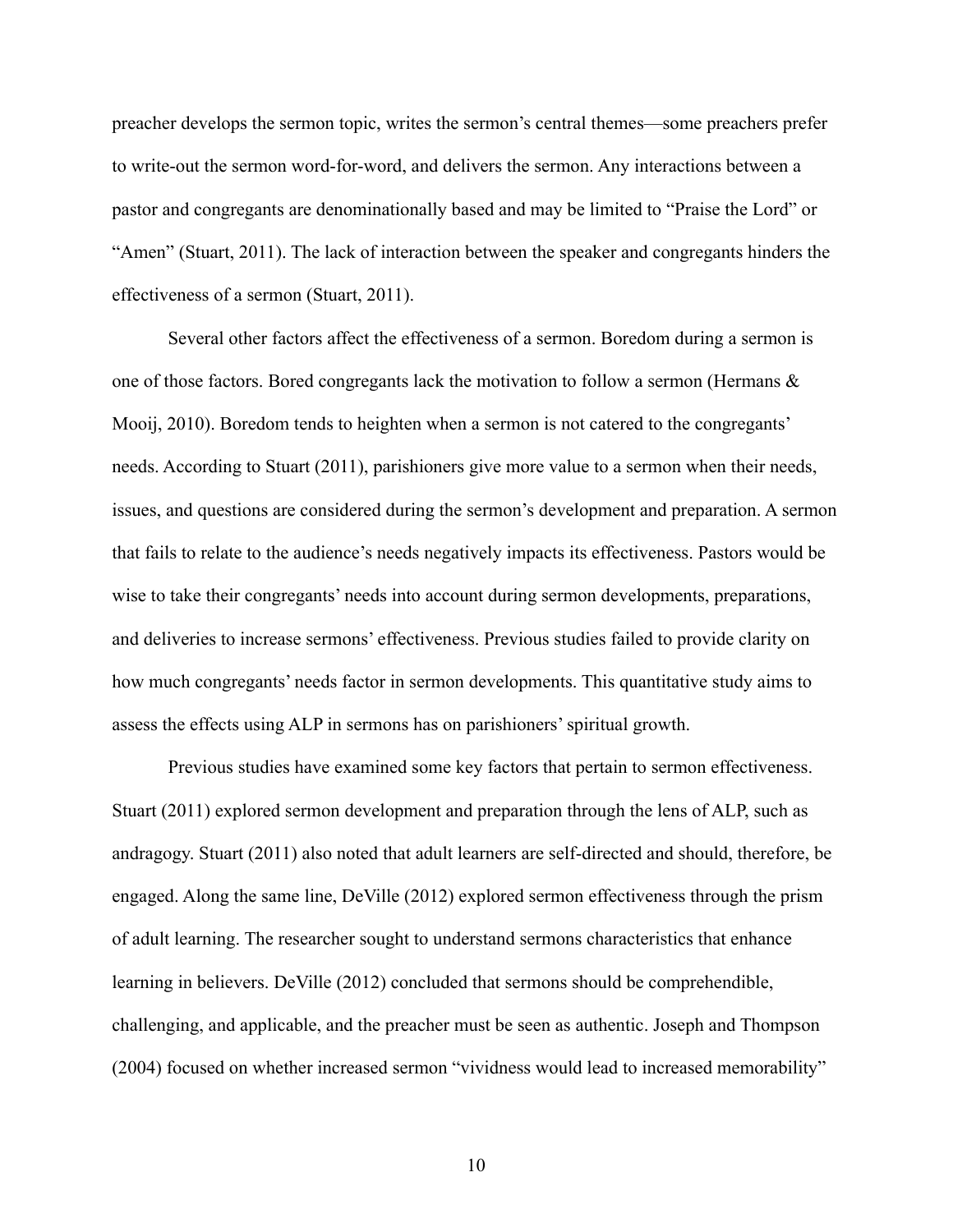preacher develops the sermon topic, writes the sermon's central themes—some preachers prefer to write-out the sermon word-for-word, and delivers the sermon. Any interactions between a pastor and congregants are denominationally based and may be limited to "Praise the Lord" or "Amen" (Stuart, 2011). The lack of interaction between the speaker and congregants hinders the effectiveness of a sermon (Stuart, 2011).

Several other factors affect the effectiveness of a sermon. Boredom during a sermon is one of those factors. Bored congregants lack the motivation to follow a sermon (Hermans & Mooij, 2010). Boredom tends to heighten when a sermon is not catered to the congregants' needs. According to Stuart (2011), parishioners give more value to a sermon when their needs, issues, and questions are considered during the sermon's development and preparation. A sermon that fails to relate to the audience's needs negatively impacts its effectiveness. Pastors would be wise to take their congregants' needs into account during sermon developments, preparations, and deliveries to increase sermons' effectiveness. Previous studies failed to provide clarity on how much congregants' needs factor in sermon developments. This quantitative study aims to assess the effects using ALP in sermons has on parishioners' spiritual growth.

Previous studies have examined some key factors that pertain to sermon effectiveness. Stuart (2011) explored sermon development and preparation through the lens of ALP, such as andragogy. Stuart (2011) also noted that adult learners are self-directed and should, therefore, be engaged. Along the same line, DeVille (2012) explored sermon effectiveness through the prism of adult learning. The researcher sought to understand sermons characteristics that enhance learning in believers. DeVille (2012) concluded that sermons should be comprehendible, challenging, and applicable, and the preacher must be seen as authentic. Joseph and Thompson (2004) focused on whether increased sermon "vividness would lead to increased memorability"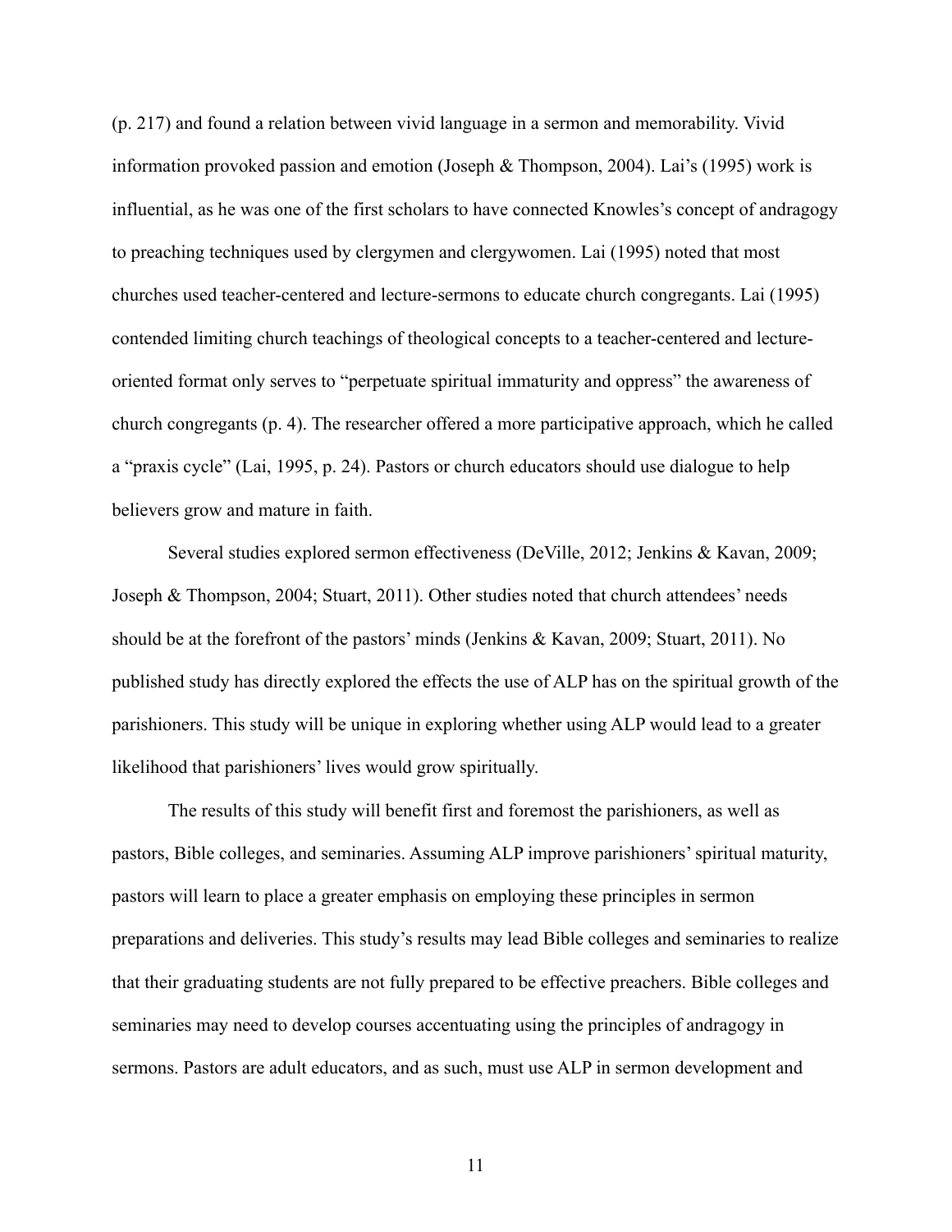(p. 217) and found a relation between vivid language in a sermon and memorability. Vivid information provoked passion and emotion (Joseph & Thompson, 2004). Lai's (1995) work is influential, as he was one of the first scholars to have connected Knowles's concept of andragogy to preaching techniques used by clergymen and clergywomen. Lai (1995) noted that most churches used teacher-centered and lecture-sermons to educate church congregants. Lai (1995) contended limiting church teachings of theological concepts to a teacher-centered and lecture-oriented format only serves to "perpetuate spiritual immaturity and oppress" the awareness of church congregants (p. 4). The researcher offered a more participative approach, which he called a "praxis cycle" (Lai, 1995, p. 24). Pastors or church educators should use dialogue to help believers grow and mature in faith.

Several studies explored sermon effectiveness (DeVille, 2012; Jenkins & Kavan, 2009; Joseph & Thompson, 2004; Stuart, 2011). Other studies noted that church attendees' needs should be at the forefront of the pastors' minds (Jenkins & Kavan, 2009; Stuart, 2011). No published study has directly explored the effects the use of ALP has on the spiritual growth of the parishioners. This study will be unique in exploring whether using ALP would lead to a greater likelihood that parishioners' lives would grow spiritually.

The results of this study will benefit first and foremost the parishioners, as well as pastors, Bible colleges, and seminaries. Assuming ALP improve parishioners' spiritual maturity, pastors will learn to place a greater emphasis on employing these principles in sermon preparations and deliveries. This study's results may lead Bible colleges and seminaries to realize that their graduating students are not fully prepared to be effective preachers. Bible colleges and seminaries may need to develop courses accentuating using the principles of andragogy in sermons. Pastors are adult educators, and as such, must use ALP in sermon development and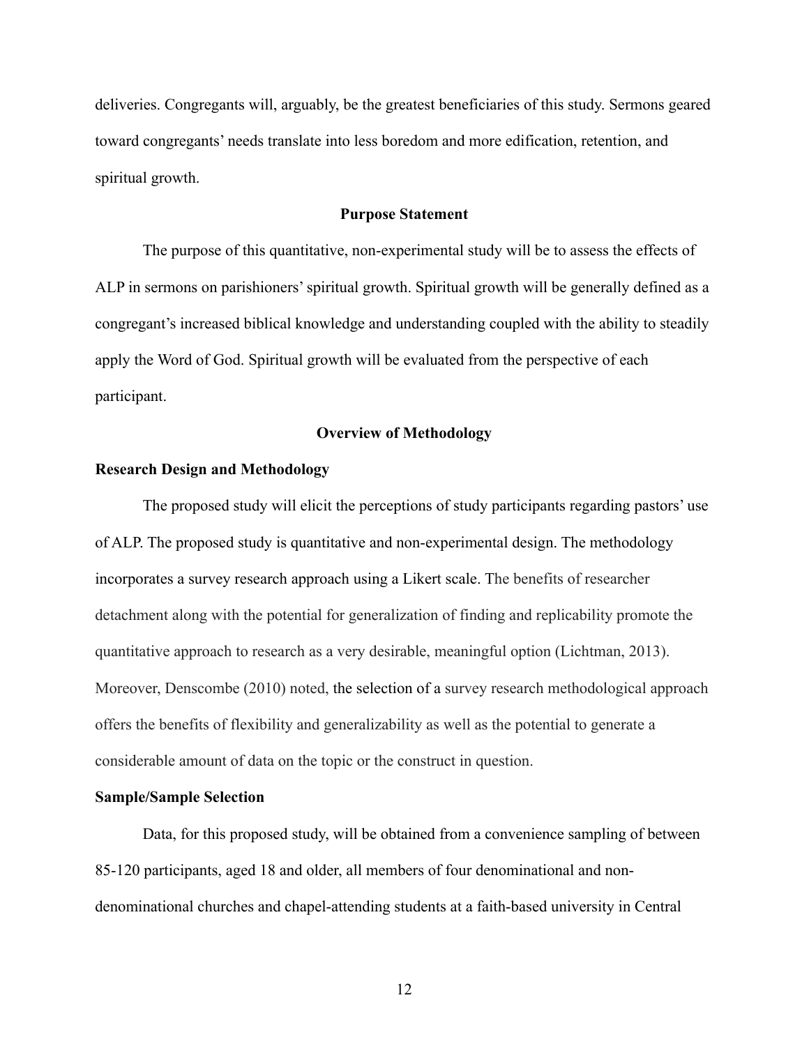deliveries. Congregants will, arguably, be the greatest beneficiaries of this study. Sermons geared toward congregants' needs translate into less boredom and more edification, retention, and spiritual growth.

## Purpose Statement

The purpose of this quantitative, non-experimental study will be to assess the effects of ALP in sermons on parishioners' spiritual growth. Spiritual growth will be generally defined as a congregant's increased biblical knowledge and understanding coupled with the ability to steadily apply the Word of God. Spiritual growth will be evaluated from the perspective of each participant.

## Overview of Methodology

### Research Design and Methodology

The proposed study will elicit the perceptions of study participants regarding pastors' use of ALP. The proposed study is quantitative and non-experimental design. The methodology incorporates a survey research approach using a Likert scale. The benefits of researcher detachment along with the potential for generalization of finding and replicability promote the quantitative approach to research as a very desirable, meaningful option (Lichtman, 2013). Moreover, Denscombe (2010) noted, the selection of a survey research methodological approach offers the benefits of flexibility and generalizability as well as the potential to generate a considerable amount of data on the topic or the construct in question.

### Sample/Sample Selection

Data, for this proposed study, will be obtained from a convenience sampling of between 85-120 participants, aged 18 and older, all members of four denominational and non-denominational churches and chapel-attending students at a faith-based university in Central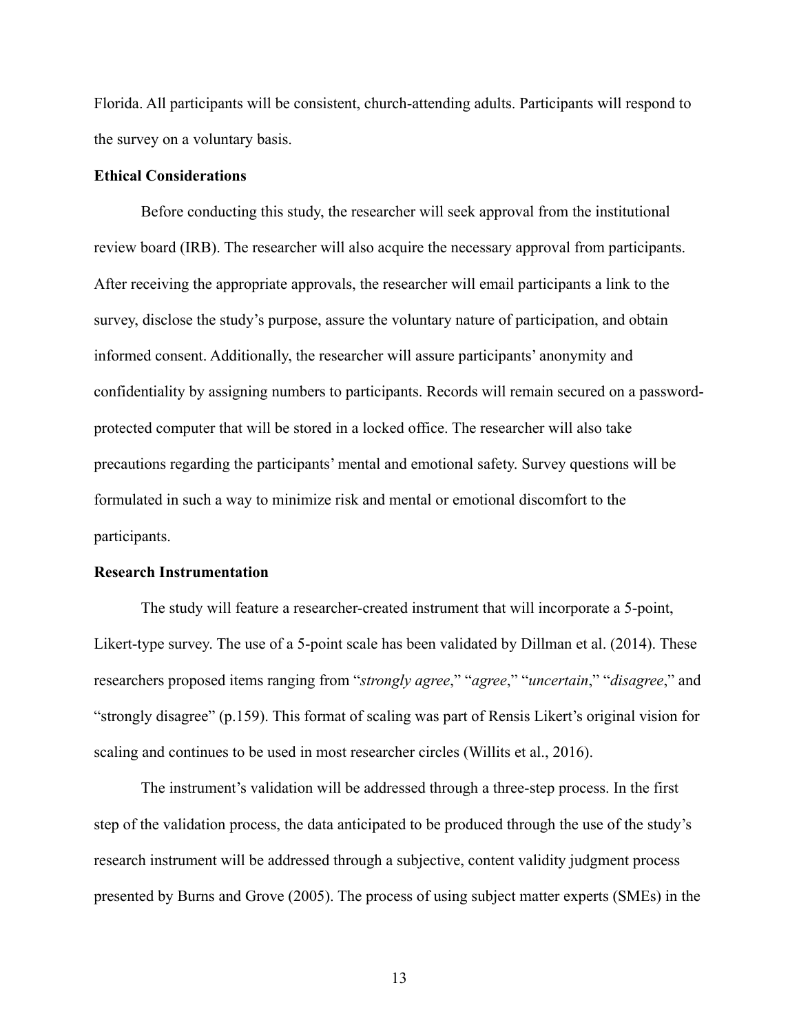Florida. All participants will be consistent, church-attending adults. Participants will respond to the survey on a voluntary basis.

**Ethical Considerations**

Before conducting this study, the researcher will seek approval from the institutional review board (IRB). The researcher will also acquire the necessary approval from participants. After receiving the appropriate approvals, the researcher will email participants a link to the survey, disclose the study's purpose, assure the voluntary nature of participation, and obtain informed consent. Additionally, the researcher will assure participants' anonymity and confidentiality by assigning numbers to participants. Records will remain secured on a password-protected computer that will be stored in a locked office. The researcher will also take precautions regarding the participants' mental and emotional safety. Survey questions will be formulated in such a way to minimize risk and mental or emotional discomfort to the participants.

**Research Instrumentation**

The study will feature a researcher-created instrument that will incorporate a 5-point, Likert-type survey. The use of a 5-point scale has been validated by Dillman et al. (2014). These researchers proposed items ranging from "*strongly agree*," "*agree*," "*uncertain*," "*disagree*," and "strongly disagree" (p.159). This format of scaling was part of Rensis Likert's original vision for scaling and continues to be used in most researcher circles (Willits et al., 2016).

The instrument's validation will be addressed through a three-step process. In the first step of the validation process, the data anticipated to be produced through the use of the study's research instrument will be addressed through a subjective, content validity judgment process presented by Burns and Grove (2005). The process of using subject matter experts (SMEs) in the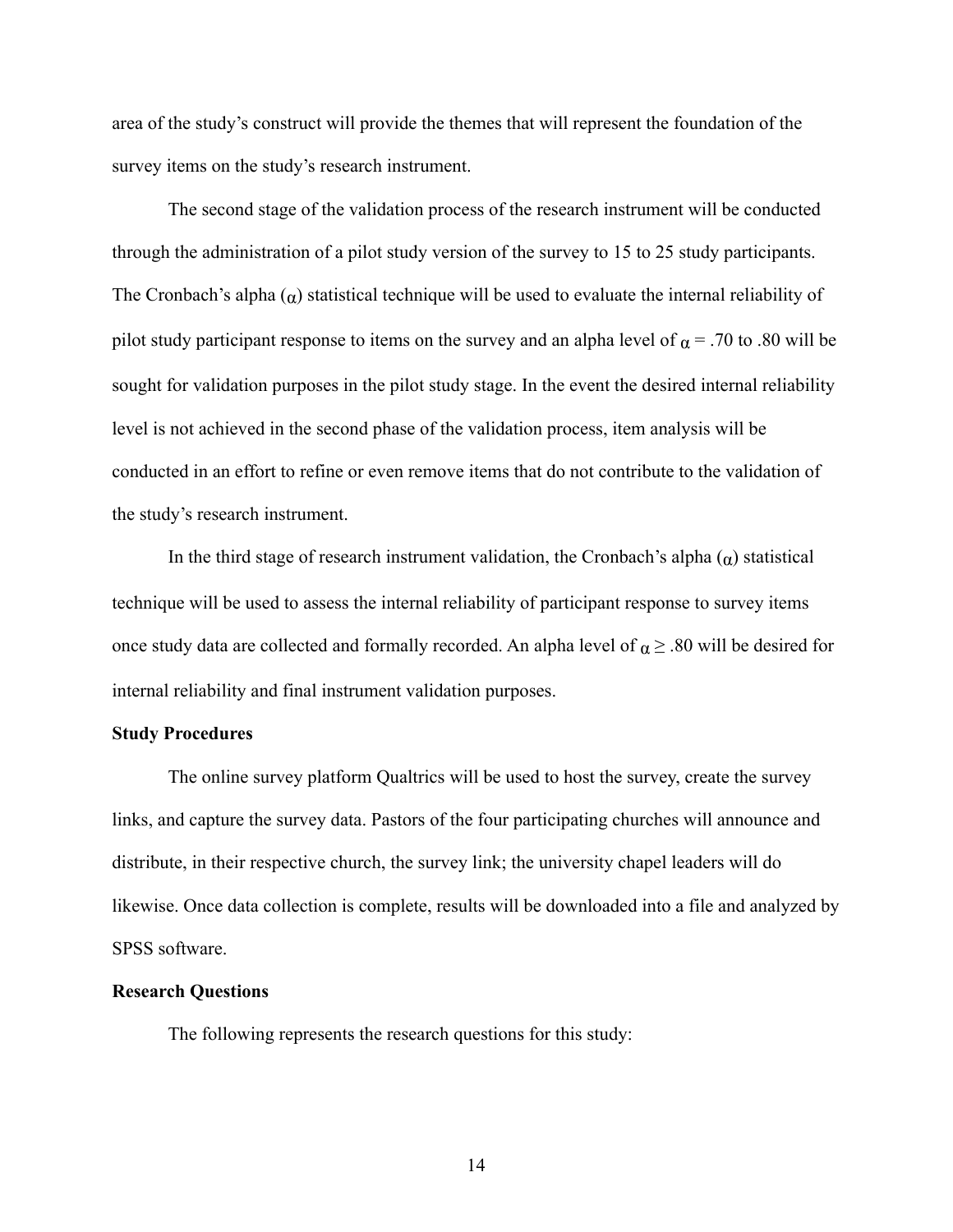area of the study's construct will provide the themes that will represent the foundation of the survey items on the study's research instrument.

The second stage of the validation process of the research instrument will be conducted through the administration of a pilot study version of the survey to 15 to 25 study participants. The Cronbach's alpha ($\alpha$) statistical technique will be used to evaluate the internal reliability of pilot study participant response to items on the survey and an alpha level of $\alpha$ = .70 to .80 will be sought for validation purposes in the pilot study stage. In the event the desired internal reliability level is not achieved in the second phase of the validation process, item analysis will be conducted in an effort to refine or even remove items that do not contribute to the validation of the study's research instrument.

In the third stage of research instrument validation, the Cronbach's alpha ($\alpha$) statistical technique will be used to assess the internal reliability of participant response to survey items once study data are collected and formally recorded. An alpha level of $\alpha \geq .80$ will be desired for internal reliability and final instrument validation purposes.

**Study Procedures**

The online survey platform Qualtrics will be used to host the survey, create the survey links, and capture the survey data. Pastors of the four participating churches will announce and distribute, in their respective church, the survey link; the university chapel leaders will do likewise. Once data collection is complete, results will be downloaded into a file and analyzed by SPSS software.

**Research Questions**

The following represents the research questions for this study: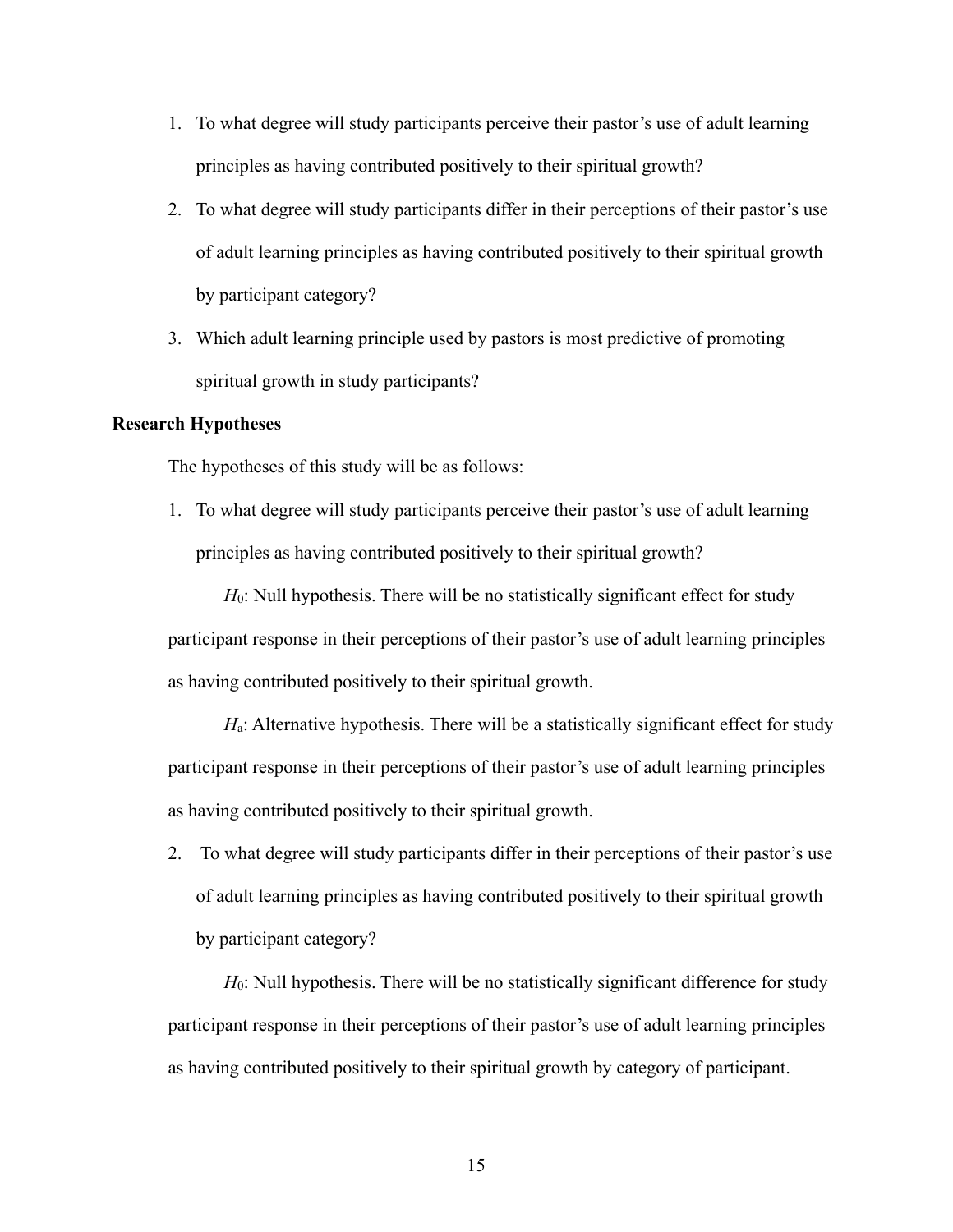1. To what degree will study participants perceive their pastor's use of adult learning principles as having contributed positively to their spiritual growth?
2. To what degree will study participants differ in their perceptions of their pastor's use of adult learning principles as having contributed positively to their spiritual growth by participant category?
3. Which adult learning principle used by pastors is most predictive of promoting spiritual growth in study participants?

**Research Hypotheses**

The hypotheses of this study will be as follows:

1. To what degree will study participants perceive their pastor's use of adult learning principles as having contributed positively to their spiritual growth?

$H_0$: Null hypothesis. There will be no statistically significant effect for study participant response in their perceptions of their pastor's use of adult learning principles as having contributed positively to their spiritual growth.

$H_a$: Alternative hypothesis. There will be a statistically significant effect for study participant response in their perceptions of their pastor's use of adult learning principles as having contributed positively to their spiritual growth.

2. To what degree will study participants differ in their perceptions of their pastor's use of adult learning principles as having contributed positively to their spiritual growth by participant category?

$H_0$: Null hypothesis. There will be no statistically significant difference for study participant response in their perceptions of their pastor's use of adult learning principles as having contributed positively to their spiritual growth by category of participant.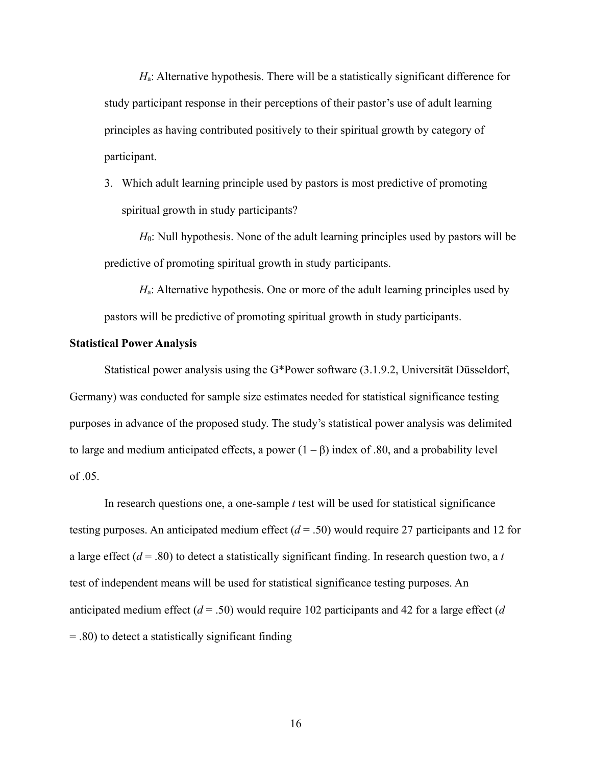$H_a$: Alternative hypothesis. There will be a statistically significant difference for study participant response in their perceptions of their pastor's use of adult learning principles as having contributed positively to their spiritual growth by category of participant.

3. Which adult learning principle used by pastors is most predictive of promoting spiritual growth in study participants?

$H_0$: Null hypothesis. None of the adult learning principles used by pastors will be predictive of promoting spiritual growth in study participants.

$H_a$: Alternative hypothesis. One or more of the adult learning principles used by pastors will be predictive of promoting spiritual growth in study participants.

**Statistical Power Analysis**

Statistical power analysis using the G*Power software (3.1.9.2, Universität Düsseldorf, Germany) was conducted for sample size estimates needed for statistical significance testing purposes in advance of the proposed study. The study's statistical power analysis was delimited to large and medium anticipated effects, a power $(1 - \beta)$ index of .80, and a probability level of .05.

In research questions one, a one-sample *t* test will be used for statistical significance testing purposes. An anticipated medium effect ($d = .50$) would require 27 participants and 12 for a large effect ($d = .80$) to detect a statistically significant finding. In research question two, a *t* test of independent means will be used for statistical significance testing purposes. An anticipated medium effect ($d = .50$) would require 102 participants and 42 for a large effect ($d = .80$) to detect a statistically significant finding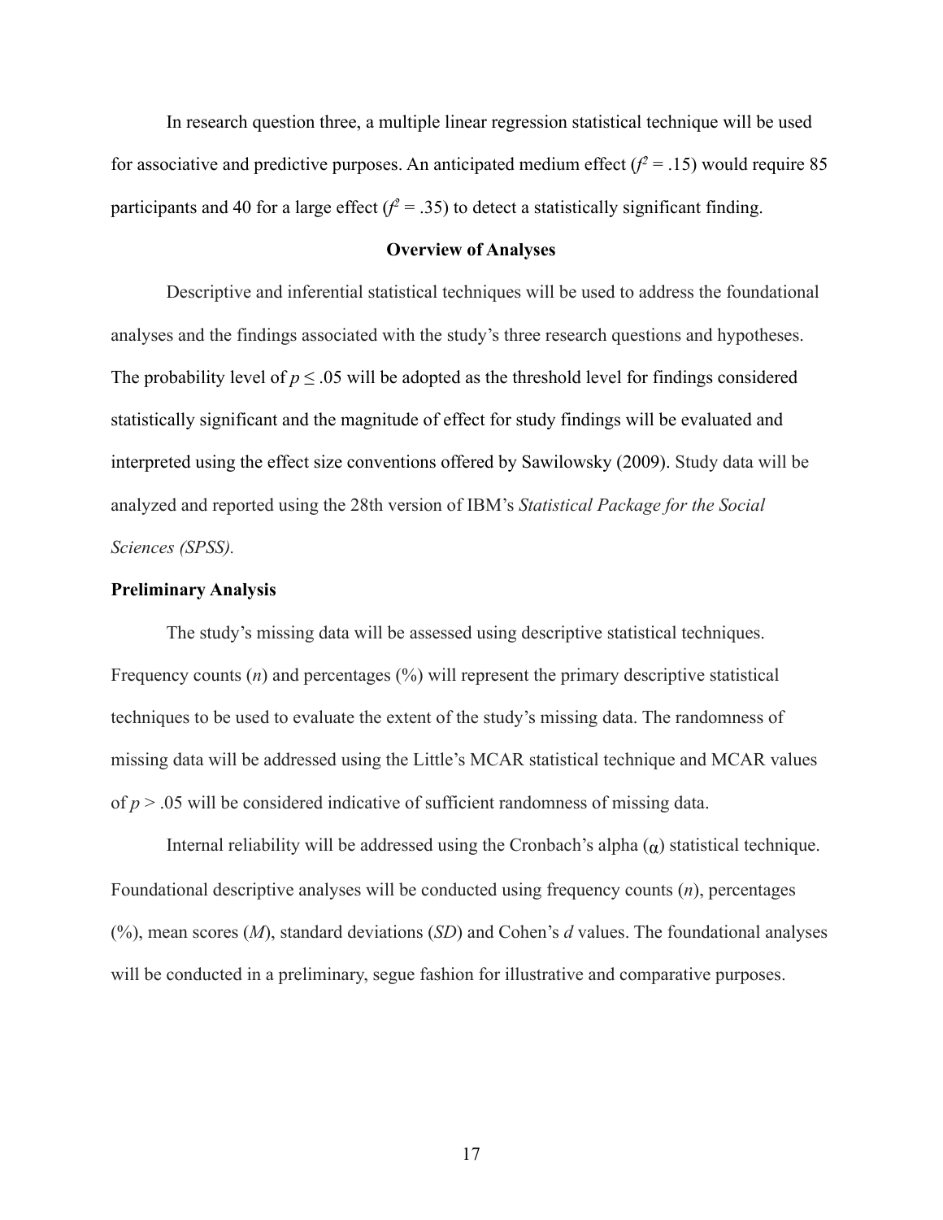In research question three, a multiple linear regression statistical technique will be used for associative and predictive purposes. An anticipated medium effect ($f^2 = .15$) would require 85 participants and 40 for a large effect ($f^2 = .35$) to detect a statistically significant finding.

## Overview of Analyses

Descriptive and inferential statistical techniques will be used to address the foundational analyses and the findings associated with the study's three research questions and hypotheses. The probability level of $p \leq .05$ will be adopted as the threshold level for findings considered statistically significant and the magnitude of effect for study findings will be evaluated and interpreted using the effect size conventions offered by Sawilowsky (2009). Study data will be analyzed and reported using the 28th version of IBM's *Statistical Package for the Social Sciences (SPSS).*

### Preliminary Analysis

The study's missing data will be assessed using descriptive statistical techniques. Frequency counts ($n$) and percentages (%) will represent the primary descriptive statistical techniques to be used to evaluate the extent of the study's missing data. The randomness of missing data will be addressed using the Little's MCAR statistical technique and MCAR values of $p > .05$ will be considered indicative of sufficient randomness of missing data.

Internal reliability will be addressed using the Cronbach's alpha ($\alpha$) statistical technique. Foundational descriptive analyses will be conducted using frequency counts ($n$), percentages (%), mean scores ($M$), standard deviations ($SD$) and Cohen's $d$ values. The foundational analyses will be conducted in a preliminary, segue fashion for illustrative and comparative purposes.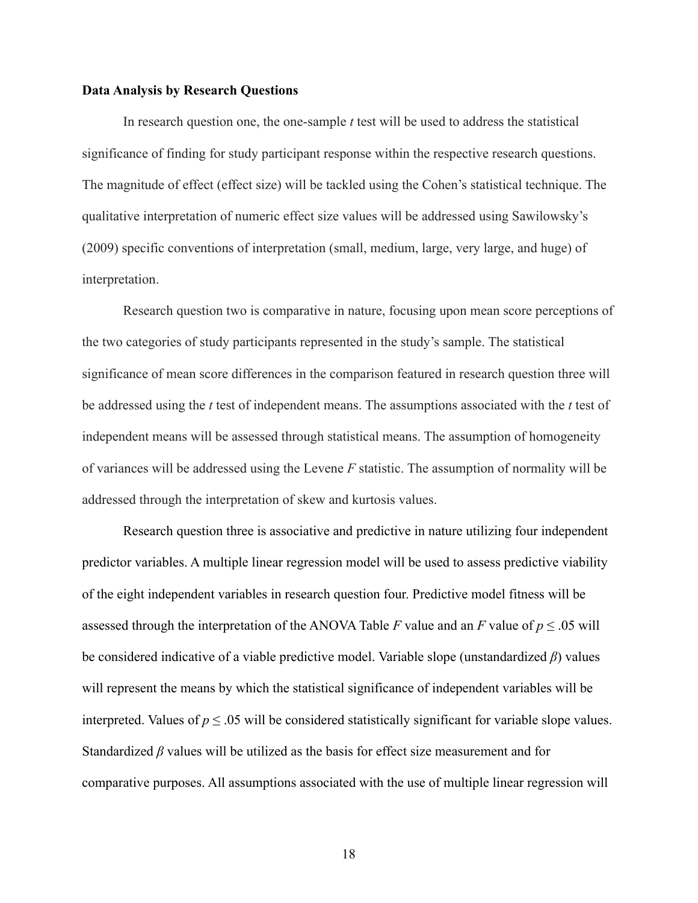**Data Analysis by Research Questions**

In research question one, the one-sample *t* test will be used to address the statistical significance of finding for study participant response within the respective research questions. The magnitude of effect (effect size) will be tackled using the Cohen's statistical technique. The qualitative interpretation of numeric effect size values will be addressed using Sawilowsky's (2009) specific conventions of interpretation (small, medium, large, very large, and huge) of interpretation.

Research question two is comparative in nature, focusing upon mean score perceptions of the two categories of study participants represented in the study's sample. The statistical significance of mean score differences in the comparison featured in research question three will be addressed using the *t* test of independent means. The assumptions associated with the *t* test of independent means will be assessed through statistical means. The assumption of homogeneity of variances will be addressed using the Levene *F* statistic. The assumption of normality will be addressed through the interpretation of skew and kurtosis values.

Research question three is associative and predictive in nature utilizing four independent predictor variables. A multiple linear regression model will be used to assess predictive viability of the eight independent variables in research question four. Predictive model fitness will be assessed through the interpretation of the ANOVA Table *F* value and an *F* value of $p \leq .05$ will be considered indicative of a viable predictive model. Variable slope (unstandardized $\beta$) values will represent the means by which the statistical significance of independent variables will be interpreted. Values of $p \leq .05$ will be considered statistically significant for variable slope values. Standardized $\beta$ values will be utilized as the basis for effect size measurement and for comparative purposes. All assumptions associated with the use of multiple linear regression will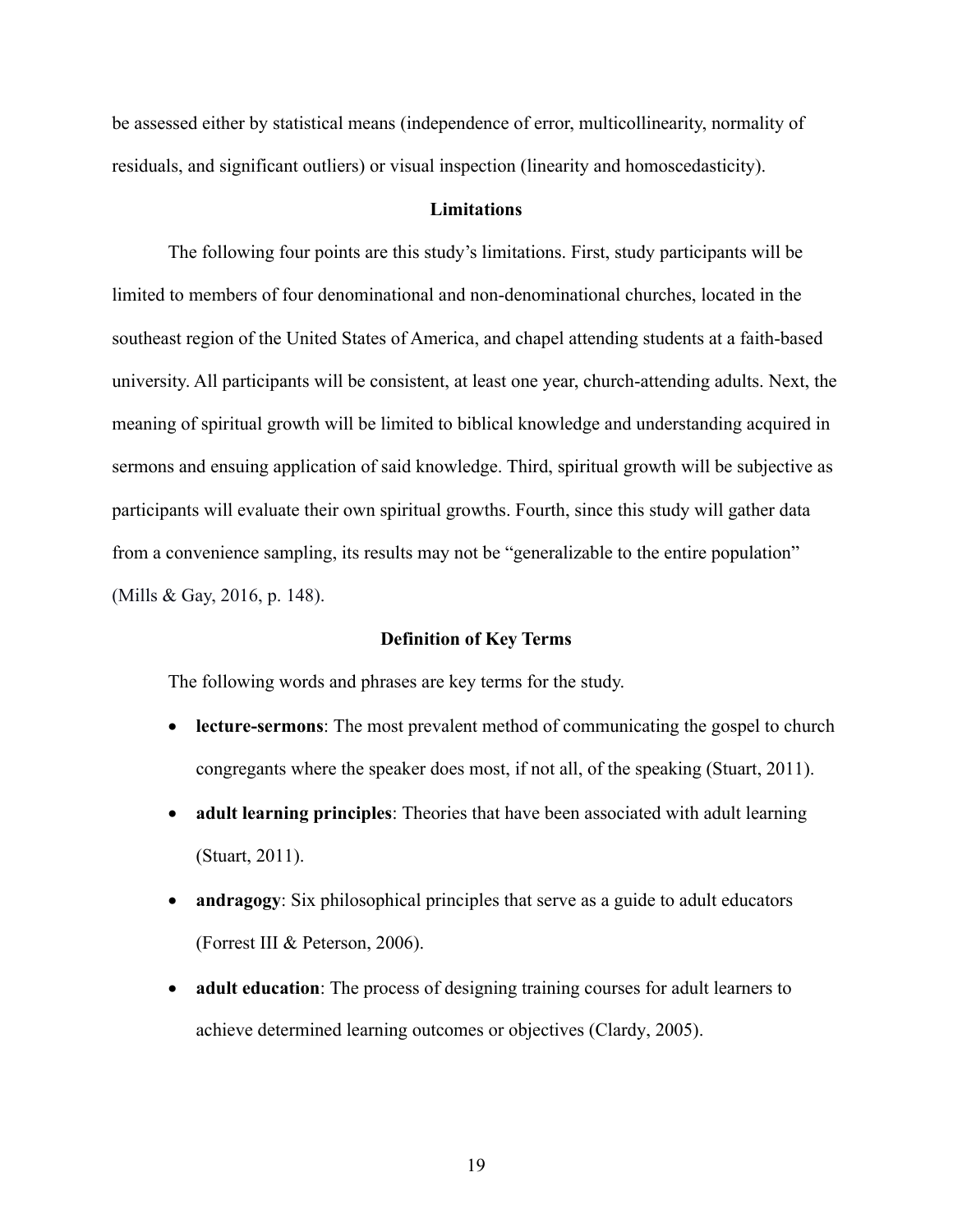be assessed either by statistical means (independence of error, multicollinearity, normality of residuals, and significant outliers) or visual inspection (linearity and homoscedasticity).

## Limitations

The following four points are this study's limitations. First, study participants will be limited to members of four denominational and non-denominational churches, located in the southeast region of the United States of America, and chapel attending students at a faith-based university. All participants will be consistent, at least one year, church-attending adults. Next, the meaning of spiritual growth will be limited to biblical knowledge and understanding acquired in sermons and ensuing application of said knowledge. Third, spiritual growth will be subjective as participants will evaluate their own spiritual growths. Fourth, since this study will gather data from a convenience sampling, its results may not be "generalizable to the entire population" (Mills & Gay, 2016, p. 148).

## Definition of Key Terms

The following words and phrases are key terms for the study.

- **lecture-sermons**: The most prevalent method of communicating the gospel to church congregants where the speaker does most, if not all, of the speaking (Stuart, 2011).
- **adult learning principles**: Theories that have been associated with adult learning (Stuart, 2011).
- **andragogy**: Six philosophical principles that serve as a guide to adult educators (Forrest III & Peterson, 2006).
- **adult education**: The process of designing training courses for adult learners to achieve determined learning outcomes or objectives (Clardy, 2005).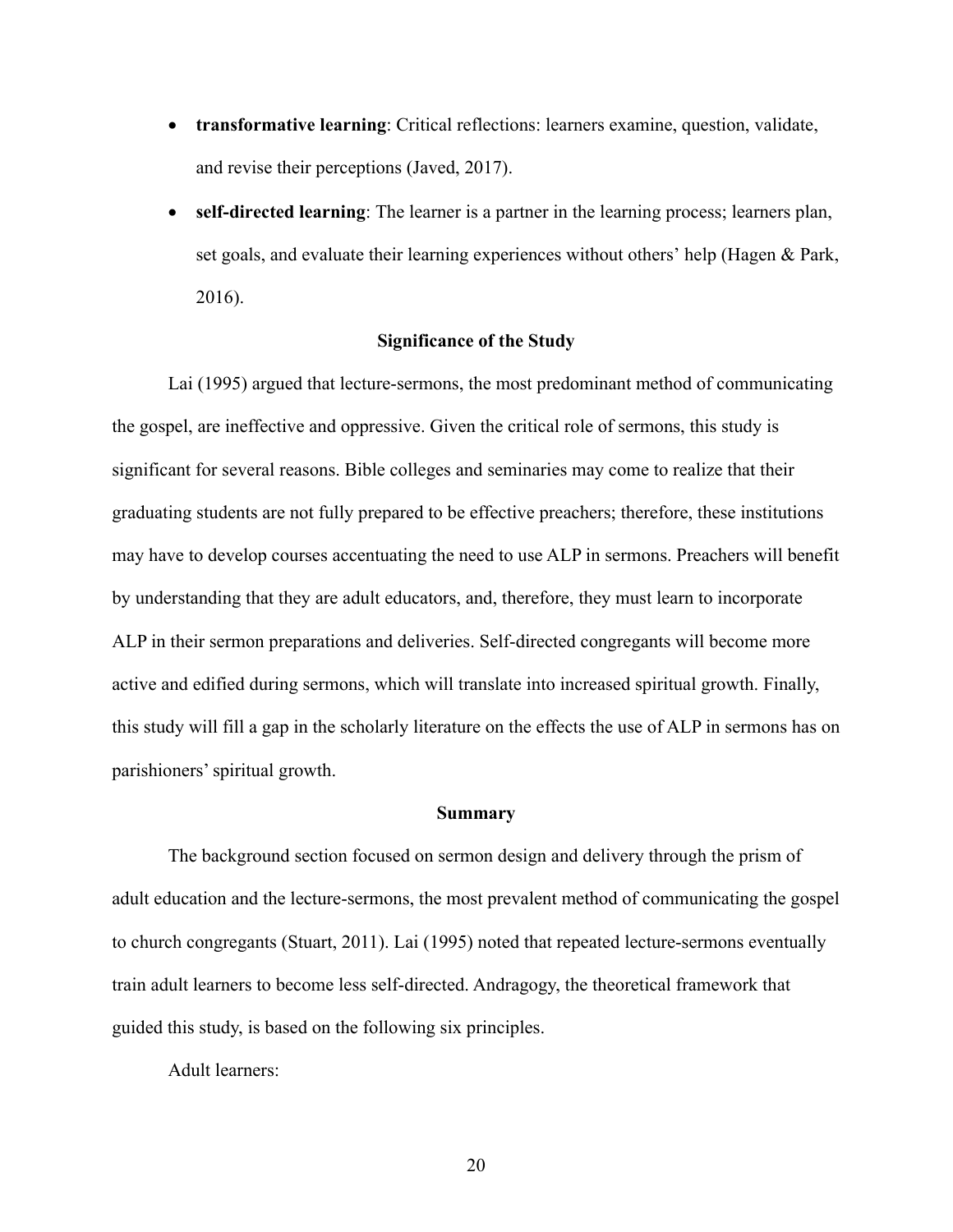- **transformative learning**: Critical reflections: learners examine, question, validate, and revise their perceptions (Javed, 2017).
- **self-directed learning**: The learner is a partner in the learning process; learners plan, set goals, and evaluate their learning experiences without others' help (Hagen & Park, 2016).

## Significance of the Study

Lai (1995) argued that lecture-sermons, the most predominant method of communicating the gospel, are ineffective and oppressive. Given the critical role of sermons, this study is significant for several reasons. Bible colleges and seminaries may come to realize that their graduating students are not fully prepared to be effective preachers; therefore, these institutions may have to develop courses accentuating the need to use ALP in sermons. Preachers will benefit by understanding that they are adult educators, and, therefore, they must learn to incorporate ALP in their sermon preparations and deliveries. Self-directed congregants will become more active and edified during sermons, which will translate into increased spiritual growth. Finally, this study will fill a gap in the scholarly literature on the effects the use of ALP in sermons has on parishioners' spiritual growth.

## Summary

The background section focused on sermon design and delivery through the prism of adult education and the lecture-sermons, the most prevalent method of communicating the gospel to church congregants (Stuart, 2011). Lai (1995) noted that repeated lecture-sermons eventually train adult learners to become less self-directed. Andragogy, the theoretical framework that guided this study, is based on the following six principles.

Adult learners: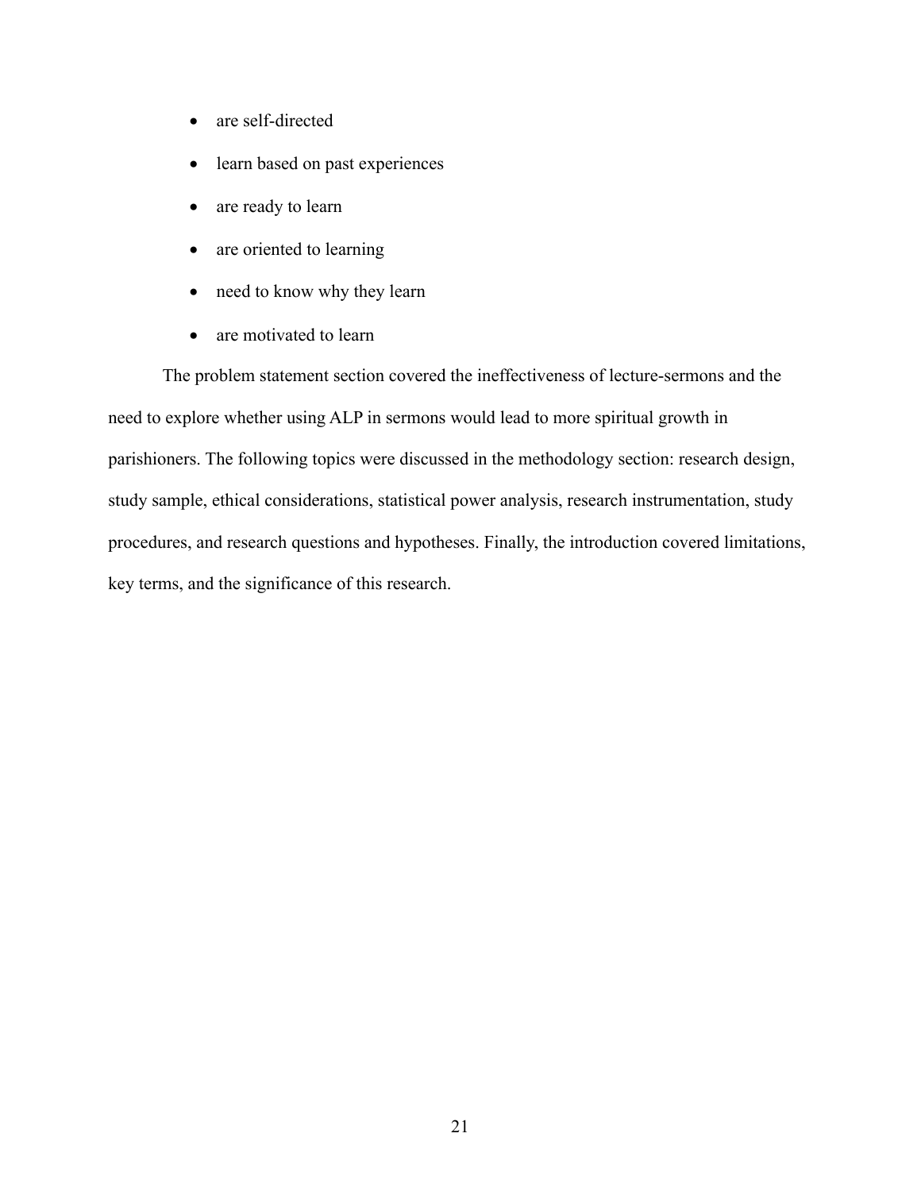- are self-directed
- learn based on past experiences
- are ready to learn
- are oriented to learning
- need to know why they learn
- are motivated to learn

The problem statement section covered the ineffectiveness of lecture-sermons and the need to explore whether using ALP in sermons would lead to more spiritual growth in parishioners. The following topics were discussed in the methodology section: research design, study sample, ethical considerations, statistical power analysis, research instrumentation, study procedures, and research questions and hypotheses. Finally, the introduction covered limitations, key terms, and the significance of this research.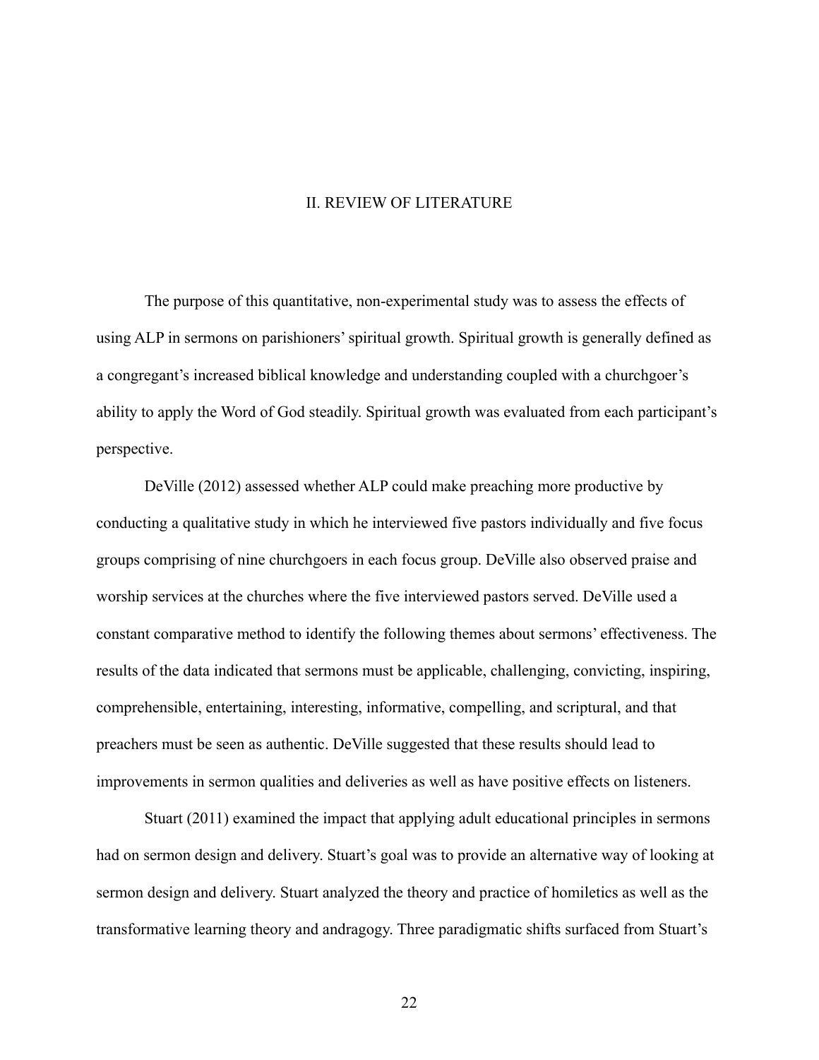# II. REVIEW OF LITERATURE

The purpose of this quantitative, non-experimental study was to assess the effects of using ALP in sermons on parishioners' spiritual growth. Spiritual growth is generally defined as a congregant's increased biblical knowledge and understanding coupled with a churchgoer's ability to apply the Word of God steadily. Spiritual growth was evaluated from each participant's perspective.

DeVille (2012) assessed whether ALP could make preaching more productive by conducting a qualitative study in which he interviewed five pastors individually and five focus groups comprising of nine churchgoers in each focus group. DeVille also observed praise and worship services at the churches where the five interviewed pastors served. DeVille used a constant comparative method to identify the following themes about sermons' effectiveness. The results of the data indicated that sermons must be applicable, challenging, convicting, inspiring, comprehensible, entertaining, interesting, informative, compelling, and scriptural, and that preachers must be seen as authentic. DeVille suggested that these results should lead to improvements in sermon qualities and deliveries as well as have positive effects on listeners.

Stuart (2011) examined the impact that applying adult educational principles in sermons had on sermon design and delivery. Stuart's goal was to provide an alternative way of looking at sermon design and delivery. Stuart analyzed the theory and practice of homiletics as well as the transformative learning theory and andragogy. Three paradigmatic shifts surfaced from Stuart's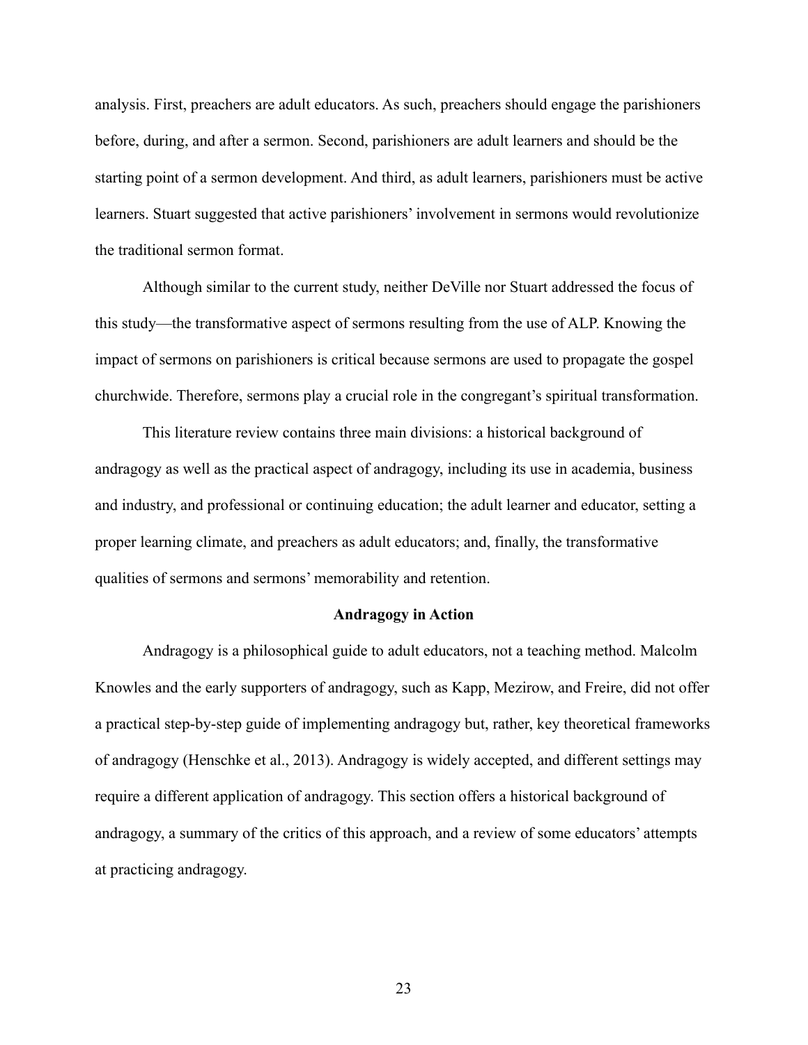analysis. First, preachers are adult educators. As such, preachers should engage the parishioners before, during, and after a sermon. Second, parishioners are adult learners and should be the starting point of a sermon development. And third, as adult learners, parishioners must be active learners. Stuart suggested that active parishioners' involvement in sermons would revolutionize the traditional sermon format.

Although similar to the current study, neither DeVille nor Stuart addressed the focus of this study—the transformative aspect of sermons resulting from the use of ALP. Knowing the impact of sermons on parishioners is critical because sermons are used to propagate the gospel churchwide. Therefore, sermons play a crucial role in the congregant's spiritual transformation.

This literature review contains three main divisions: a historical background of andragogy as well as the practical aspect of andragogy, including its use in academia, business and industry, and professional or continuing education; the adult learner and educator, setting a proper learning climate, and preachers as adult educators; and, finally, the transformative qualities of sermons and sermons' memorability and retention.

## Andragogy in Action

Andragogy is a philosophical guide to adult educators, not a teaching method. Malcolm Knowles and the early supporters of andragogy, such as Kapp, Mezirow, and Freire, did not offer a practical step-by-step guide of implementing andragogy but, rather, key theoretical frameworks of andragogy (Henschke et al., 2013). Andragogy is widely accepted, and different settings may require a different application of andragogy. This section offers a historical background of andragogy, a summary of the critics of this approach, and a review of some educators' attempts at practicing andragogy.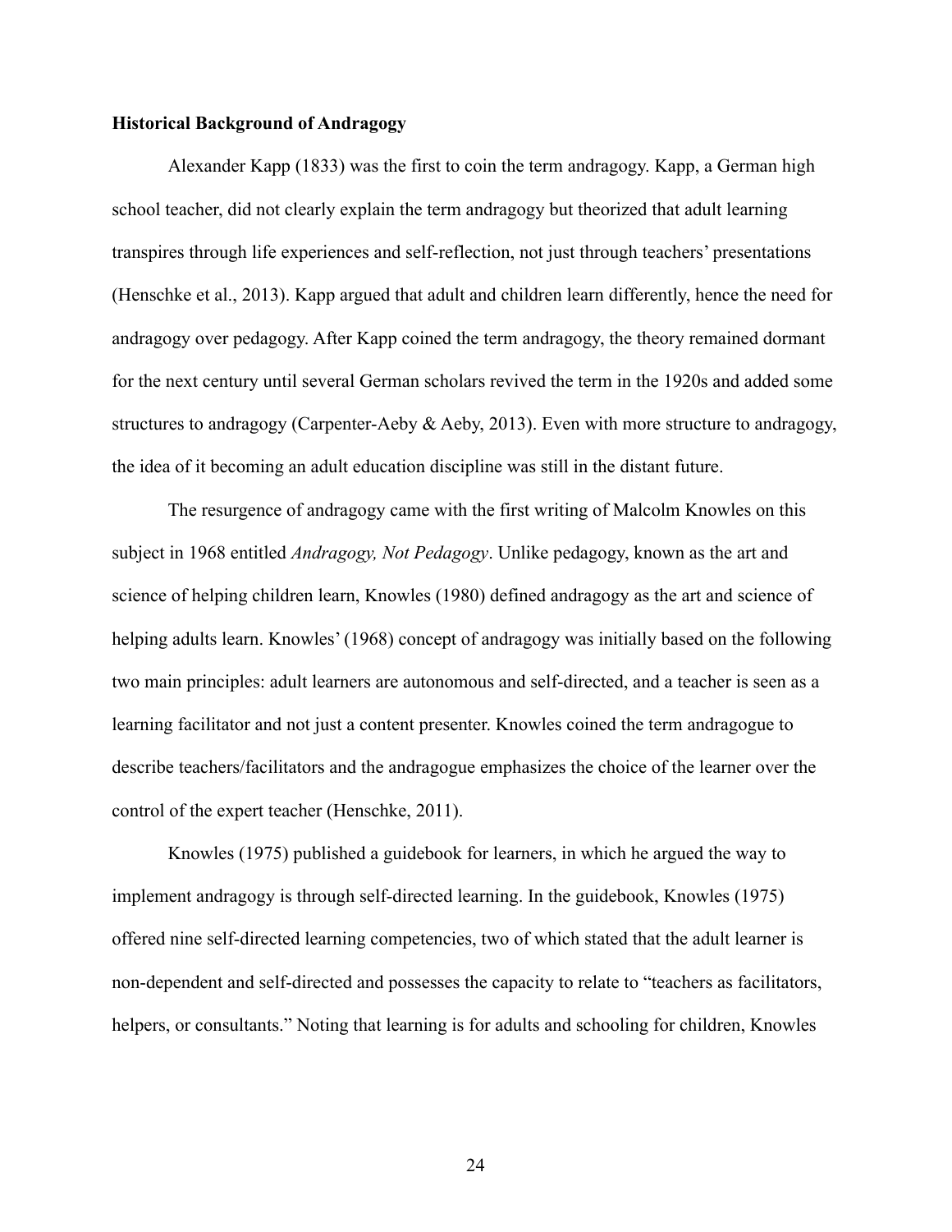**Historical Background of Andragogy**

Alexander Kapp (1833) was the first to coin the term andragogy. Kapp, a German high school teacher, did not clearly explain the term andragogy but theorized that adult learning transpires through life experiences and self-reflection, not just through teachers' presentations (Henschke et al., 2013). Kapp argued that adult and children learn differently, hence the need for andragogy over pedagogy. After Kapp coined the term andragogy, the theory remained dormant for the next century until several German scholars revived the term in the 1920s and added some structures to andragogy (Carpenter-Aeby & Aeby, 2013). Even with more structure to andragogy, the idea of it becoming an adult education discipline was still in the distant future.

The resurgence of andragogy came with the first writing of Malcolm Knowles on this subject in 1968 entitled *Andragogy, Not Pedagogy*. Unlike pedagogy, known as the art and science of helping children learn, Knowles (1980) defined andragogy as the art and science of helping adults learn. Knowles' (1968) concept of andragogy was initially based on the following two main principles: adult learners are autonomous and self-directed, and a teacher is seen as a learning facilitator and not just a content presenter. Knowles coined the term andragogue to describe teachers/facilitators and the andragogue emphasizes the choice of the learner over the control of the expert teacher (Henschke, 2011).

Knowles (1975) published a guidebook for learners, in which he argued the way to implement andragogy is through self-directed learning. In the guidebook, Knowles (1975) offered nine self-directed learning competencies, two of which stated that the adult learner is non-dependent and self-directed and possesses the capacity to relate to "teachers as facilitators, helpers, or consultants." Noting that learning is for adults and schooling for children, Knowles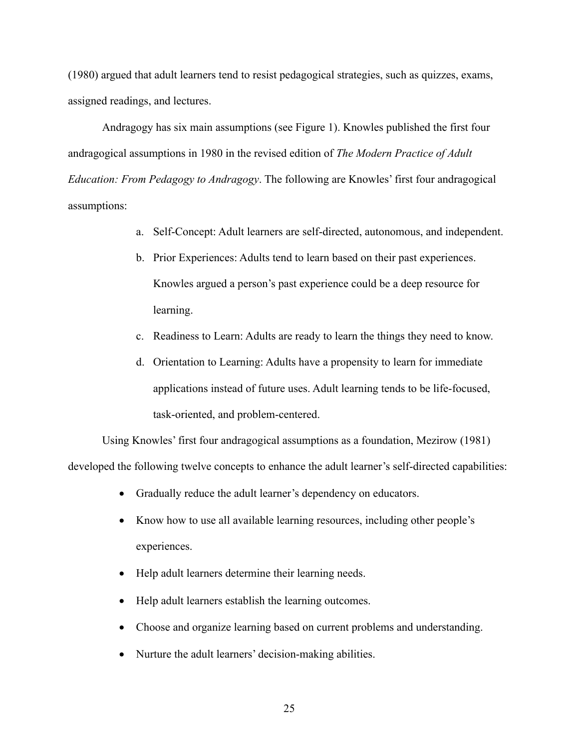(1980) argued that adult learners tend to resist pedagogical strategies, such as quizzes, exams, assigned readings, and lectures.

Andragogy has six main assumptions (see Figure 1). Knowles published the first four andragogical assumptions in 1980 in the revised edition of *The Modern Practice of Adult Education: From Pedagogy to Andragogy*. The following are Knowles' first four andragogical assumptions:

a. Self-Concept: Adult learners are self-directed, autonomous, and independent.
b. Prior Experiences: Adults tend to learn based on their past experiences. Knowles argued a person's past experience could be a deep resource for learning.
c. Readiness to Learn: Adults are ready to learn the things they need to know.
d. Orientation to Learning: Adults have a propensity to learn for immediate applications instead of future uses. Adult learning tends to be life-focused, task-oriented, and problem-centered.

Using Knowles' first four andragogical assumptions as a foundation, Mezirow (1981) developed the following twelve concepts to enhance the adult learner's self-directed capabilities:

- Gradually reduce the adult learner's dependency on educators.
- Know how to use all available learning resources, including other people's experiences.
- Help adult learners determine their learning needs.
- Help adult learners establish the learning outcomes.
- Choose and organize learning based on current problems and understanding.
- Nurture the adult learners' decision-making abilities.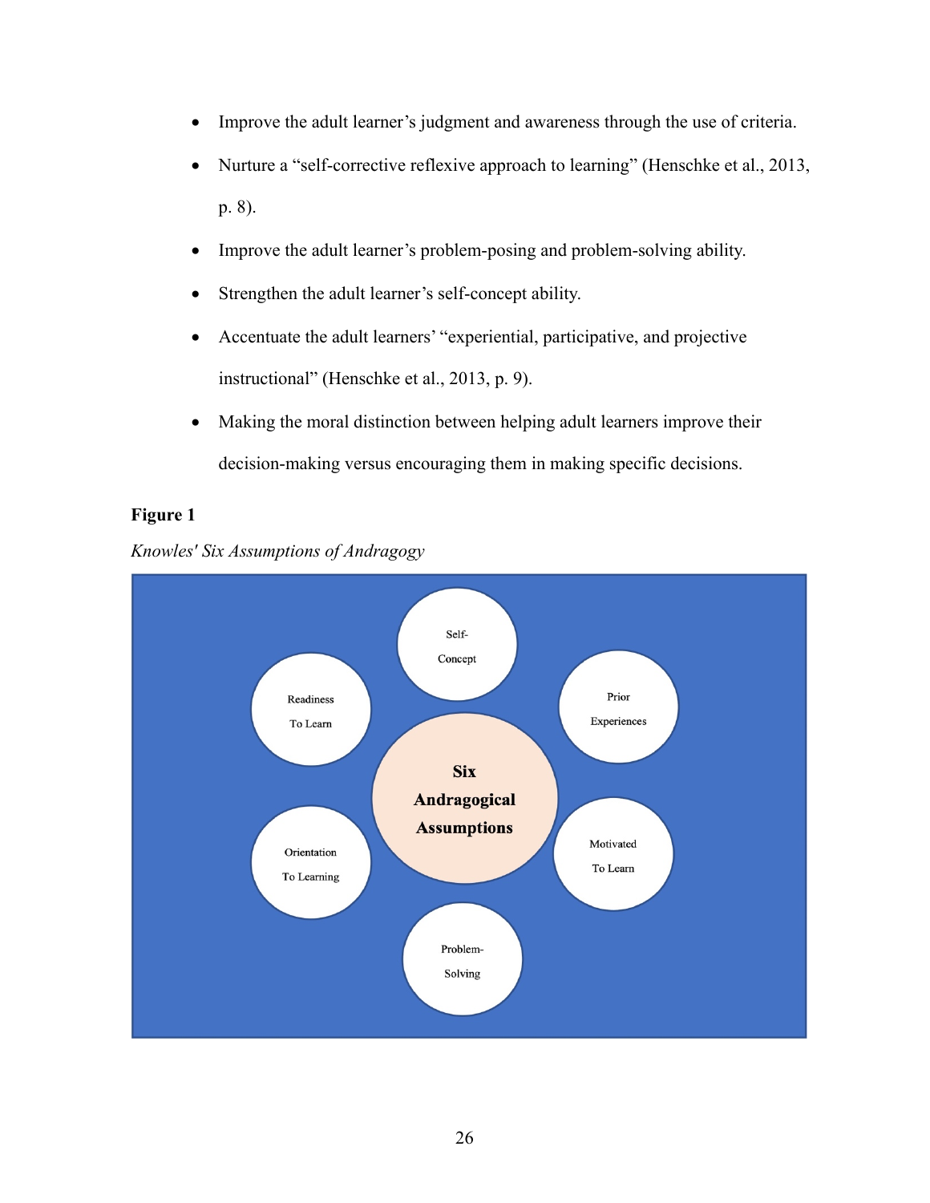- Improve the adult learner's judgment and awareness through the use of criteria.
- Nurture a "self-corrective reflexive approach to learning" (Henschke et al., 2013, p. 8).
- Improve the adult learner's problem-posing and problem-solving ability.
- Strengthen the adult learner's self-concept ability.
- Accentuate the adult learners' "experiential, participative, and projective instructional" (Henschke et al., 2013, p. 9).
- Making the moral distinction between helping adult learners improve their decision-making versus encouraging them in making specific decisions.

**Figure 1**

*Knowles' Six Assumptions of Andragogy*

Six Andragogical Assumptions

Self-Concept

Prior Experiences

Motivated To Learn

Problem-Solving

Orientation To Learning

Readiness To Learn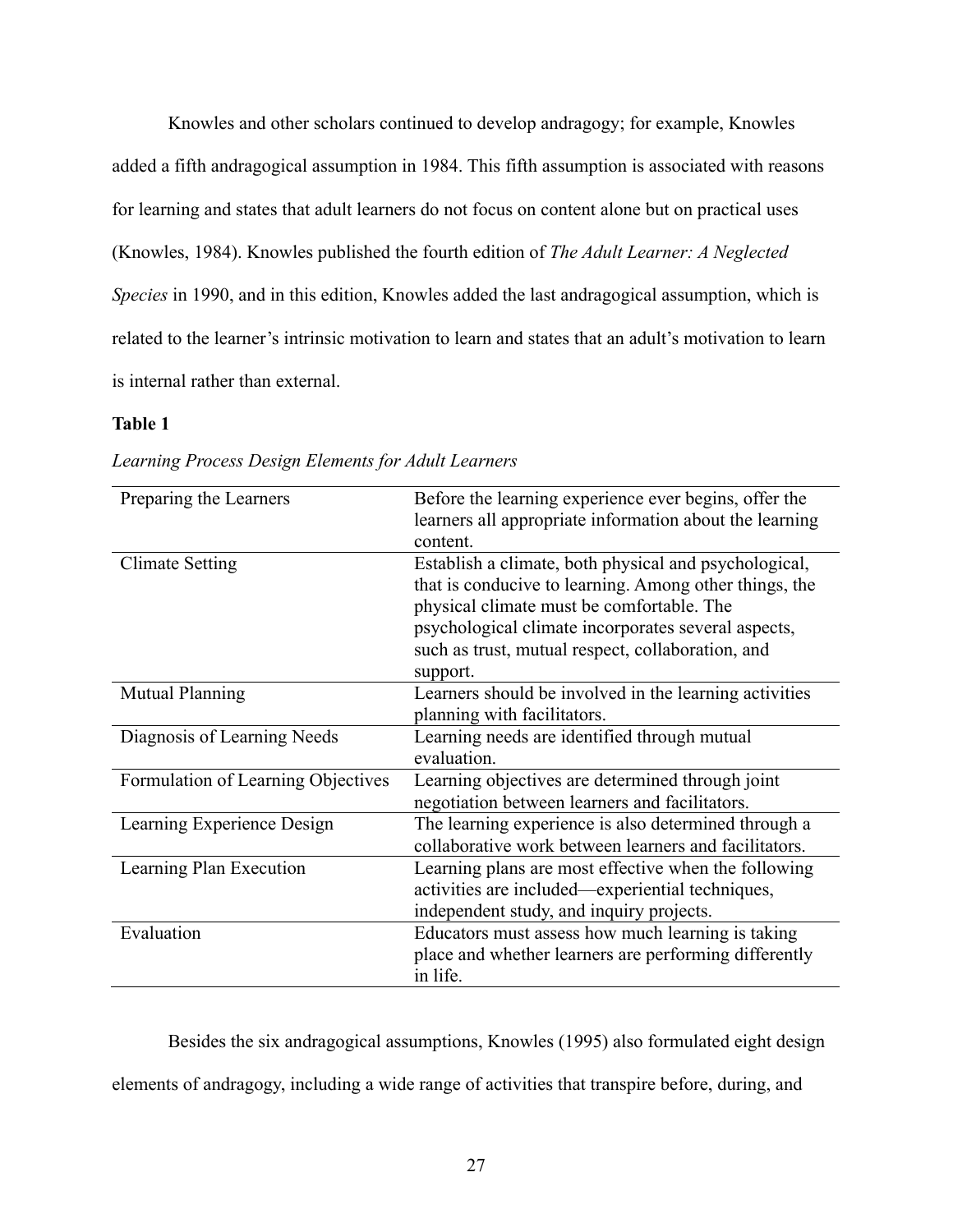Knowles and other scholars continued to develop andragogy; for example, Knowles added a fifth andragogical assumption in 1984. This fifth assumption is associated with reasons for learning and states that adult learners do not focus on content alone but on practical uses (Knowles, 1984). Knowles published the fourth edition of *The Adult Learner: A Neglected Species* in 1990, and in this edition, Knowles added the last andragogical assumption, which is related to the learner's intrinsic motivation to learn and states that an adult's motivation to learn is internal rather than external.

**Table 1**

*Learning Process Design Elements for Adult Learners*

| | |
|---|---|
| Preparing the Learners | Before the learning experience ever begins, offer the learners all appropriate information about the learning content. |
| Climate Setting | Establish a climate, both physical and psychological, that is conducive to learning. Among other things, the physical climate must be comfortable. The psychological climate incorporates several aspects, such as trust, mutual respect, collaboration, and support. |
| Mutual Planning | Learners should be involved in the learning activities planning with facilitators. |
| Diagnosis of Learning Needs | Learning needs are identified through mutual evaluation. |
| Formulation of Learning Objectives | Learning objectives are determined through joint negotiation between learners and facilitators. |
| Learning Experience Design | The learning experience is also determined through a collaborative work between learners and facilitators. |
| Learning Plan Execution | Learning plans are most effective when the following activities are included—experiential techniques, independent study, and inquiry projects. |
| Evaluation | Educators must assess how much learning is taking place and whether learners are performing differently in life. |

Besides the six andragogical assumptions, Knowles (1995) also formulated eight design elements of andragogy, including a wide range of activities that transpire before, during, and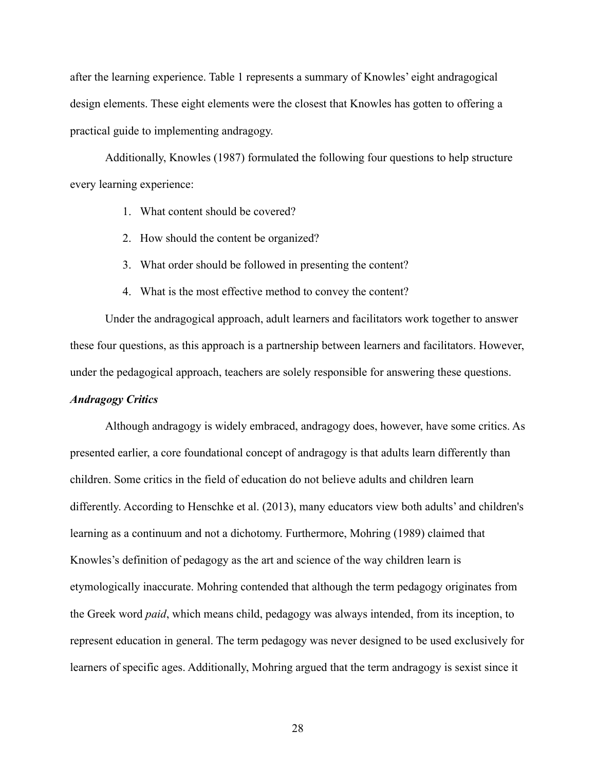after the learning experience. Table 1 represents a summary of Knowles' eight andragogical design elements. These eight elements were the closest that Knowles has gotten to offering a practical guide to implementing andragogy.

Additionally, Knowles (1987) formulated the following four questions to help structure every learning experience:

1. What content should be covered?
2. How should the content be organized?
3. What order should be followed in presenting the content?
4. What is the most effective method to convey the content?

Under the andragogical approach, adult learners and facilitators work together to answer these four questions, as this approach is a partnership between learners and facilitators. However, under the pedagogical approach, teachers are solely responsible for answering these questions.

***Andragogy Critics***

Although andragogy is widely embraced, andragogy does, however, have some critics. As presented earlier, a core foundational concept of andragogy is that adults learn differently than children. Some critics in the field of education do not believe adults and children learn differently. According to Henschke et al. (2013), many educators view both adults' and children's learning as a continuum and not a dichotomy. Furthermore, Mohring (1989) claimed that Knowles's definition of pedagogy as the art and science of the way children learn is etymologically inaccurate. Mohring contended that although the term pedagogy originates from the Greek word *paid*, which means child, pedagogy was always intended, from its inception, to represent education in general. The term pedagogy was never designed to be used exclusively for learners of specific ages. Additionally, Mohring argued that the term andragogy is sexist since it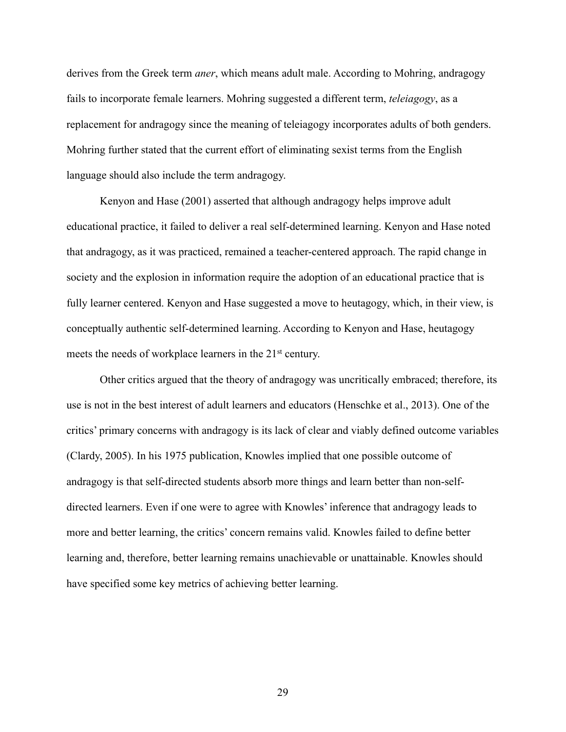derives from the Greek term *aner*, which means adult male. According to Mohring, andragogy fails to incorporate female learners. Mohring suggested a different term, *teleiagogy*, as a replacement for andragogy since the meaning of teleiagogy incorporates adults of both genders. Mohring further stated that the current effort of eliminating sexist terms from the English language should also include the term andragogy.

Kenyon and Hase (2001) asserted that although andragogy helps improve adult educational practice, it failed to deliver a real self-determined learning. Kenyon and Hase noted that andragogy, as it was practiced, remained a teacher-centered approach. The rapid change in society and the explosion in information require the adoption of an educational practice that is fully learner centered. Kenyon and Hase suggested a move to heutagogy, which, in their view, is conceptually authentic self-determined learning. According to Kenyon and Hase, heutagogy meets the needs of workplace learners in the 21st century.

Other critics argued that the theory of andragogy was uncritically embraced; therefore, its use is not in the best interest of adult learners and educators (Henschke et al., 2013). One of the critics' primary concerns with andragogy is its lack of clear and viably defined outcome variables (Clardy, 2005). In his 1975 publication, Knowles implied that one possible outcome of andragogy is that self-directed students absorb more things and learn better than non-self-directed learners. Even if one were to agree with Knowles' inference that andragogy leads to more and better learning, the critics' concern remains valid. Knowles failed to define better learning and, therefore, better learning remains unachievable or unattainable. Knowles should have specified some key metrics of achieving better learning.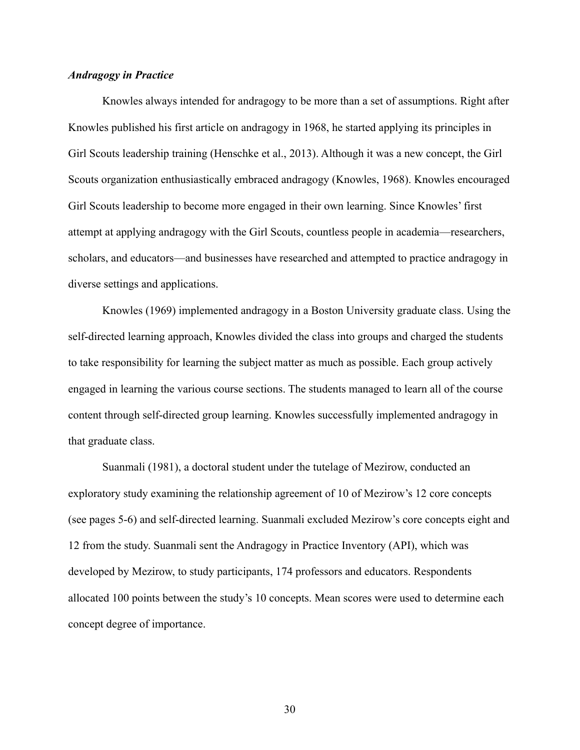### *Andragogy in Practice*

Knowles always intended for andragogy to be more than a set of assumptions. Right after Knowles published his first article on andragogy in 1968, he started applying its principles in Girl Scouts leadership training (Henschke et al., 2013). Although it was a new concept, the Girl Scouts organization enthusiastically embraced andragogy (Knowles, 1968). Knowles encouraged Girl Scouts leadership to become more engaged in their own learning. Since Knowles' first attempt at applying andragogy with the Girl Scouts, countless people in academia—researchers, scholars, and educators—and businesses have researched and attempted to practice andragogy in diverse settings and applications.

Knowles (1969) implemented andragogy in a Boston University graduate class. Using the self-directed learning approach, Knowles divided the class into groups and charged the students to take responsibility for learning the subject matter as much as possible. Each group actively engaged in learning the various course sections. The students managed to learn all of the course content through self-directed group learning. Knowles successfully implemented andragogy in that graduate class.

Suanmali (1981), a doctoral student under the tutelage of Mezirow, conducted an exploratory study examining the relationship agreement of 10 of Mezirow's 12 core concepts (see pages 5-6) and self-directed learning. Suanmali excluded Mezirow's core concepts eight and 12 from the study. Suanmali sent the Andragogy in Practice Inventory (API), which was developed by Mezirow, to study participants, 174 professors and educators. Respondents allocated 100 points between the study's 10 concepts. Mean scores were used to determine each concept degree of importance.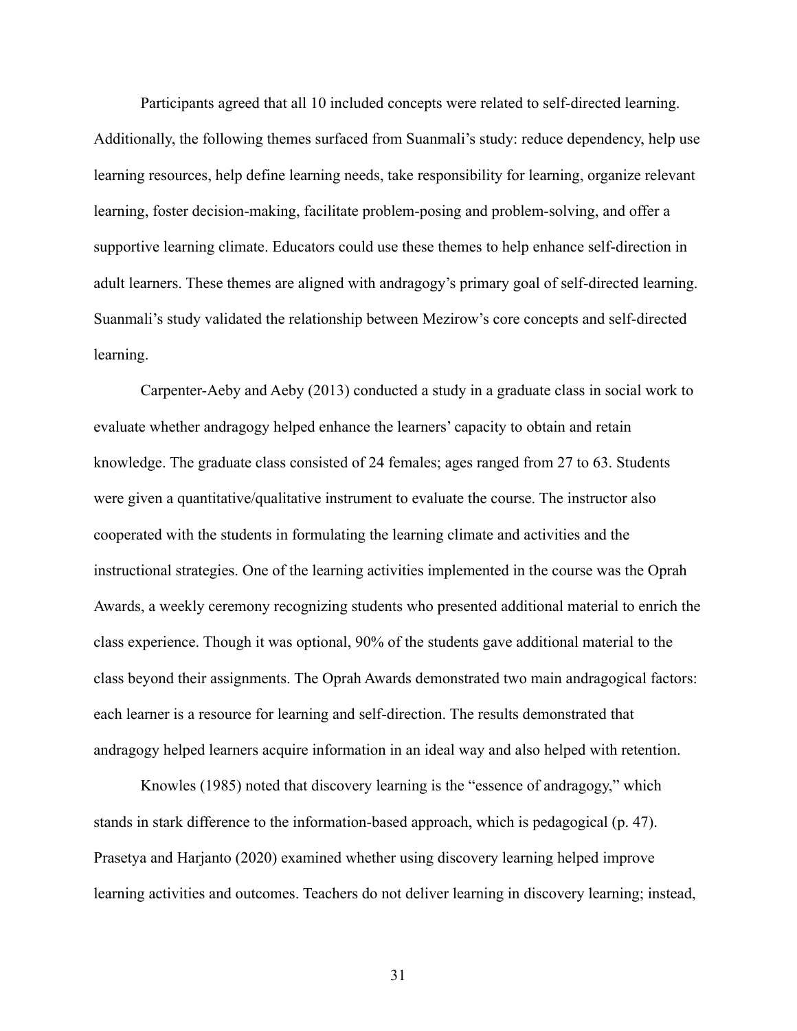Participants agreed that all 10 included concepts were related to self-directed learning. Additionally, the following themes surfaced from Suanmali's study: reduce dependency, help use learning resources, help define learning needs, take responsibility for learning, organize relevant learning, foster decision-making, facilitate problem-posing and problem-solving, and offer a supportive learning climate. Educators could use these themes to help enhance self-direction in adult learners. These themes are aligned with andragogy's primary goal of self-directed learning. Suanmali's study validated the relationship between Mezirow's core concepts and self-directed learning.

Carpenter-Aeby and Aeby (2013) conducted a study in a graduate class in social work to evaluate whether andragogy helped enhance the learners' capacity to obtain and retain knowledge. The graduate class consisted of 24 females; ages ranged from 27 to 63. Students were given a quantitative/qualitative instrument to evaluate the course. The instructor also cooperated with the students in formulating the learning climate and activities and the instructional strategies. One of the learning activities implemented in the course was the Oprah Awards, a weekly ceremony recognizing students who presented additional material to enrich the class experience. Though it was optional, 90% of the students gave additional material to the class beyond their assignments. The Oprah Awards demonstrated two main andragogical factors: each learner is a resource for learning and self-direction. The results demonstrated that andragogy helped learners acquire information in an ideal way and also helped with retention.

Knowles (1985) noted that discovery learning is the "essence of andragogy," which stands in stark difference to the information-based approach, which is pedagogical (p. 47). Prasetya and Harjanto (2020) examined whether using discovery learning helped improve learning activities and outcomes. Teachers do not deliver learning in discovery learning; instead,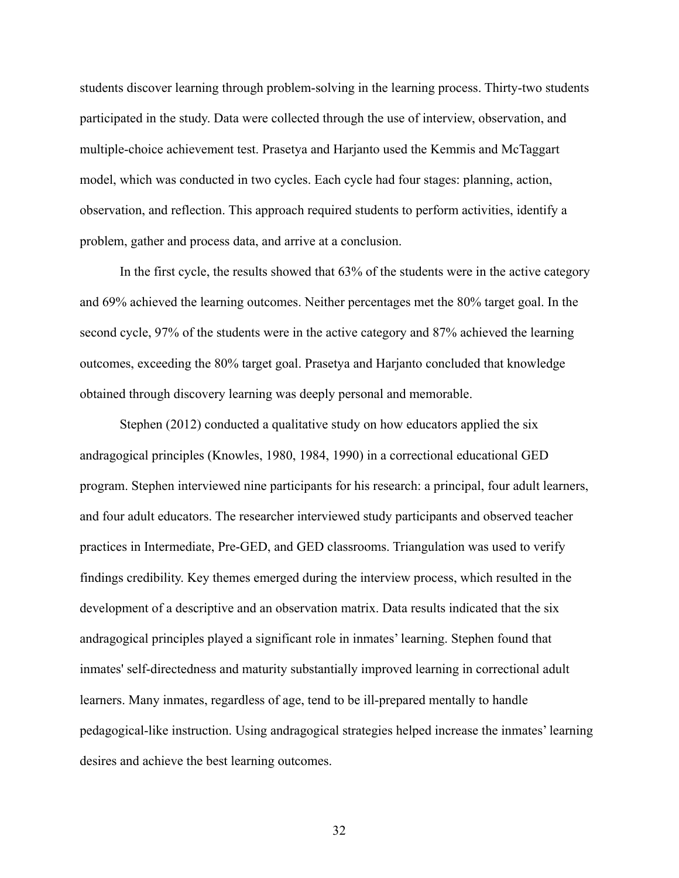students discover learning through problem-solving in the learning process. Thirty-two students participated in the study. Data were collected through the use of interview, observation, and multiple-choice achievement test. Prasetya and Harjanto used the Kemmis and McTaggart model, which was conducted in two cycles. Each cycle had four stages: planning, action, observation, and reflection. This approach required students to perform activities, identify a problem, gather and process data, and arrive at a conclusion.

In the first cycle, the results showed that 63% of the students were in the active category and 69% achieved the learning outcomes. Neither percentages met the 80% target goal. In the second cycle, 97% of the students were in the active category and 87% achieved the learning outcomes, exceeding the 80% target goal. Prasetya and Harjanto concluded that knowledge obtained through discovery learning was deeply personal and memorable.

Stephen (2012) conducted a qualitative study on how educators applied the six andragogical principles (Knowles, 1980, 1984, 1990) in a correctional educational GED program. Stephen interviewed nine participants for his research: a principal, four adult learners, and four adult educators. The researcher interviewed study participants and observed teacher practices in Intermediate, Pre-GED, and GED classrooms. Triangulation was used to verify findings credibility. Key themes emerged during the interview process, which resulted in the development of a descriptive and an observation matrix. Data results indicated that the six andragogical principles played a significant role in inmates' learning. Stephen found that inmates' self-directedness and maturity substantially improved learning in correctional adult learners. Many inmates, regardless of age, tend to be ill-prepared mentally to handle pedagogical-like instruction. Using andragogical strategies helped increase the inmates' learning desires and achieve the best learning outcomes.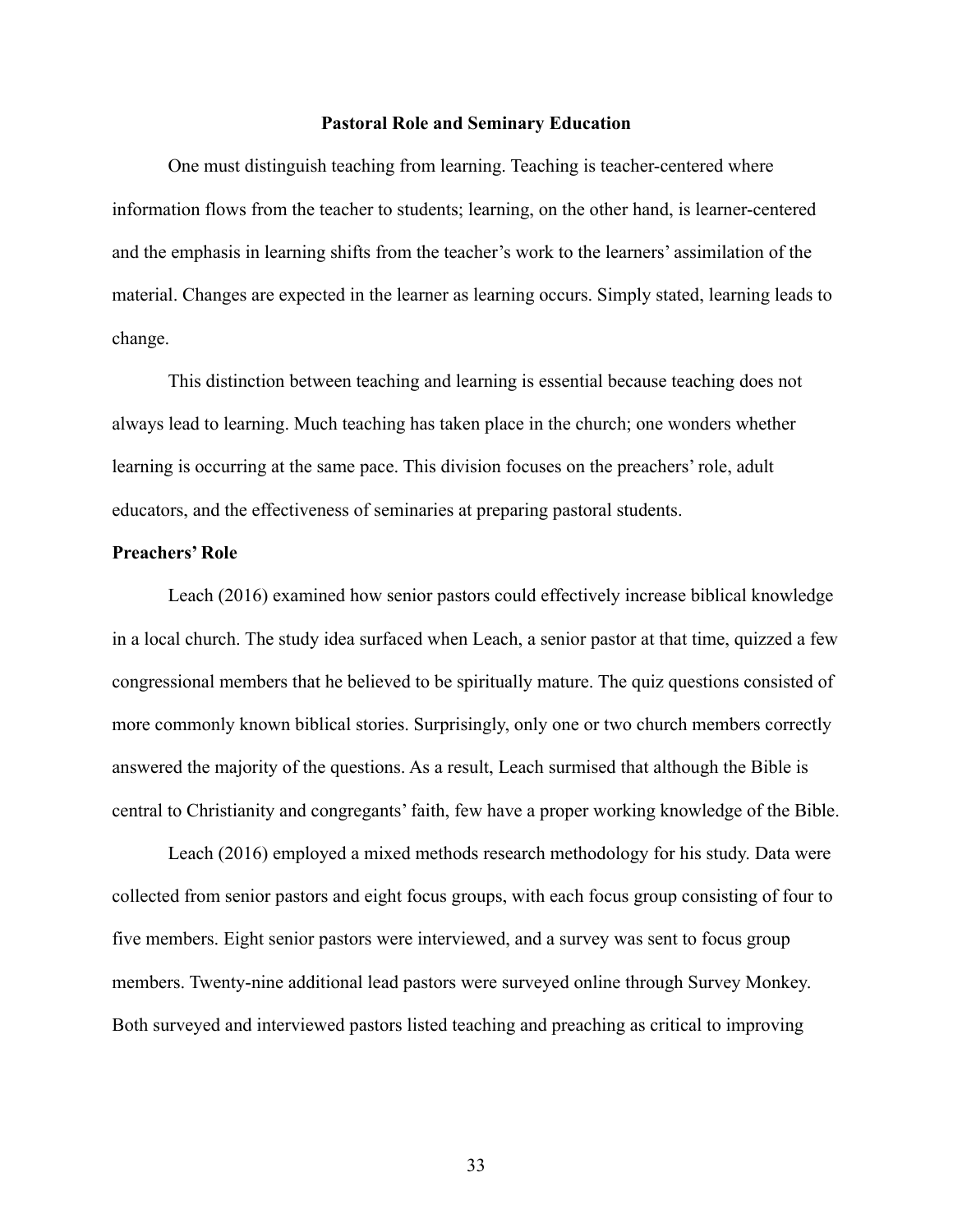## Pastoral Role and Seminary Education

One must distinguish teaching from learning. Teaching is teacher-centered where information flows from the teacher to students; learning, on the other hand, is learner-centered and the emphasis in learning shifts from the teacher's work to the learners' assimilation of the material. Changes are expected in the learner as learning occurs. Simply stated, learning leads to change.

This distinction between teaching and learning is essential because teaching does not always lead to learning. Much teaching has taken place in the church; one wonders whether learning is occurring at the same pace. This division focuses on the preachers' role, adult educators, and the effectiveness of seminaries at preparing pastoral students.

### Preachers' Role

Leach (2016) examined how senior pastors could effectively increase biblical knowledge in a local church. The study idea surfaced when Leach, a senior pastor at that time, quizzed a few congressional members that he believed to be spiritually mature. The quiz questions consisted of more commonly known biblical stories. Surprisingly, only one or two church members correctly answered the majority of the questions. As a result, Leach surmised that although the Bible is central to Christianity and congregants' faith, few have a proper working knowledge of the Bible.

Leach (2016) employed a mixed methods research methodology for his study. Data were collected from senior pastors and eight focus groups, with each focus group consisting of four to five members. Eight senior pastors were interviewed, and a survey was sent to focus group members. Twenty-nine additional lead pastors were surveyed online through Survey Monkey. Both surveyed and interviewed pastors listed teaching and preaching as critical to improving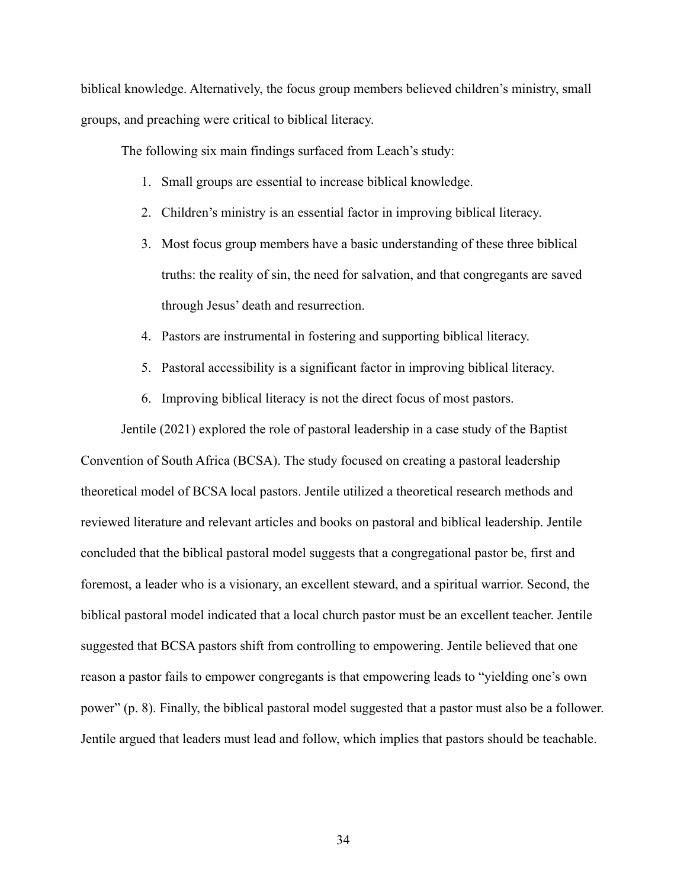biblical knowledge. Alternatively, the focus group members believed children's ministry, small groups, and preaching were critical to biblical literacy.

The following six main findings surfaced from Leach's study:

1. Small groups are essential to increase biblical knowledge.
2. Children's ministry is an essential factor in improving biblical literacy.
3. Most focus group members have a basic understanding of these three biblical truths: the reality of sin, the need for salvation, and that congregants are saved through Jesus' death and resurrection.
4. Pastors are instrumental in fostering and supporting biblical literacy.
5. Pastoral accessibility is a significant factor in improving biblical literacy.
6. Improving biblical literacy is not the direct focus of most pastors.

Jentile (2021) explored the role of pastoral leadership in a case study of the Baptist Convention of South Africa (BCSA). The study focused on creating a pastoral leadership theoretical model of BCSA local pastors. Jentile utilized a theoretical research methods and reviewed literature and relevant articles and books on pastoral and biblical leadership. Jentile concluded that the biblical pastoral model suggests that a congregational pastor be, first and foremost, a leader who is a visionary, an excellent steward, and a spiritual warrior. Second, the biblical pastoral model indicated that a local church pastor must be an excellent teacher. Jentile suggested that BCSA pastors shift from controlling to empowering. Jentile believed that one reason a pastor fails to empower congregants is that empowering leads to "yielding one's own power" (p. 8). Finally, the biblical pastoral model suggested that a pastor must also be a follower. Jentile argued that leaders must lead and follow, which implies that pastors should be teachable.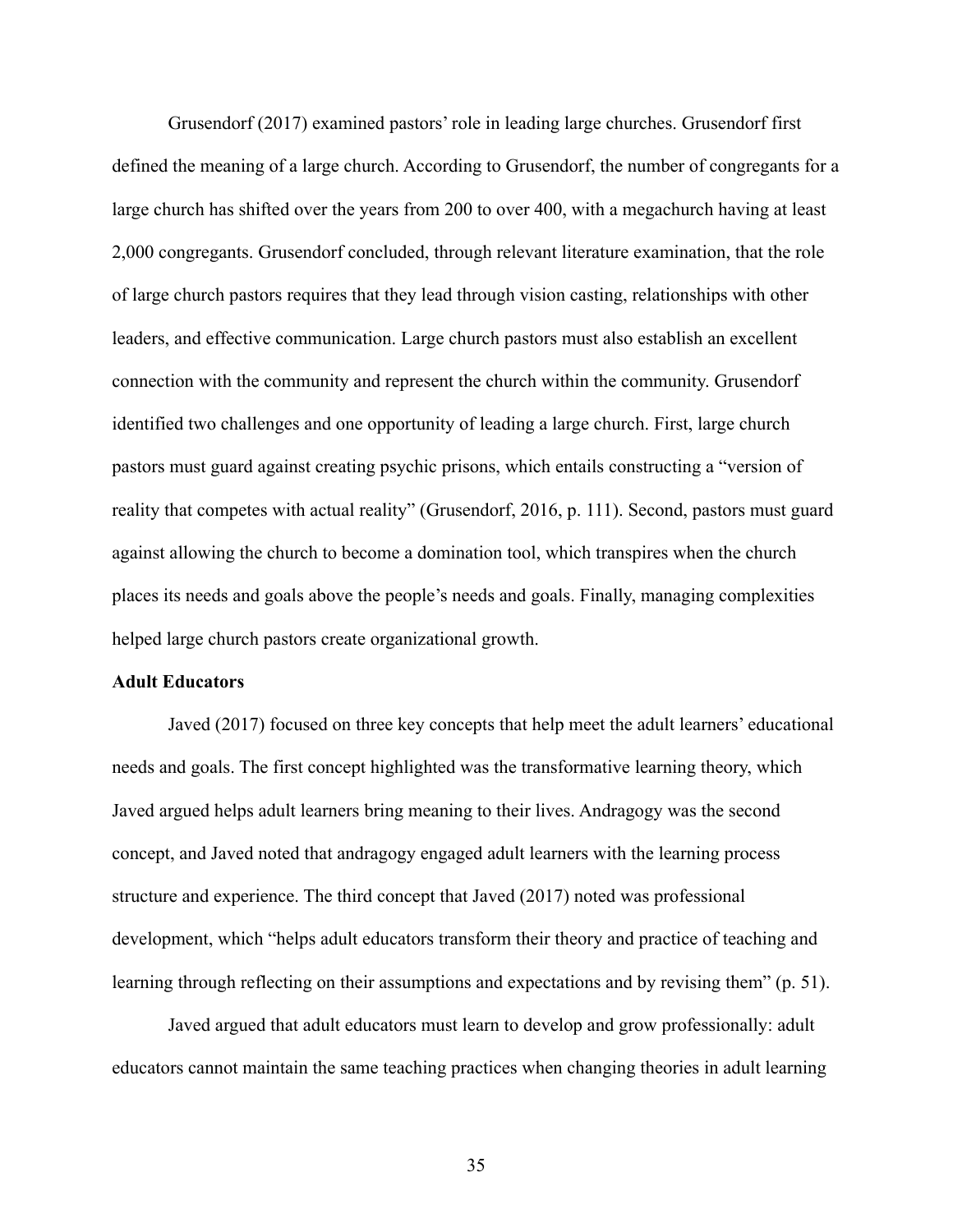Grusendorf (2017) examined pastors' role in leading large churches. Grusendorf first defined the meaning of a large church. According to Grusendorf, the number of congregants for a large church has shifted over the years from 200 to over 400, with a megachurch having at least 2,000 congregants. Grusendorf concluded, through relevant literature examination, that the role of large church pastors requires that they lead through vision casting, relationships with other leaders, and effective communication. Large church pastors must also establish an excellent connection with the community and represent the church within the community. Grusendorf identified two challenges and one opportunity of leading a large church. First, large church pastors must guard against creating psychic prisons, which entails constructing a "version of reality that competes with actual reality" (Grusendorf, 2016, p. 111). Second, pastors must guard against allowing the church to become a domination tool, which transpires when the church places its needs and goals above the people's needs and goals. Finally, managing complexities helped large church pastors create organizational growth.

**Adult Educators**

Javed (2017) focused on three key concepts that help meet the adult learners' educational needs and goals. The first concept highlighted was the transformative learning theory, which Javed argued helps adult learners bring meaning to their lives. Andragogy was the second concept, and Javed noted that andragogy engaged adult learners with the learning process structure and experience. The third concept that Javed (2017) noted was professional development, which "helps adult educators transform their theory and practice of teaching and learning through reflecting on their assumptions and expectations and by revising them" (p. 51).

Javed argued that adult educators must learn to develop and grow professionally: adult educators cannot maintain the same teaching practices when changing theories in adult learning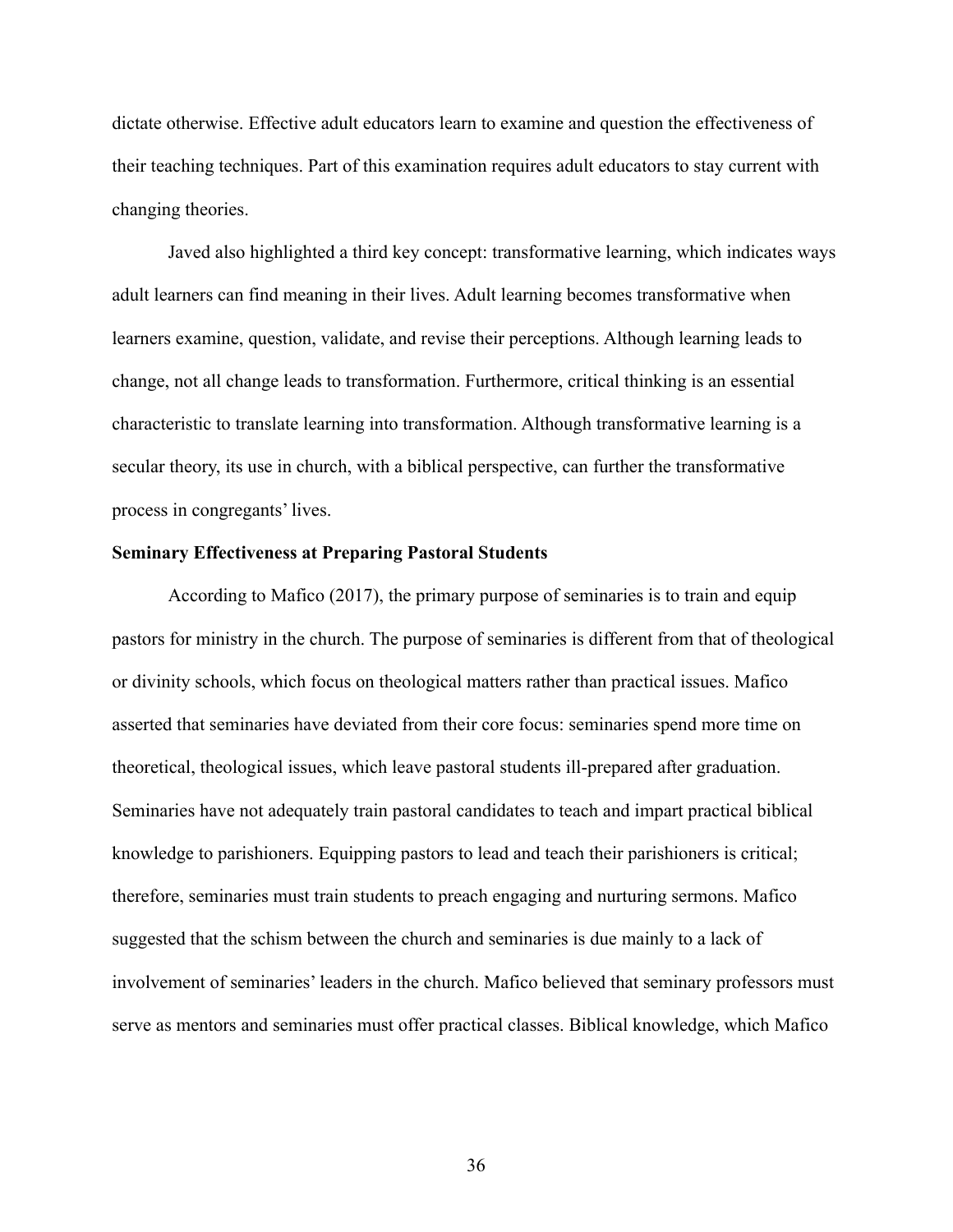dictate otherwise. Effective adult educators learn to examine and question the effectiveness of their teaching techniques. Part of this examination requires adult educators to stay current with changing theories.

Javed also highlighted a third key concept: transformative learning, which indicates ways adult learners can find meaning in their lives. Adult learning becomes transformative when learners examine, question, validate, and revise their perceptions. Although learning leads to change, not all change leads to transformation. Furthermore, critical thinking is an essential characteristic to translate learning into transformation. Although transformative learning is a secular theory, its use in church, with a biblical perspective, can further the transformative process in congregants' lives.

**Seminary Effectiveness at Preparing Pastoral Students**

According to Mafico (2017), the primary purpose of seminaries is to train and equip pastors for ministry in the church. The purpose of seminaries is different from that of theological or divinity schools, which focus on theological matters rather than practical issues. Mafico asserted that seminaries have deviated from their core focus: seminaries spend more time on theoretical, theological issues, which leave pastoral students ill-prepared after graduation. Seminaries have not adequately train pastoral candidates to teach and impart practical biblical knowledge to parishioners. Equipping pastors to lead and teach their parishioners is critical; therefore, seminaries must train students to preach engaging and nurturing sermons. Mafico suggested that the schism between the church and seminaries is due mainly to a lack of involvement of seminaries' leaders in the church. Mafico believed that seminary professors must serve as mentors and seminaries must offer practical classes. Biblical knowledge, which Mafico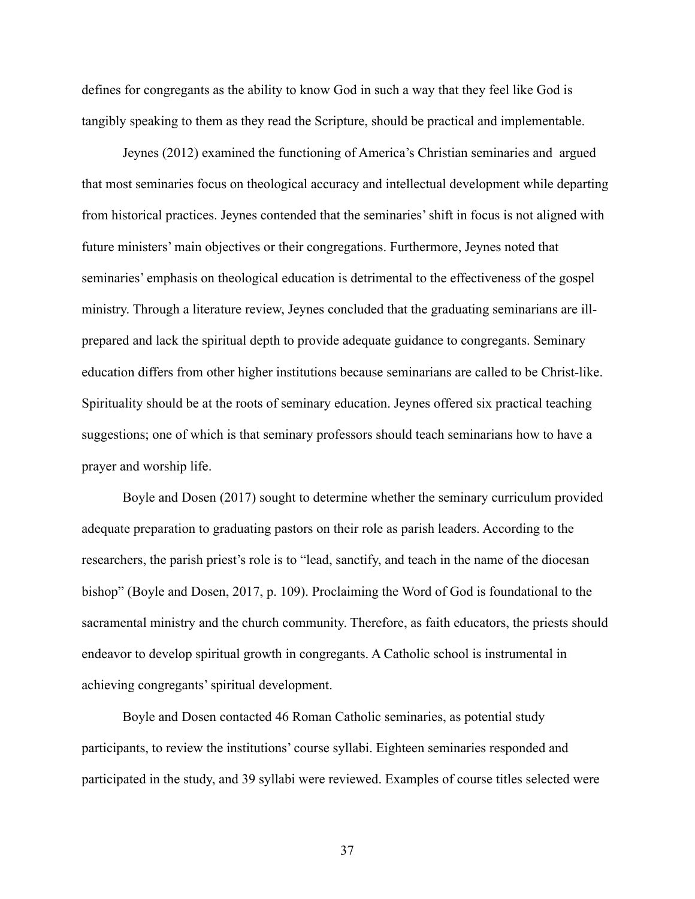defines for congregants as the ability to know God in such a way that they feel like God is tangibly speaking to them as they read the Scripture, should be practical and implementable.

Jeynes (2012) examined the functioning of America's Christian seminaries and argued that most seminaries focus on theological accuracy and intellectual development while departing from historical practices. Jeynes contended that the seminaries' shift in focus is not aligned with future ministers' main objectives or their congregations. Furthermore, Jeynes noted that seminaries' emphasis on theological education is detrimental to the effectiveness of the gospel ministry. Through a literature review, Jeynes concluded that the graduating seminarians are ill-prepared and lack the spiritual depth to provide adequate guidance to congregants. Seminary education differs from other higher institutions because seminarians are called to be Christ-like. Spirituality should be at the roots of seminary education. Jeynes offered six practical teaching suggestions; one of which is that seminary professors should teach seminarians how to have a prayer and worship life.

Boyle and Dosen (2017) sought to determine whether the seminary curriculum provided adequate preparation to graduating pastors on their role as parish leaders. According to the researchers, the parish priest's role is to "lead, sanctify, and teach in the name of the diocesan bishop" (Boyle and Dosen, 2017, p. 109). Proclaiming the Word of God is foundational to the sacramental ministry and the church community. Therefore, as faith educators, the priests should endeavor to develop spiritual growth in congregants. A Catholic school is instrumental in achieving congregants' spiritual development.

Boyle and Dosen contacted 46 Roman Catholic seminaries, as potential study participants, to review the institutions' course syllabi. Eighteen seminaries responded and participated in the study, and 39 syllabi were reviewed. Examples of course titles selected were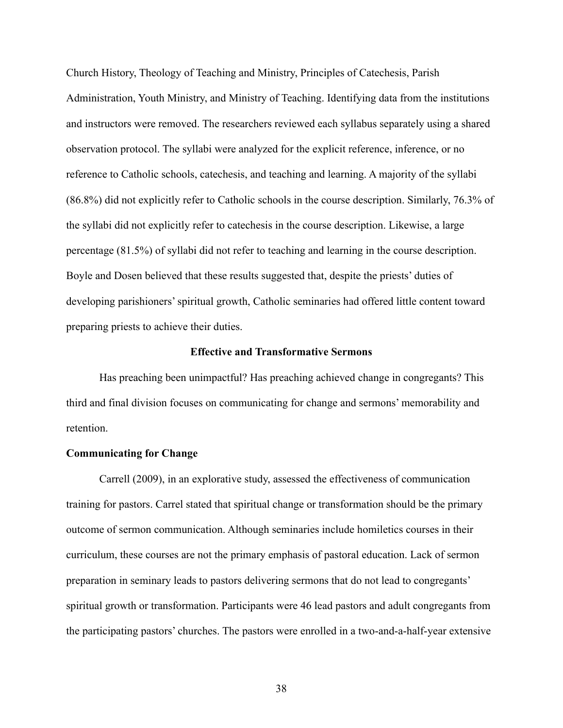Church History, Theology of Teaching and Ministry, Principles of Catechesis, Parish Administration, Youth Ministry, and Ministry of Teaching. Identifying data from the institutions and instructors were removed. The researchers reviewed each syllabus separately using a shared observation protocol. The syllabi were analyzed for the explicit reference, inference, or no reference to Catholic schools, catechesis, and teaching and learning. A majority of the syllabi (86.8%) did not explicitly refer to Catholic schools in the course description. Similarly, 76.3% of the syllabi did not explicitly refer to catechesis in the course description. Likewise, a large percentage (81.5%) of syllabi did not refer to teaching and learning in the course description. Boyle and Dosen believed that these results suggested that, despite the priests' duties of developing parishioners' spiritual growth, Catholic seminaries had offered little content toward preparing priests to achieve their duties.

## Effective and Transformative Sermons

Has preaching been unimpactful? Has preaching achieved change in congregants? This third and final division focuses on communicating for change and sermons' memorability and retention.

### Communicating for Change

Carrell (2009), in an explorative study, assessed the effectiveness of communication training for pastors. Carrel stated that spiritual change or transformation should be the primary outcome of sermon communication. Although seminaries include homiletics courses in their curriculum, these courses are not the primary emphasis of pastoral education. Lack of sermon preparation in seminary leads to pastors delivering sermons that do not lead to congregants' spiritual growth or transformation. Participants were 46 lead pastors and adult congregants from the participating pastors' churches. The pastors were enrolled in a two-and-a-half-year extensive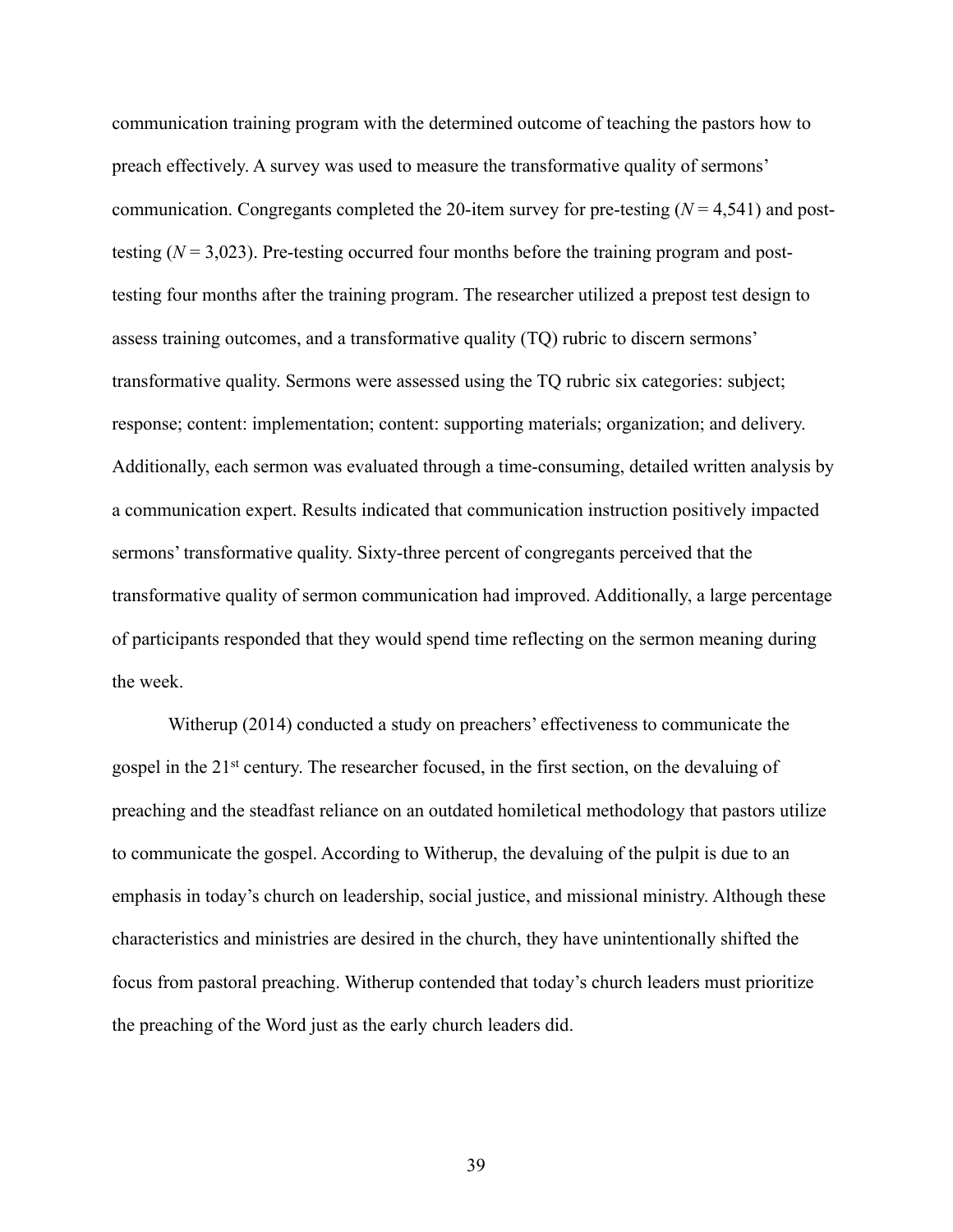communication training program with the determined outcome of teaching the pastors how to preach effectively. A survey was used to measure the transformative quality of sermons' communication. Congregants completed the 20-item survey for pre-testing ($N$ = 4,541) and post-testing ($N$ = 3,023). Pre-testing occurred four months before the training program and post-testing four months after the training program. The researcher utilized a prepost test design to assess training outcomes, and a transformative quality (TQ) rubric to discern sermons' transformative quality. Sermons were assessed using the TQ rubric six categories: subject; response; content: implementation; content: supporting materials; organization; and delivery. Additionally, each sermon was evaluated through a time-consuming, detailed written analysis by a communication expert. Results indicated that communication instruction positively impacted sermons' transformative quality. Sixty-three percent of congregants perceived that the transformative quality of sermon communication had improved. Additionally, a large percentage of participants responded that they would spend time reflecting on the sermon meaning during the week.

Witherup (2014) conducted a study on preachers' effectiveness to communicate the gospel in the 21st century. The researcher focused, in the first section, on the devaluing of preaching and the steadfast reliance on an outdated homiletical methodology that pastors utilize to communicate the gospel. According to Witherup, the devaluing of the pulpit is due to an emphasis in today's church on leadership, social justice, and missional ministry. Although these characteristics and ministries are desired in the church, they have unintentionally shifted the focus from pastoral preaching. Witherup contended that today's church leaders must prioritize the preaching of the Word just as the early church leaders did.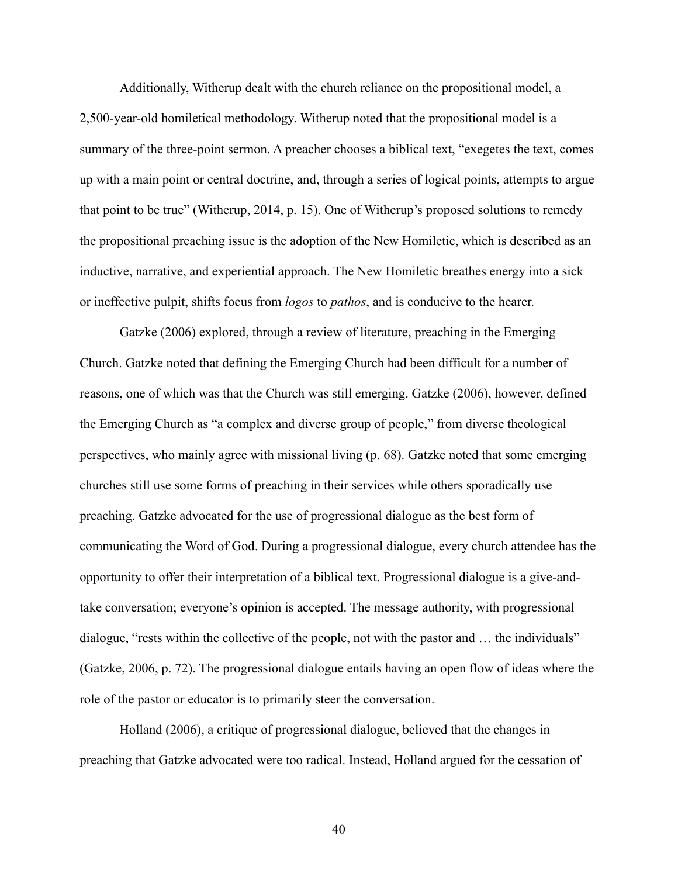Additionally, Witherup dealt with the church reliance on the propositional model, a 2,500-year-old homiletical methodology. Witherup noted that the propositional model is a summary of the three-point sermon. A preacher chooses a biblical text, "exegetes the text, comes up with a main point or central doctrine, and, through a series of logical points, attempts to argue that point to be true" (Witherup, 2014, p. 15). One of Witherup's proposed solutions to remedy the propositional preaching issue is the adoption of the New Homiletic, which is described as an inductive, narrative, and experiential approach. The New Homiletic breathes energy into a sick or ineffective pulpit, shifts focus from *logos* to *pathos*, and is conducive to the hearer.

Gatzke (2006) explored, through a review of literature, preaching in the Emerging Church. Gatzke noted that defining the Emerging Church had been difficult for a number of reasons, one of which was that the Church was still emerging. Gatzke (2006), however, defined the Emerging Church as "a complex and diverse group of people," from diverse theological perspectives, who mainly agree with missional living (p. 68). Gatzke noted that some emerging churches still use some forms of preaching in their services while others sporadically use preaching. Gatzke advocated for the use of progressional dialogue as the best form of communicating the Word of God. During a progressional dialogue, every church attendee has the opportunity to offer their interpretation of a biblical text. Progressional dialogue is a give-and-take conversation; everyone's opinion is accepted. The message authority, with progressional dialogue, "rests within the collective of the people, not with the pastor and … the individuals" (Gatzke, 2006, p. 72). The progressional dialogue entails having an open flow of ideas where the role of the pastor or educator is to primarily steer the conversation.

Holland (2006), a critique of progressional dialogue, believed that the changes in preaching that Gatzke advocated were too radical. Instead, Holland argued for the cessation of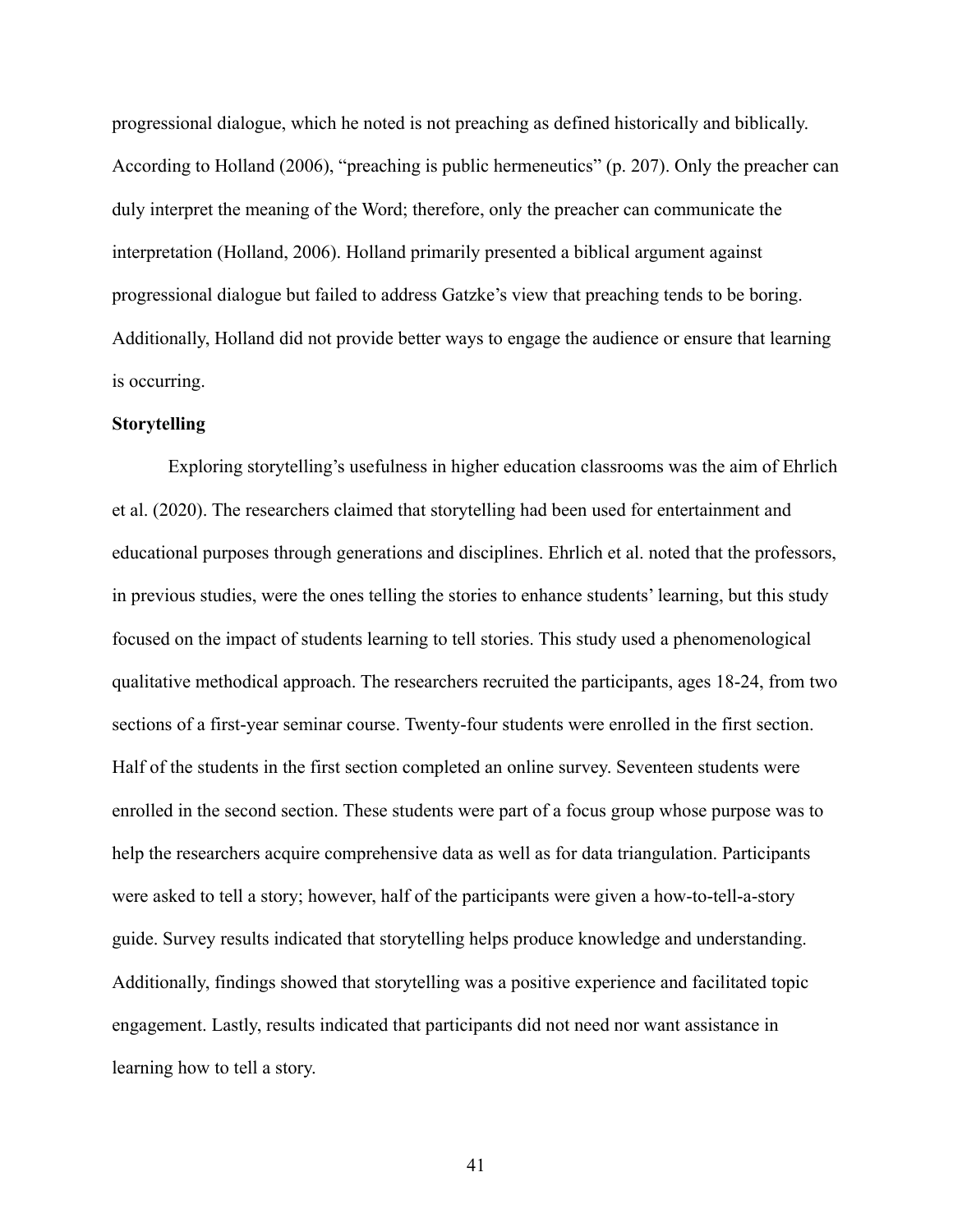progressional dialogue, which he noted is not preaching as defined historically and biblically. According to Holland (2006), “preaching is public hermeneutics” (p. 207). Only the preacher can duly interpret the meaning of the Word; therefore, only the preacher can communicate the interpretation (Holland, 2006). Holland primarily presented a biblical argument against progressional dialogue but failed to address Gatzke’s view that preaching tends to be boring. Additionally, Holland did not provide better ways to engage the audience or ensure that learning is occurring.

**Storytelling**

Exploring storytelling’s usefulness in higher education classrooms was the aim of Ehrlich et al. (2020). The researchers claimed that storytelling had been used for entertainment and educational purposes through generations and disciplines. Ehrlich et al. noted that the professors, in previous studies, were the ones telling the stories to enhance students’ learning, but this study focused on the impact of students learning to tell stories. This study used a phenomenological qualitative methodical approach. The researchers recruited the participants, ages 18-24, from two sections of a first-year seminar course. Twenty-four students were enrolled in the first section. Half of the students in the first section completed an online survey. Seventeen students were enrolled in the second section. These students were part of a focus group whose purpose was to help the researchers acquire comprehensive data as well as for data triangulation. Participants were asked to tell a story; however, half of the participants were given a how-to-tell-a-story guide. Survey results indicated that storytelling helps produce knowledge and understanding. Additionally, findings showed that storytelling was a positive experience and facilitated topic engagement. Lastly, results indicated that participants did not need nor want assistance in learning how to tell a story.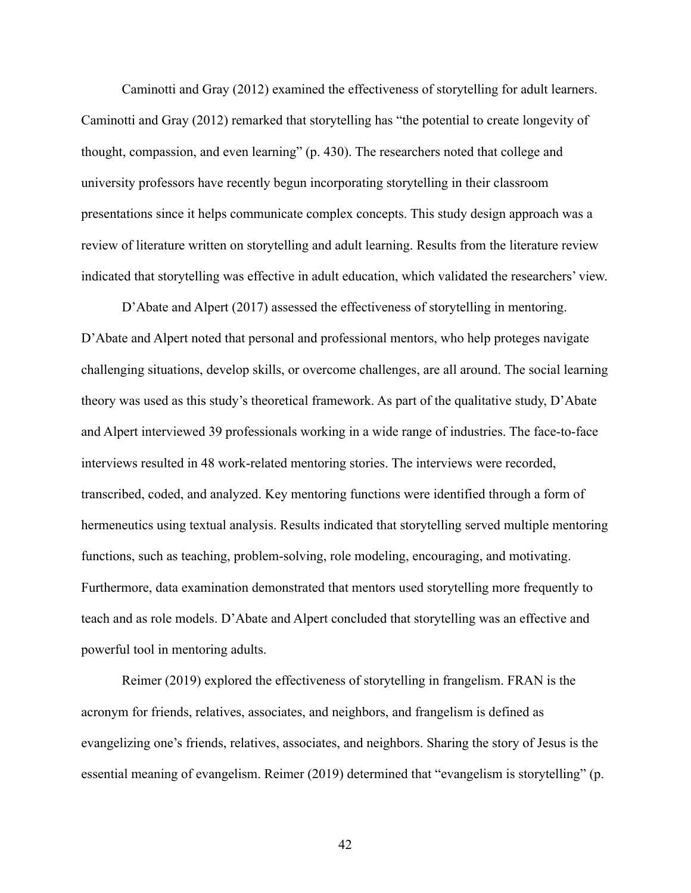Caminotti and Gray (2012) examined the effectiveness of storytelling for adult learners. Caminotti and Gray (2012) remarked that storytelling has "the potential to create longevity of thought, compassion, and even learning" (p. 430). The researchers noted that college and university professors have recently begun incorporating storytelling in their classroom presentations since it helps communicate complex concepts. This study design approach was a review of literature written on storytelling and adult learning. Results from the literature review indicated that storytelling was effective in adult education, which validated the researchers' view.

D'Abate and Alpert (2017) assessed the effectiveness of storytelling in mentoring. D'Abate and Alpert noted that personal and professional mentors, who help proteges navigate challenging situations, develop skills, or overcome challenges, are all around. The social learning theory was used as this study's theoretical framework. As part of the qualitative study, D'Abate and Alpert interviewed 39 professionals working in a wide range of industries. The face-to-face interviews resulted in 48 work-related mentoring stories. The interviews were recorded, transcribed, coded, and analyzed. Key mentoring functions were identified through a form of hermeneutics using textual analysis. Results indicated that storytelling served multiple mentoring functions, such as teaching, problem-solving, role modeling, encouraging, and motivating. Furthermore, data examination demonstrated that mentors used storytelling more frequently to teach and as role models. D'Abate and Alpert concluded that storytelling was an effective and powerful tool in mentoring adults.

Reimer (2019) explored the effectiveness of storytelling in frangelism. FRAN is the acronym for friends, relatives, associates, and neighbors, and frangelism is defined as evangelizing one's friends, relatives, associates, and neighbors. Sharing the story of Jesus is the essential meaning of evangelism. Reimer (2019) determined that "evangelism is storytelling" (p.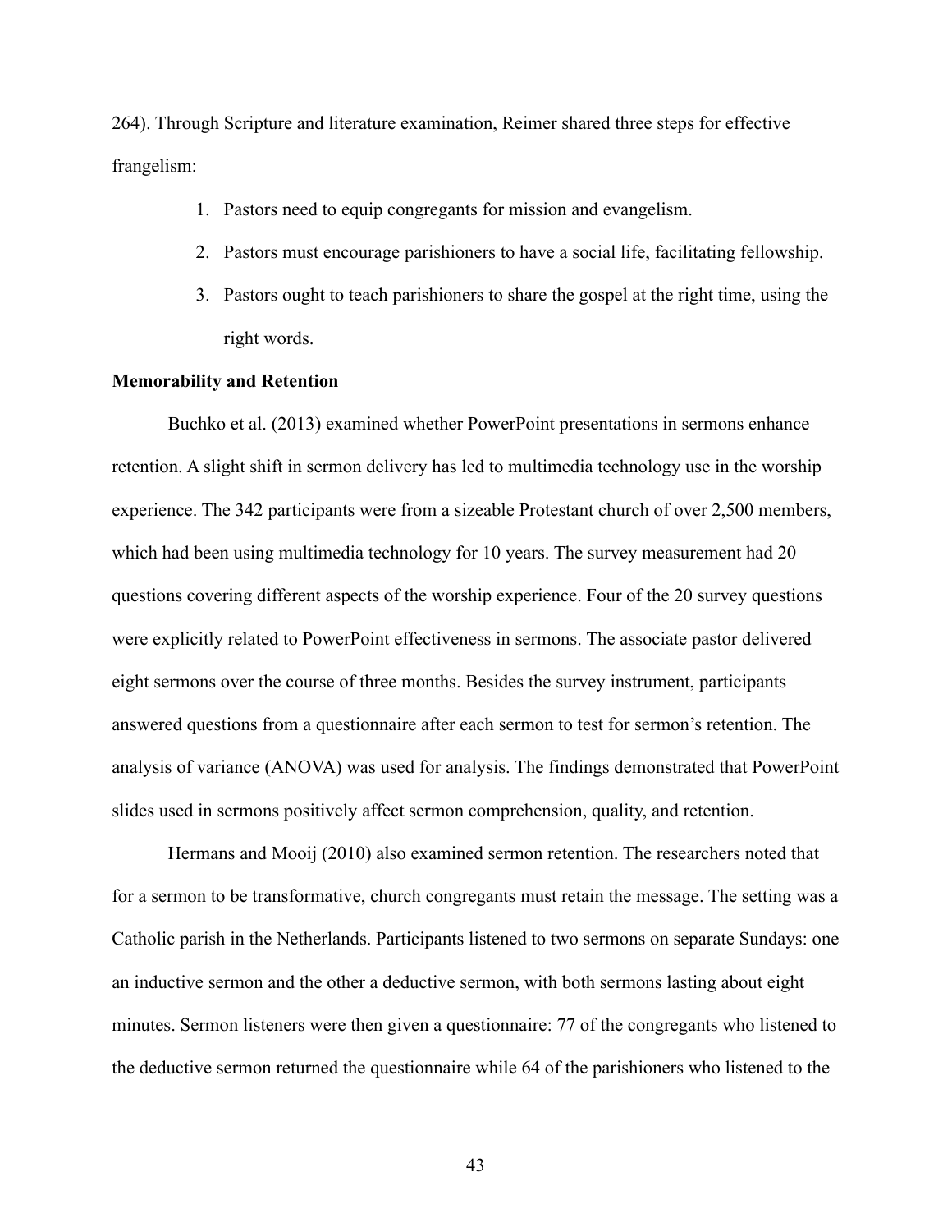264). Through Scripture and literature examination, Reimer shared three steps for effective frangelism:

1. Pastors need to equip congregants for mission and evangelism.
2. Pastors must encourage parishioners to have a social life, facilitating fellowship.
3. Pastors ought to teach parishioners to share the gospel at the right time, using the right words.

**Memorability and Retention**

Buchko et al. (2013) examined whether PowerPoint presentations in sermons enhance retention. A slight shift in sermon delivery has led to multimedia technology use in the worship experience. The 342 participants were from a sizeable Protestant church of over 2,500 members, which had been using multimedia technology for 10 years. The survey measurement had 20 questions covering different aspects of the worship experience. Four of the 20 survey questions were explicitly related to PowerPoint effectiveness in sermons. The associate pastor delivered eight sermons over the course of three months. Besides the survey instrument, participants answered questions from a questionnaire after each sermon to test for sermon's retention. The analysis of variance (ANOVA) was used for analysis. The findings demonstrated that PowerPoint slides used in sermons positively affect sermon comprehension, quality, and retention.

Hermans and Mooij (2010) also examined sermon retention. The researchers noted that for a sermon to be transformative, church congregants must retain the message. The setting was a Catholic parish in the Netherlands. Participants listened to two sermons on separate Sundays: one an inductive sermon and the other a deductive sermon, with both sermons lasting about eight minutes. Sermon listeners were then given a questionnaire: 77 of the congregants who listened to the deductive sermon returned the questionnaire while 64 of the parishioners who listened to the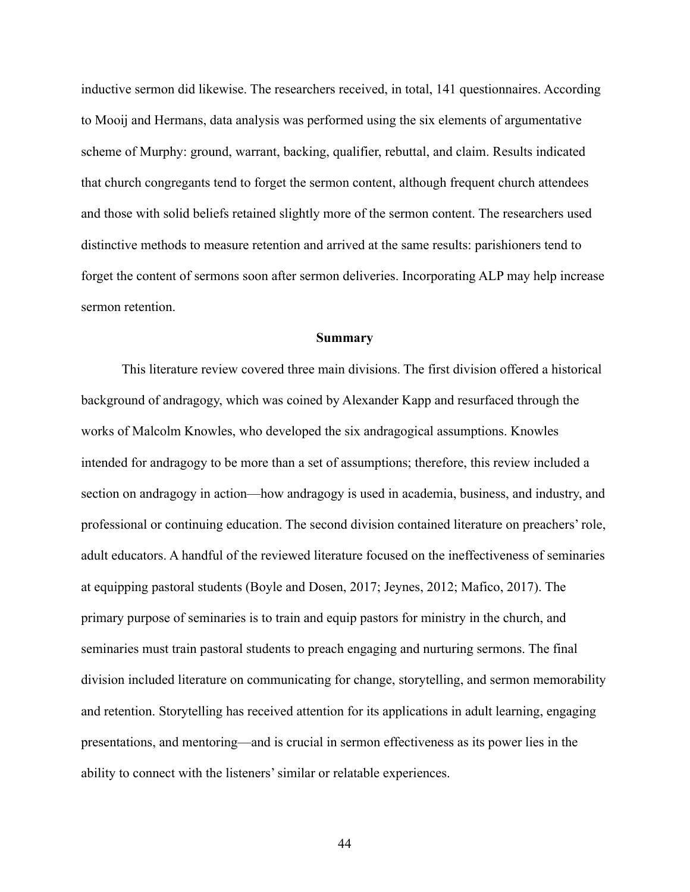inductive sermon did likewise. The researchers received, in total, 141 questionnaires. According to Mooij and Hermans, data analysis was performed using the six elements of argumentative scheme of Murphy: ground, warrant, backing, qualifier, rebuttal, and claim. Results indicated that church congregants tend to forget the sermon content, although frequent church attendees and those with solid beliefs retained slightly more of the sermon content. The researchers used distinctive methods to measure retention and arrived at the same results: parishioners tend to forget the content of sermons soon after sermon deliveries. Incorporating ALP may help increase sermon retention.

## Summary

This literature review covered three main divisions. The first division offered a historical background of andragogy, which was coined by Alexander Kapp and resurfaced through the works of Malcolm Knowles, who developed the six andragogical assumptions. Knowles intended for andragogy to be more than a set of assumptions; therefore, this review included a section on andragogy in action—how andragogy is used in academia, business, and industry, and professional or continuing education. The second division contained literature on preachers' role, adult educators. A handful of the reviewed literature focused on the ineffectiveness of seminaries at equipping pastoral students (Boyle and Dosen, 2017; Jeynes, 2012; Mafico, 2017). The primary purpose of seminaries is to train and equip pastors for ministry in the church, and seminaries must train pastoral students to preach engaging and nurturing sermons. The final division included literature on communicating for change, storytelling, and sermon memorability and retention. Storytelling has received attention for its applications in adult learning, engaging presentations, and mentoring—and is crucial in sermon effectiveness as its power lies in the ability to connect with the listeners' similar or relatable experiences.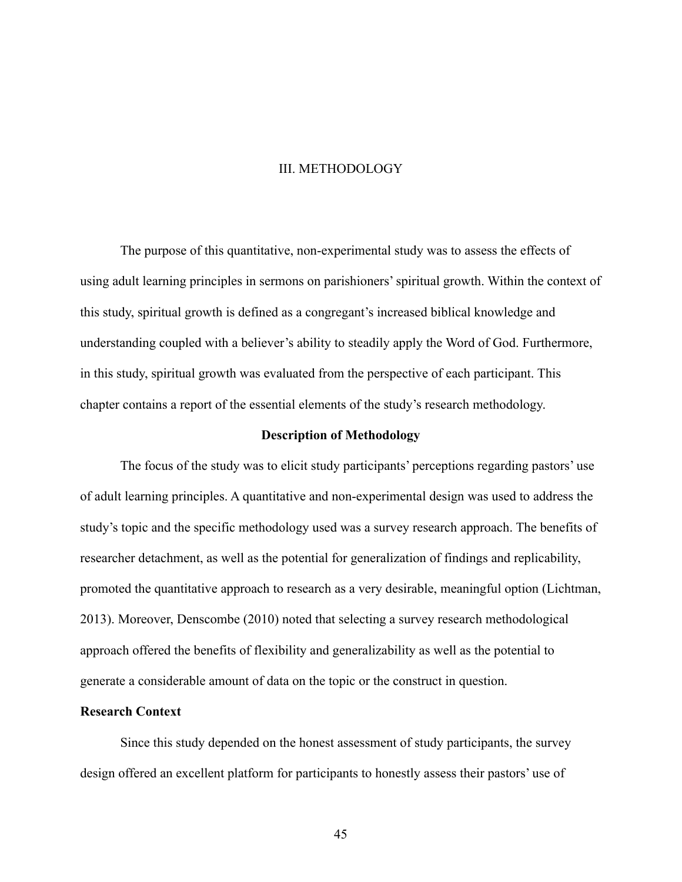# III. METHODOLOGY

The purpose of this quantitative, non-experimental study was to assess the effects of using adult learning principles in sermons on parishioners' spiritual growth. Within the context of this study, spiritual growth is defined as a congregant's increased biblical knowledge and understanding coupled with a believer's ability to steadily apply the Word of God. Furthermore, in this study, spiritual growth was evaluated from the perspective of each participant. This chapter contains a report of the essential elements of the study's research methodology.

## Description of Methodology

The focus of the study was to elicit study participants' perceptions regarding pastors' use of adult learning principles. A quantitative and non-experimental design was used to address the study's topic and the specific methodology used was a survey research approach. The benefits of researcher detachment, as well as the potential for generalization of findings and replicability, promoted the quantitative approach to research as a very desirable, meaningful option (Lichtman, 2013). Moreover, Denscombe (2010) noted that selecting a survey research methodological approach offered the benefits of flexibility and generalizability as well as the potential to generate a considerable amount of data on the topic or the construct in question.

### Research Context

Since this study depended on the honest assessment of study participants, the survey design offered an excellent platform for participants to honestly assess their pastors' use of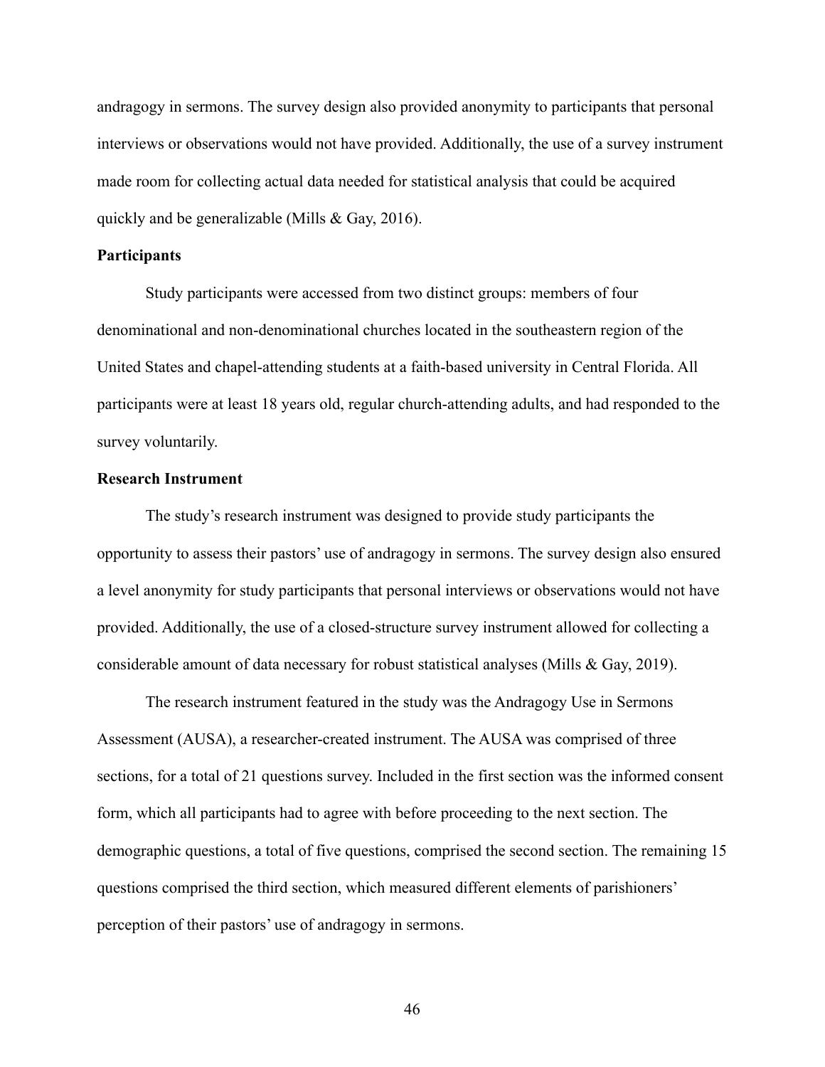andragogy in sermons. The survey design also provided anonymity to participants that personal interviews or observations would not have provided. Additionally, the use of a survey instrument made room for collecting actual data needed for statistical analysis that could be acquired quickly and be generalizable (Mills & Gay, 2016).

### Participants

Study participants were accessed from two distinct groups: members of four denominational and non-denominational churches located in the southeastern region of the United States and chapel-attending students at a faith-based university in Central Florida. All participants were at least 18 years old, regular church-attending adults, and had responded to the survey voluntarily.

### Research Instrument

The study's research instrument was designed to provide study participants the opportunity to assess their pastors' use of andragogy in sermons. The survey design also ensured a level anonymity for study participants that personal interviews or observations would not have provided. Additionally, the use of a closed-structure survey instrument allowed for collecting a considerable amount of data necessary for robust statistical analyses (Mills & Gay, 2019).

The research instrument featured in the study was the Andragogy Use in Sermons Assessment (AUSA), a researcher-created instrument. The AUSA was comprised of three sections, for a total of 21 questions survey. Included in the first section was the informed consent form, which all participants had to agree with before proceeding to the next section. The demographic questions, a total of five questions, comprised the second section. The remaining 15 questions comprised the third section, which measured different elements of parishioners' perception of their pastors' use of andragogy in sermons.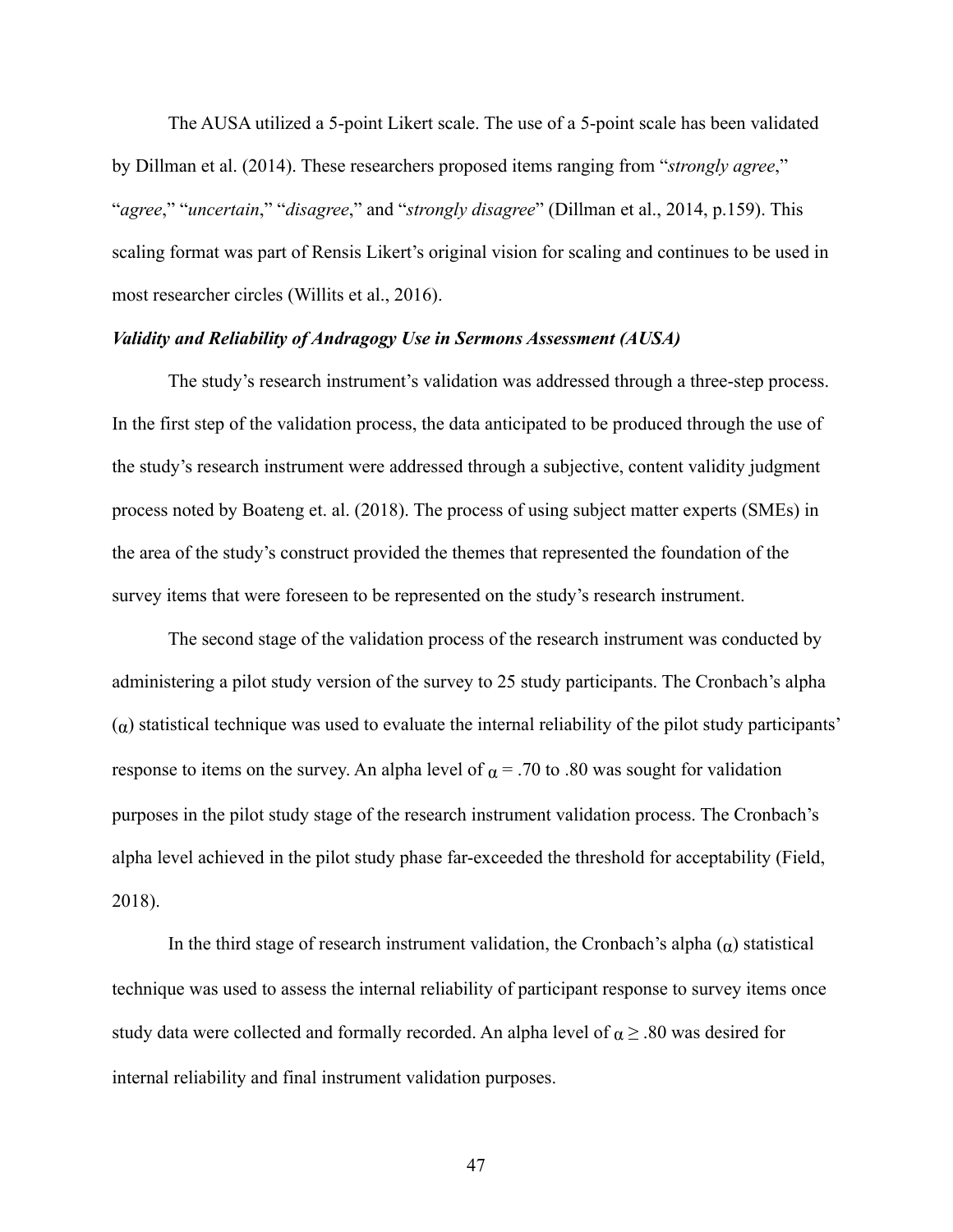The AUSA utilized a 5-point Likert scale. The use of a 5-point scale has been validated by Dillman et al. (2014). These researchers proposed items ranging from "*strongly agree*," "*agree*," "*uncertain*," "*disagree*," and "*strongly disagree*" (Dillman et al., 2014, p.159). This scaling format was part of Rensis Likert's original vision for scaling and continues to be used in most researcher circles (Willits et al., 2016).

### *Validity and Reliability of Andragogy Use in Sermons Assessment (AUSA)*

The study's research instrument's validation was addressed through a three-step process. In the first step of the validation process, the data anticipated to be produced through the use of the study's research instrument were addressed through a subjective, content validity judgment process noted by Boateng et. al. (2018). The process of using subject matter experts (SMEs) in the area of the study's construct provided the themes that represented the foundation of the survey items that were foreseen to be represented on the study's research instrument.

The second stage of the validation process of the research instrument was conducted by administering a pilot study version of the survey to 25 study participants. The Cronbach's alpha ($\alpha$) statistical technique was used to evaluate the internal reliability of the pilot study participants' response to items on the survey. An alpha level of $\alpha$ = .70 to .80 was sought for validation purposes in the pilot study stage of the research instrument validation process. The Cronbach's alpha level achieved in the pilot study phase far-exceeded the threshold for acceptability (Field, 2018).

In the third stage of research instrument validation, the Cronbach's alpha ($\alpha$) statistical technique was used to assess the internal reliability of participant response to survey items once study data were collected and formally recorded. An alpha level of $\alpha \geq .80$ was desired for internal reliability and final instrument validation purposes.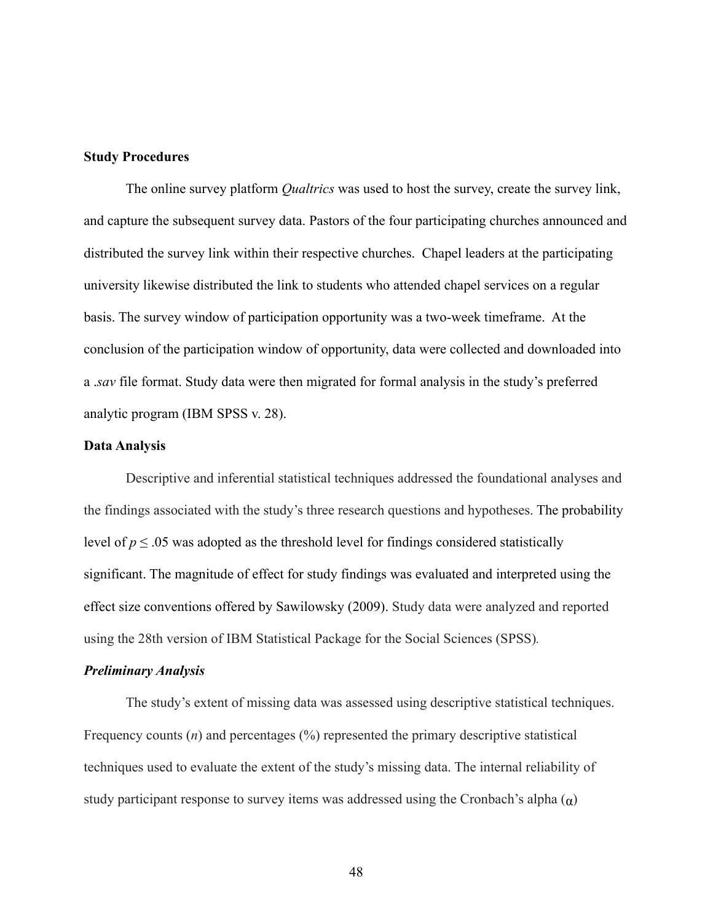**Study Procedures**

The online survey platform *Qualtrics* was used to host the survey, create the survey link, and capture the subsequent survey data. Pastors of the four participating churches announced and distributed the survey link within their respective churches. Chapel leaders at the participating university likewise distributed the link to students who attended chapel services on a regular basis. The survey window of participation opportunity was a two-week timeframe. At the conclusion of the participation window of opportunity, data were collected and downloaded into a *.sav* file format. Study data were then migrated for formal analysis in the study's preferred analytic program (IBM SPSS v. 28).

**Data Analysis**

Descriptive and inferential statistical techniques addressed the foundational analyses and the findings associated with the study's three research questions and hypotheses. The probability level of $p \leq .05$ was adopted as the threshold level for findings considered statistically significant. The magnitude of effect for study findings was evaluated and interpreted using the effect size conventions offered by Sawilowsky (2009). Study data were analyzed and reported using the 28th version of IBM Statistical Package for the Social Sciences (SPSS).

***Preliminary Analysis***

The study's extent of missing data was assessed using descriptive statistical techniques. Frequency counts ($n$) and percentages (%) represented the primary descriptive statistical techniques used to evaluate the extent of the study's missing data. The internal reliability of study participant response to survey items was addressed using the Cronbach's alpha ($\alpha$)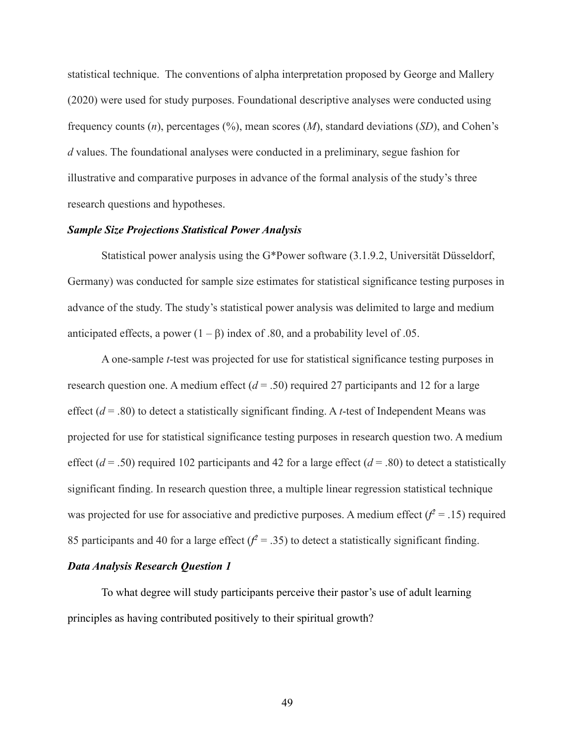statistical technique. The conventions of alpha interpretation proposed by George and Mallery (2020) were used for study purposes. Foundational descriptive analyses were conducted using frequency counts ($n$), percentages (%), mean scores ($M$), standard deviations ($SD$), and Cohen's $d$ values. The foundational analyses were conducted in a preliminary, segue fashion for illustrative and comparative purposes in advance of the formal analysis of the study's three research questions and hypotheses.

### *Sample Size Projections Statistical Power Analysis*

Statistical power analysis using the G*Power software (3.1.9.2, Universität Düsseldorf, Germany) was conducted for sample size estimates for statistical significance testing purposes in advance of the study. The study's statistical power analysis was delimited to large and medium anticipated effects, a power ($1 - \beta$) index of .80, and a probability level of .05.

A one-sample $t$-test was projected for use for statistical significance testing purposes in research question one. A medium effect ($d = .50$) required 27 participants and 12 for a large effect ($d = .80$) to detect a statistically significant finding. A $t$-test of Independent Means was projected for use for statistical significance testing purposes in research question two. A medium effect ($d = .50$) required 102 participants and 42 for a large effect ($d = .80$) to detect a statistically significant finding. In research question three, a multiple linear regression statistical technique was projected for use for associative and predictive purposes. A medium effect ($f^2 = .15$) required 85 participants and 40 for a large effect ($f^2 = .35$) to detect a statistically significant finding.

### *Data Analysis Research Question 1*

To what degree will study participants perceive their pastor's use of adult learning principles as having contributed positively to their spiritual growth?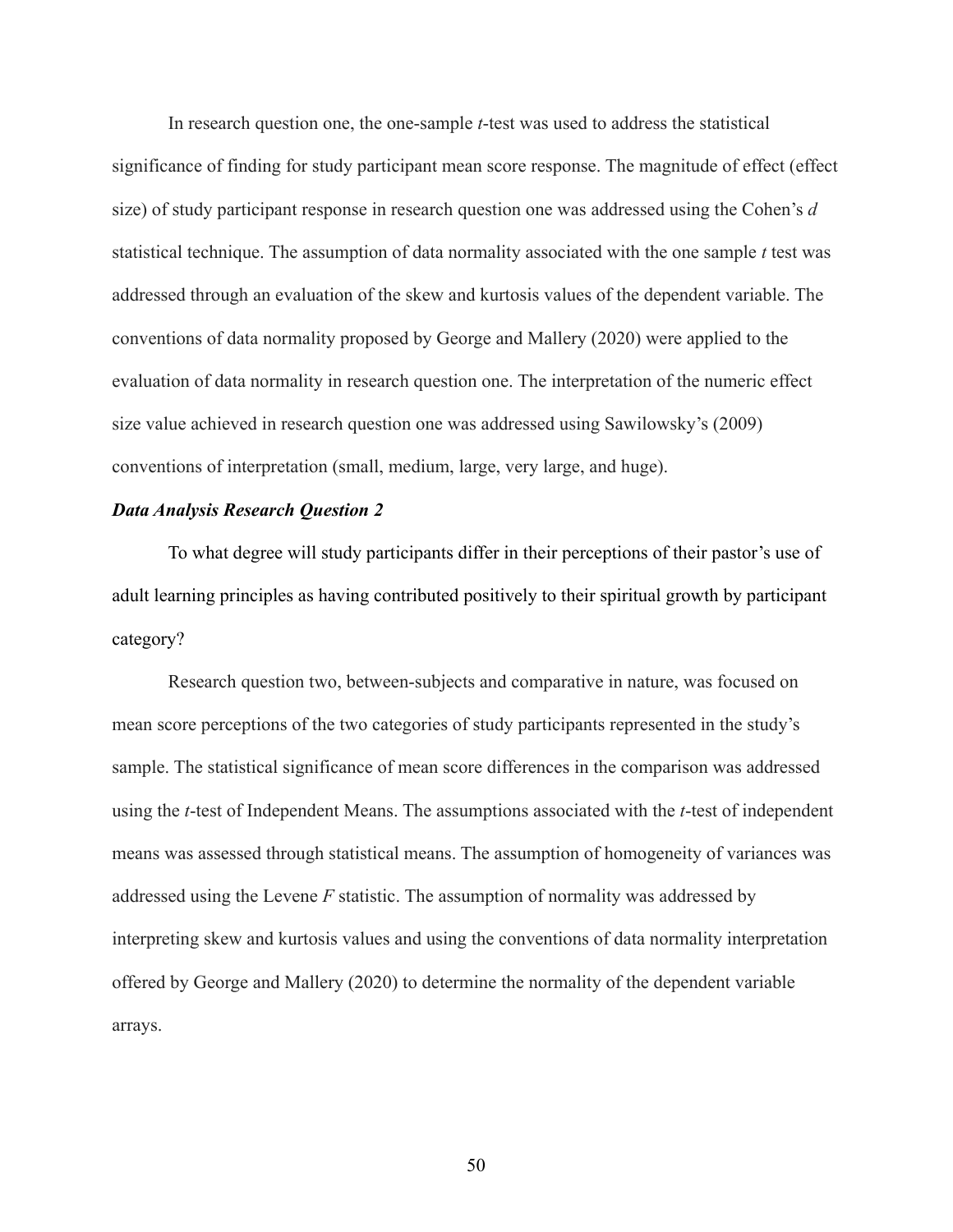In research question one, the one-sample *t*-test was used to address the statistical significance of finding for study participant mean score response. The magnitude of effect (effect size) of study participant response in research question one was addressed using the Cohen's *d* statistical technique. The assumption of data normality associated with the one sample *t* test was addressed through an evaluation of the skew and kurtosis values of the dependent variable. The conventions of data normality proposed by George and Mallery (2020) were applied to the evaluation of data normality in research question one. The interpretation of the numeric effect size value achieved in research question one was addressed using Sawilowsky's (2009) conventions of interpretation (small, medium, large, very large, and huge).

### *Data Analysis Research Question 2*

To what degree will study participants differ in their perceptions of their pastor's use of adult learning principles as having contributed positively to their spiritual growth by participant category?

Research question two, between-subjects and comparative in nature, was focused on mean score perceptions of the two categories of study participants represented in the study's sample. The statistical significance of mean score differences in the comparison was addressed using the *t*-test of Independent Means. The assumptions associated with the *t*-test of independent means was assessed through statistical means. The assumption of homogeneity of variances was addressed using the Levene *F* statistic. The assumption of normality was addressed by interpreting skew and kurtosis values and using the conventions of data normality interpretation offered by George and Mallery (2020) to determine the normality of the dependent variable arrays.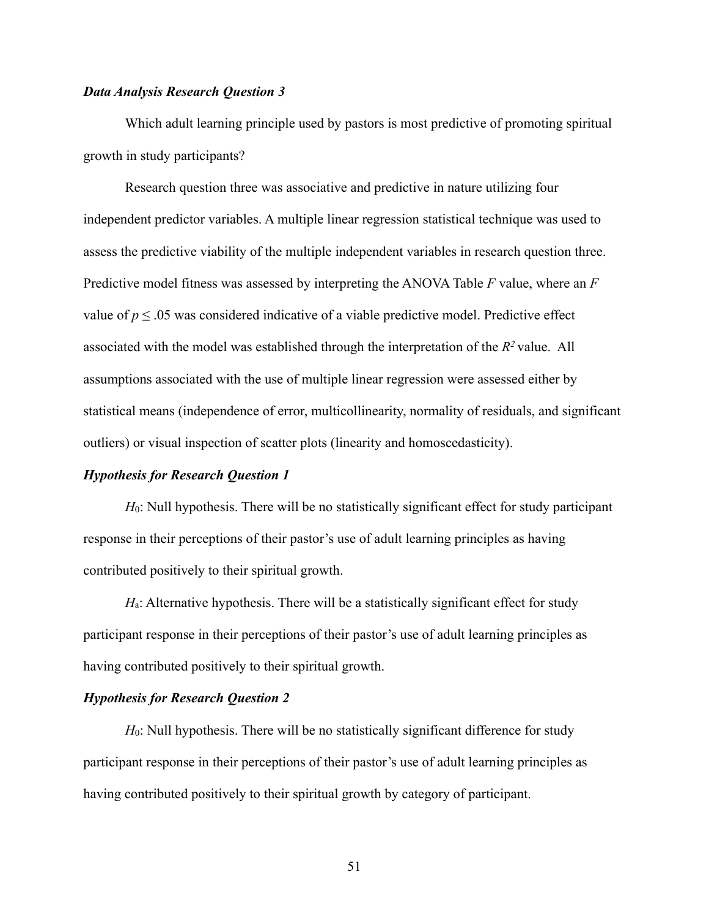***Data Analysis Research Question 3***

Which adult learning principle used by pastors is most predictive of promoting spiritual growth in study participants?

Research question three was associative and predictive in nature utilizing four independent predictor variables. A multiple linear regression statistical technique was used to assess the predictive viability of the multiple independent variables in research question three. Predictive model fitness was assessed by interpreting the ANOVA Table *F* value, where an *F* value of $p \leq .05$ was considered indicative of a viable predictive model. Predictive effect associated with the model was established through the interpretation of the $R^2$ value. All assumptions associated with the use of multiple linear regression were assessed either by statistical means (independence of error, multicollinearity, normality of residuals, and significant outliers) or visual inspection of scatter plots (linearity and homoscedasticity).

***Hypothesis for Research Question 1***

$H_0$: Null hypothesis. There will be no statistically significant effect for study participant response in their perceptions of their pastor's use of adult learning principles as having contributed positively to their spiritual growth.

$H_a$: Alternative hypothesis. There will be a statistically significant effect for study participant response in their perceptions of their pastor's use of adult learning principles as having contributed positively to their spiritual growth.

***Hypothesis for Research Question 2***

$H_0$: Null hypothesis. There will be no statistically significant difference for study participant response in their perceptions of their pastor's use of adult learning principles as having contributed positively to their spiritual growth by category of participant.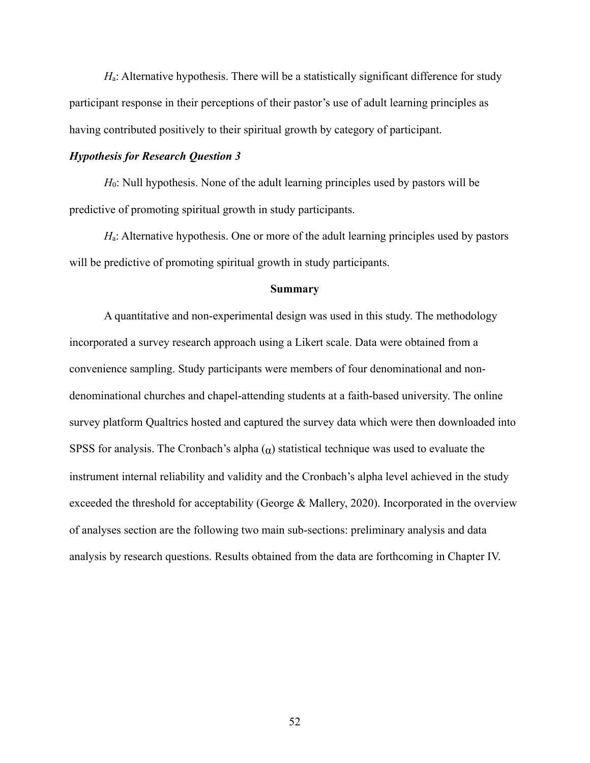$H_a$: Alternative hypothesis. There will be a statistically significant difference for study participant response in their perceptions of their pastor's use of adult learning principles as having contributed positively to their spiritual growth by category of participant.

### *Hypothesis for Research Question 3*

$H_0$: Null hypothesis. None of the adult learning principles used by pastors will be predictive of promoting spiritual growth in study participants.

$H_a$: Alternative hypothesis. One or more of the adult learning principles used by pastors will be predictive of promoting spiritual growth in study participants.

## Summary

A quantitative and non-experimental design was used in this study. The methodology incorporated a survey research approach using a Likert scale. Data were obtained from a convenience sampling. Study participants were members of four denominational and non-denominational churches and chapel-attending students at a faith-based university. The online survey platform Qualtrics hosted and captured the survey data which were then downloaded into SPSS for analysis. The Cronbach's alpha ($\alpha$) statistical technique was used to evaluate the instrument internal reliability and validity and the Cronbach's alpha level achieved in the study exceeded the threshold for acceptability (George & Mallery, 2020). Incorporated in the overview of analyses section are the following two main sub-sections: preliminary analysis and data analysis by research questions. Results obtained from the data are forthcoming in Chapter IV.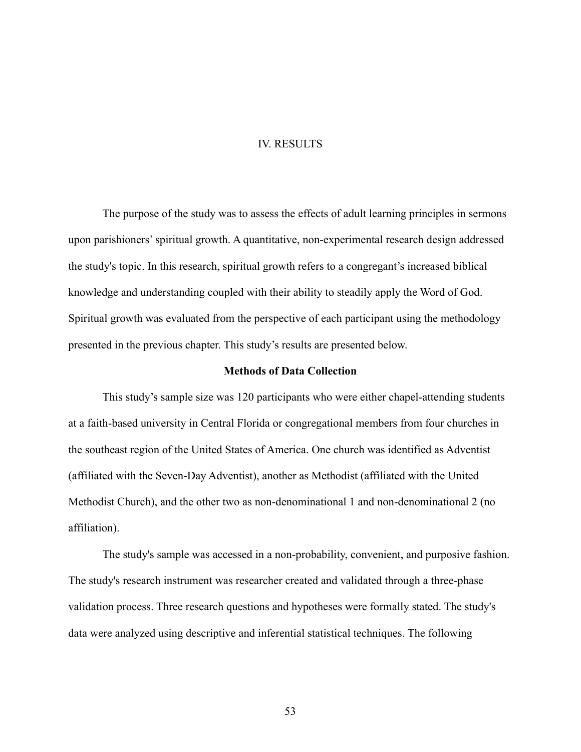# IV. RESULTS

The purpose of the study was to assess the effects of adult learning principles in sermons upon parishioners' spiritual growth. A quantitative, non-experimental research design addressed the study's topic. In this research, spiritual growth refers to a congregant's increased biblical knowledge and understanding coupled with their ability to steadily apply the Word of God. Spiritual growth was evaluated from the perspective of each participant using the methodology presented in the previous chapter. This study's results are presented below.

## Methods of Data Collection

This study's sample size was 120 participants who were either chapel-attending students at a faith-based university in Central Florida or congregational members from four churches in the southeast region of the United States of America. One church was identified as Adventist (affiliated with the Seven-Day Adventist), another as Methodist (affiliated with the United Methodist Church), and the other two as non-denominational 1 and non-denominational 2 (no affiliation).

The study's sample was accessed in a non-probability, convenient, and purposive fashion. The study's research instrument was researcher created and validated through a three-phase validation process. Three research questions and hypotheses were formally stated. The study's data were analyzed using descriptive and inferential statistical techniques. The following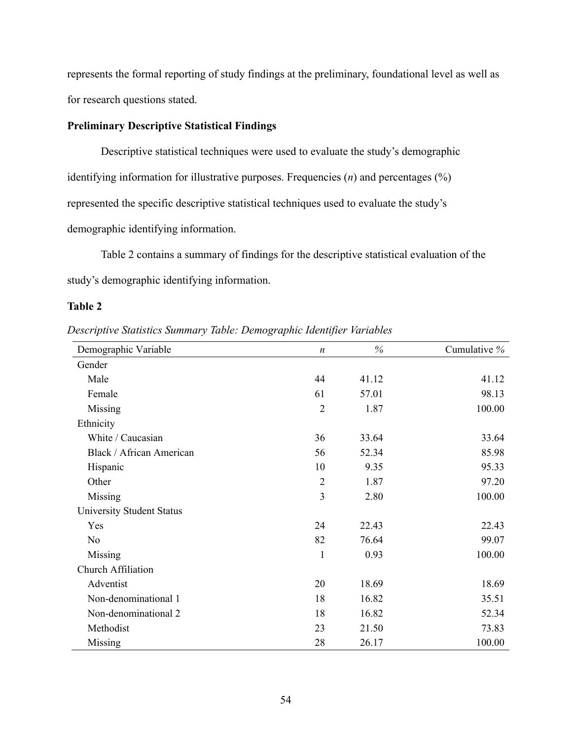represents the formal reporting of study findings at the preliminary, foundational level as well as for research questions stated.

**Preliminary Descriptive Statistical Findings**

Descriptive statistical techniques were used to evaluate the study's demographic identifying information for illustrative purposes. Frequencies (*n*) and percentages (%) represented the specific descriptive statistical techniques used to evaluate the study's demographic identifying information.

Table 2 contains a summary of findings for the descriptive statistical evaluation of the study's demographic identifying information.

**Table 2**

*Descriptive Statistics Summary Table: Demographic Identifier Variables*

| Demographic Variable | *n* | % | Cumulative % |
|---|---|---|---|
| Gender | | | |
| Male | 44 | 41.12 | 41.12 |
| Female | 61 | 57.01 | 98.13 |
| Missing | 2 | 1.87 | 100.00 |
| Ethnicity | | | |
| White / Caucasian | 36 | 33.64 | 33.64 |
| Black / African American | 56 | 52.34 | 85.98 |
| Hispanic | 10 | 9.35 | 95.33 |
| Other | 2 | 1.87 | 97.20 |
| Missing | 3 | 2.80 | 100.00 |
| University Student Status | | | |
| Yes | 24 | 22.43 | 22.43 |
| No | 82 | 76.64 | 99.07 |
| Missing | 1 | 0.93 | 100.00 |
| Church Affiliation | | | |
| Adventist | 20 | 18.69 | 18.69 |
| Non-denominational 1 | 18 | 16.82 | 35.51 |
| Non-denominational 2 | 18 | 16.82 | 52.34 |
| Methodist | 23 | 21.50 | 73.83 |
| Missing | 28 | 26.17 | 100.00 |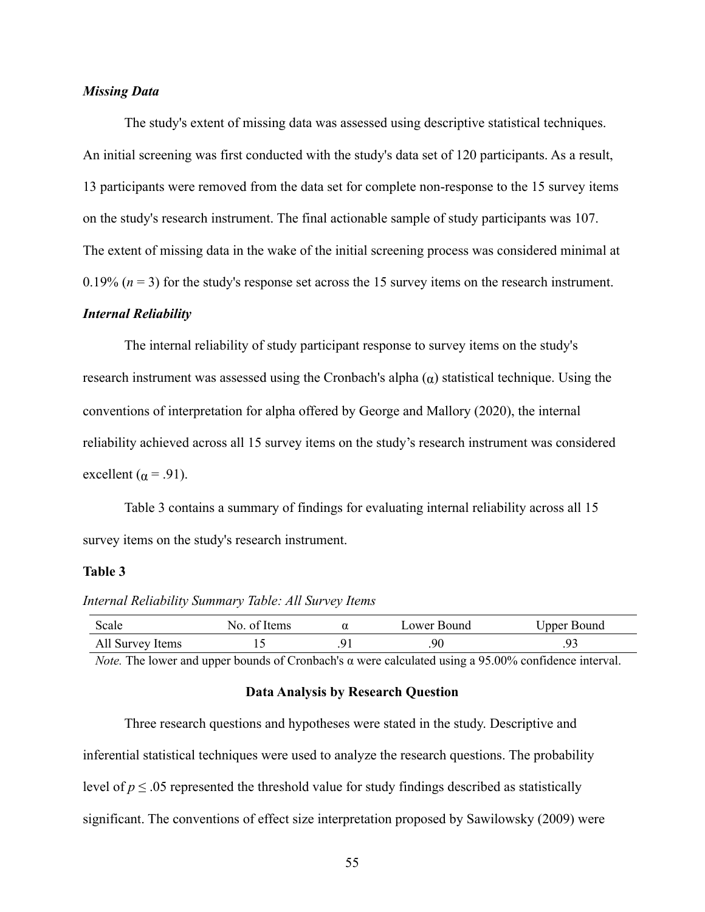### *Missing Data*

The study's extent of missing data was assessed using descriptive statistical techniques. An initial screening was first conducted with the study's data set of 120 participants. As a result, 13 participants were removed from the data set for complete non-response to the 15 survey items on the study's research instrument. The final actionable sample of study participants was 107. The extent of missing data in the wake of the initial screening process was considered minimal at 0.19% ($n$ = 3) for the study's response set across the 15 survey items on the research instrument.

### *Internal Reliability*

The internal reliability of study participant response to survey items on the study's research instrument was assessed using the Cronbach's alpha ($\alpha$) statistical technique. Using the conventions of interpretation for alpha offered by George and Mallory (2020), the internal reliability achieved across all 15 survey items on the study's research instrument was considered excellent ($\alpha$ = .91).

Table 3 contains a summary of findings for evaluating internal reliability across all 15 survey items on the study's research instrument.

**Table 3**

*Internal Reliability Summary Table: All Survey Items*

| Scale | No. of Items | $\alpha$ | Lower Bound | Upper Bound |
|---|---|---|---|---|
| All Survey Items | 15 | .91 | .90 | .93 |

*Note.* The lower and upper bounds of Cronbach's $\alpha$ were calculated using a 95.00% confidence interval.

## Data Analysis by Research Question

Three research questions and hypotheses were stated in the study. Descriptive and inferential statistical techniques were used to analyze the research questions. The probability level of $p \leq .05$ represented the threshold value for study findings described as statistically significant. The conventions of effect size interpretation proposed by Sawilowsky (2009) were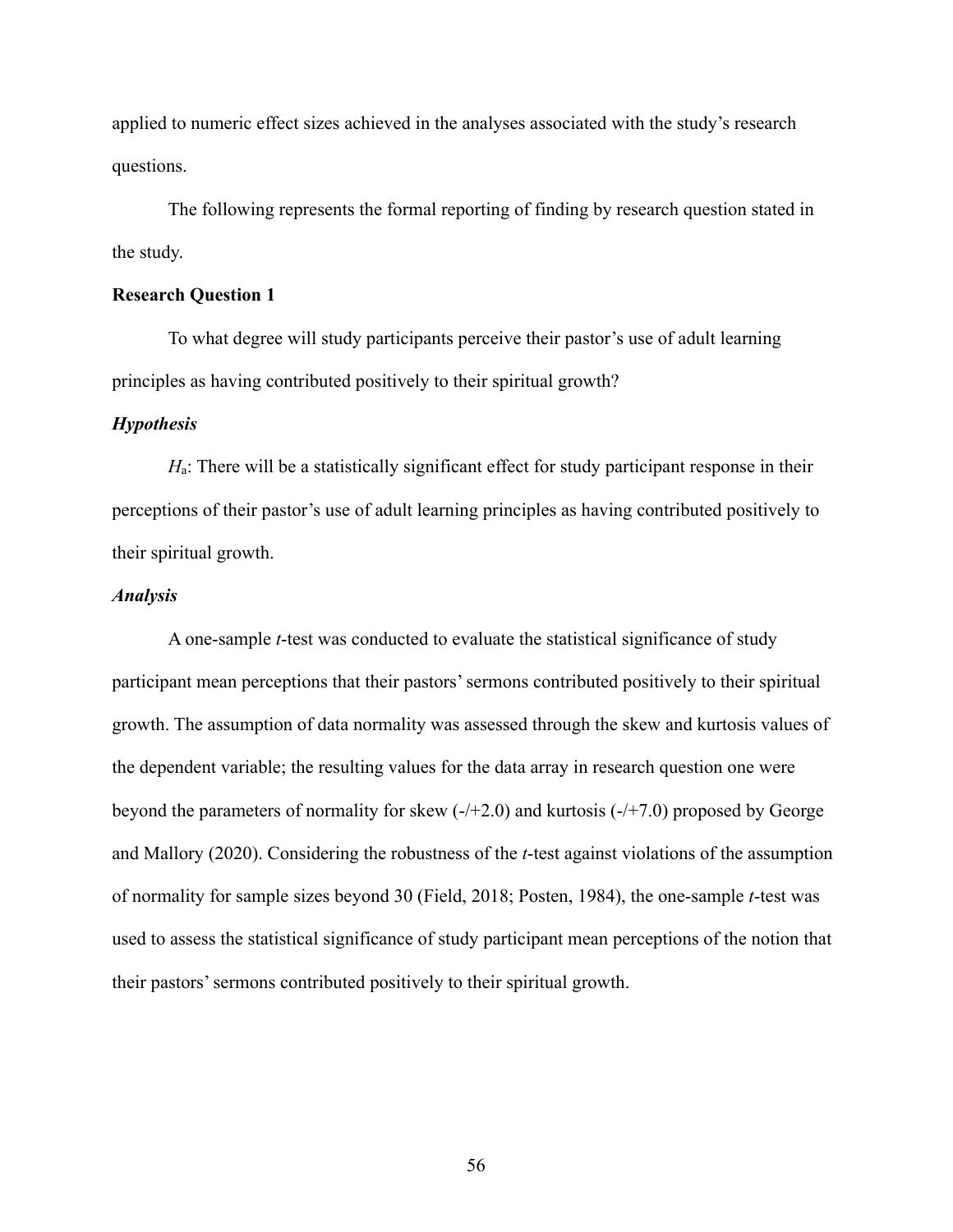applied to numeric effect sizes achieved in the analyses associated with the study's research questions.

The following represents the formal reporting of finding by research question stated in the study.

## Research Question 1

To what degree will study participants perceive their pastor's use of adult learning principles as having contributed positively to their spiritual growth?

### *Hypothesis*

$H_a$: There will be a statistically significant effect for study participant response in their perceptions of their pastor's use of adult learning principles as having contributed positively to their spiritual growth.

### *Analysis*

A one-sample *t*-test was conducted to evaluate the statistical significance of study participant mean perceptions that their pastors' sermons contributed positively to their spiritual growth. The assumption of data normality was assessed through the skew and kurtosis values of the dependent variable; the resulting values for the data array in research question one were beyond the parameters of normality for skew (-/+2.0) and kurtosis (-/+7.0) proposed by George and Mallory (2020). Considering the robustness of the *t*-test against violations of the assumption of normality for sample sizes beyond 30 (Field, 2018; Posten, 1984), the one-sample *t*-test was used to assess the statistical significance of study participant mean perceptions of the notion that their pastors' sermons contributed positively to their spiritual growth.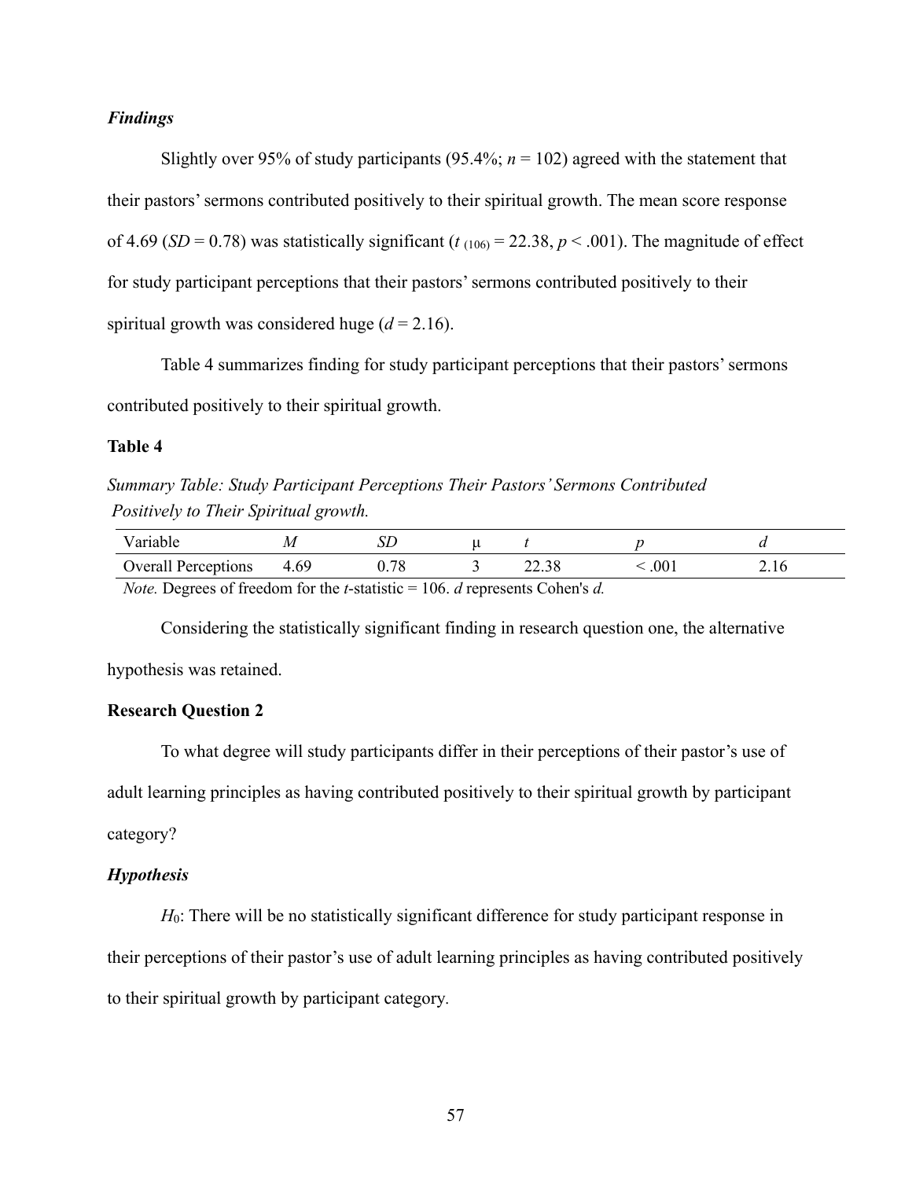### *Findings*

Slightly over 95% of study participants (95.4%; $n = 102$) agreed with the statement that their pastors' sermons contributed positively to their spiritual growth. The mean score response of 4.69 ($SD = 0.78$) was statistically significant ($t_{(106)} = 22.38$, $p < .001$). The magnitude of effect for study participant perceptions that their pastors' sermons contributed positively to their spiritual growth was considered huge ($d = 2.16$).

Table 4 summarizes finding for study participant perceptions that their pastors' sermons contributed positively to their spiritual growth.

**Table 4**

*Summary Table: Study Participant Perceptions Their Pastors' Sermons Contributed Positively to Their Spiritual growth.*

| Variable | *M* | *SD* | μ | *t* | *p* | *d* |
|---|---|---|---|---|---|---|
| Overall Perceptions | 4.69 | 0.78 | 3 | 22.38 | < .001 | 2.16 |

*Note.* Degrees of freedom for the *t*-statistic = 106. *d* represents Cohen's *d.*

Considering the statistically significant finding in research question one, the alternative hypothesis was retained.

**Research Question 2**

To what degree will study participants differ in their perceptions of their pastor's use of adult learning principles as having contributed positively to their spiritual growth by participant category?

### *Hypothesis*

$H_0$: There will be no statistically significant difference for study participant response in their perceptions of their pastor's use of adult learning principles as having contributed positively to their spiritual growth by participant category.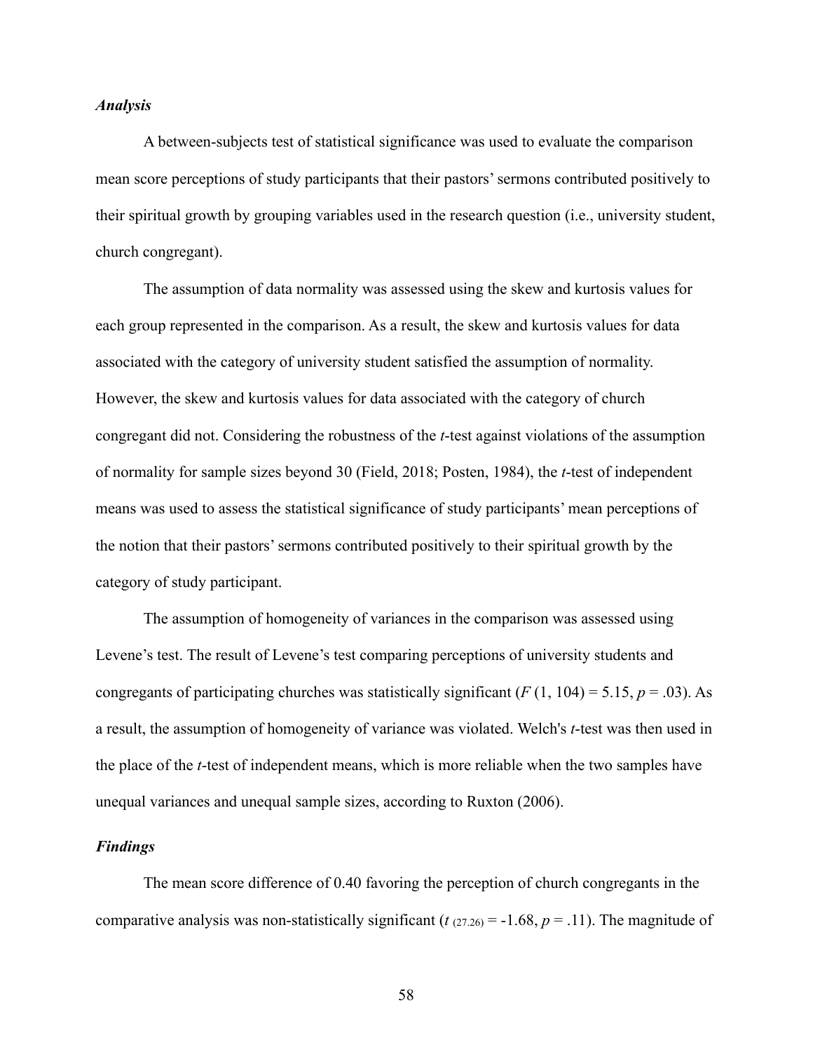### *Analysis*

A between-subjects test of statistical significance was used to evaluate the comparison mean score perceptions of study participants that their pastors' sermons contributed positively to their spiritual growth by grouping variables used in the research question (i.e., university student, church congregant).

The assumption of data normality was assessed using the skew and kurtosis values for each group represented in the comparison. As a result, the skew and kurtosis values for data associated with the category of university student satisfied the assumption of normality. However, the skew and kurtosis values for data associated with the category of church congregant did not. Considering the robustness of the *t*-test against violations of the assumption of normality for sample sizes beyond 30 (Field, 2018; Posten, 1984), the *t*-test of independent means was used to assess the statistical significance of study participants' mean perceptions of the notion that their pastors' sermons contributed positively to their spiritual growth by the category of study participant.

The assumption of homogeneity of variances in the comparison was assessed using Levene's test. The result of Levene's test comparing perceptions of university students and congregants of participating churches was statistically significant ($F\ (1, 104) = 5.15$, $p = .03$). As a result, the assumption of homogeneity of variance was violated. Welch's *t*-test was then used in the place of the *t*-test of independent means, which is more reliable when the two samples have unequal variances and unequal sample sizes, according to Ruxton (2006).

### *Findings*

The mean score difference of 0.40 favoring the perception of church congregants in the comparative analysis was non-statistically significant ($t_{(27.26)} = -1.68$, $p = .11$). The magnitude of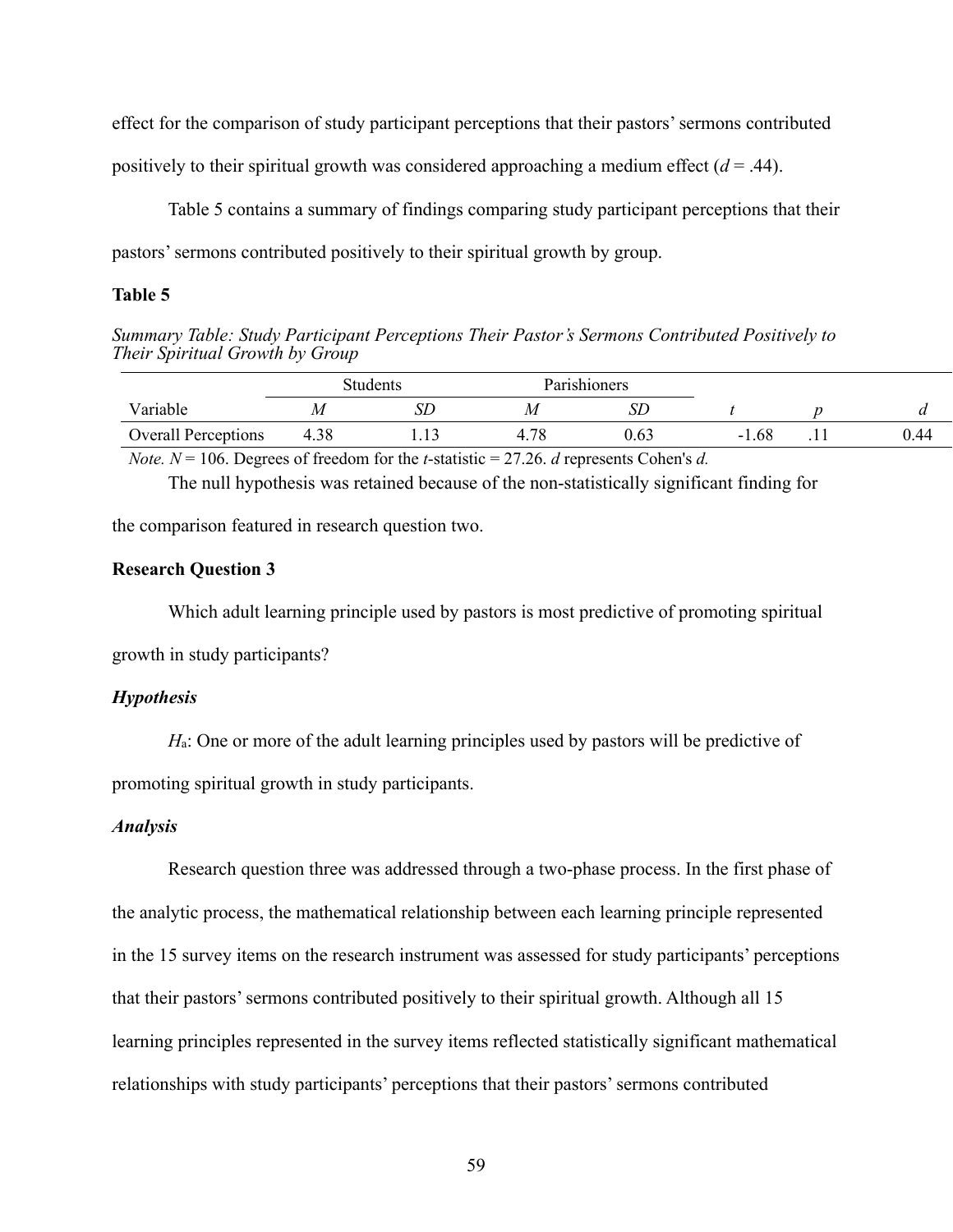effect for the comparison of study participant perceptions that their pastors' sermons contributed positively to their spiritual growth was considered approaching a medium effect ($d$ = .44).

Table 5 contains a summary of findings comparing study participant perceptions that their pastors' sermons contributed positively to their spiritual growth by group.

**Table 5**

*Summary Table: Study Participant Perceptions Their Pastor's Sermons Contributed Positively to Their Spiritual Growth by Group*

| | Students | | Parishioners | | | | |
|---|---|---|---|---|---|---|---|
| Variable | *M* | *SD* | *M* | *SD* | *t* | *p* | *d* |
| Overall Perceptions | 4.38 | 1.13 | 4.78 | 0.63 | -1.68 | .11 | 0.44 |

*Note.* $N$ = 106. Degrees of freedom for the $t$-statistic = 27.26. $d$ represents Cohen's $d$.

The null hypothesis was retained because of the non-statistically significant finding for the comparison featured in research question two.

**Research Question 3**

Which adult learning principle used by pastors is most predictive of promoting spiritual growth in study participants?

***Hypothesis***

$H_a$: One or more of the adult learning principles used by pastors will be predictive of promoting spiritual growth in study participants.

***Analysis***

Research question three was addressed through a two-phase process. In the first phase of the analytic process, the mathematical relationship between each learning principle represented in the 15 survey items on the research instrument was assessed for study participants' perceptions that their pastors' sermons contributed positively to their spiritual growth. Although all 15 learning principles represented in the survey items reflected statistically significant mathematical relationships with study participants' perceptions that their pastors' sermons contributed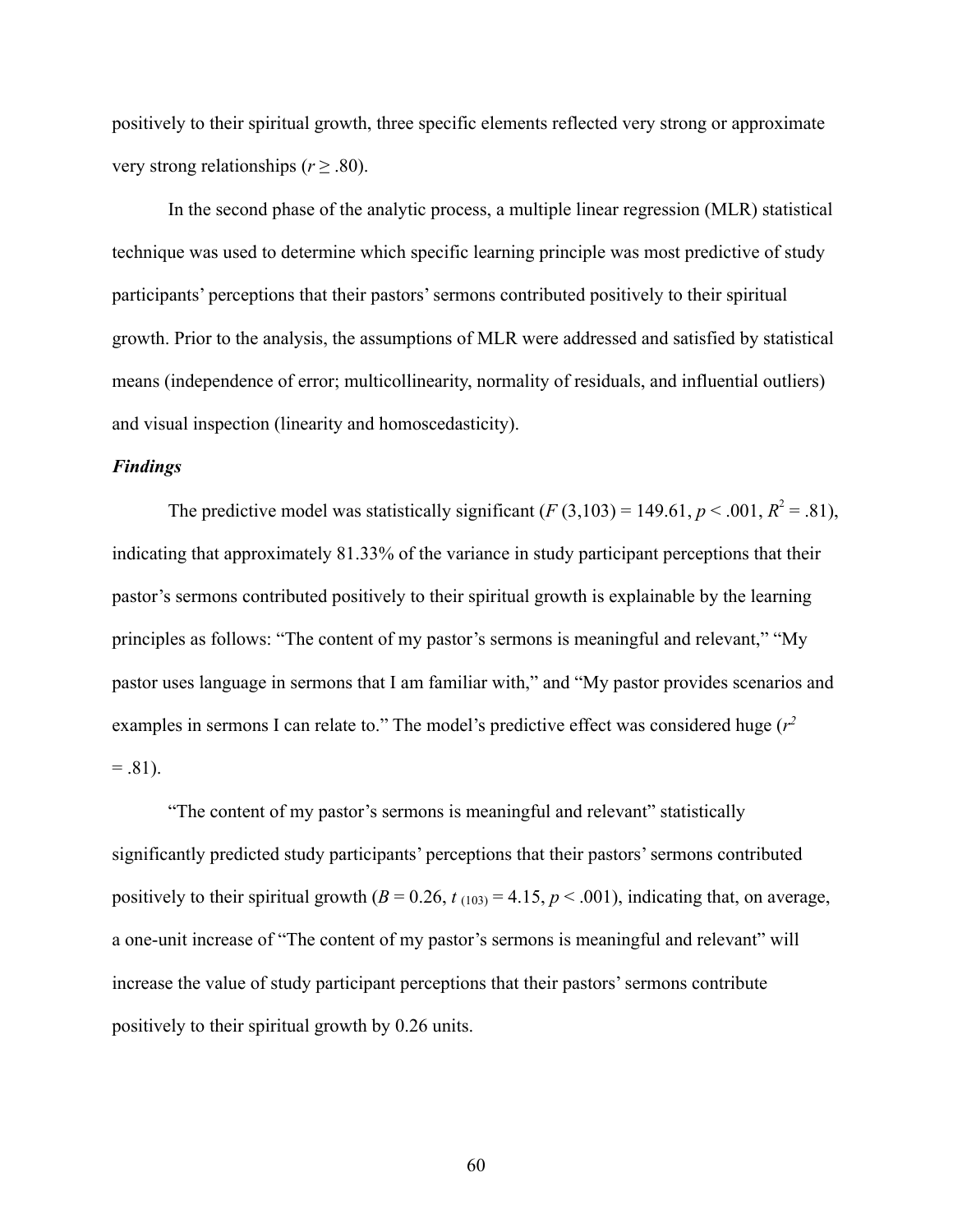positively to their spiritual growth, three specific elements reflected very strong or approximate very strong relationships ($r \geq .80$).

In the second phase of the analytic process, a multiple linear regression (MLR) statistical technique was used to determine which specific learning principle was most predictive of study participants' perceptions that their pastors' sermons contributed positively to their spiritual growth. Prior to the analysis, the assumptions of MLR were addressed and satisfied by statistical means (independence of error; multicollinearity, normality of residuals, and influential outliers) and visual inspection (linearity and homoscedasticity).

### *Findings*

The predictive model was statistically significant ($F$ (3,103) = 149.61, $p < .001$, $R^2 = .81$), indicating that approximately 81.33% of the variance in study participant perceptions that their pastor's sermons contributed positively to their spiritual growth is explainable by the learning principles as follows: "The content of my pastor's sermons is meaningful and relevant," "My pastor uses language in sermons that I am familiar with," and "My pastor provides scenarios and examples in sermons I can relate to." The model's predictive effect was considered huge ($r^2 = .81$).

"The content of my pastor's sermons is meaningful and relevant" statistically significantly predicted study participants' perceptions that their pastors' sermons contributed positively to their spiritual growth ($B = 0.26$, $t_{(103)} = 4.15$, $p < .001$), indicating that, on average, a one-unit increase of "The content of my pastor's sermons is meaningful and relevant" will increase the value of study participant perceptions that their pastors' sermons contribute positively to their spiritual growth by 0.26 units.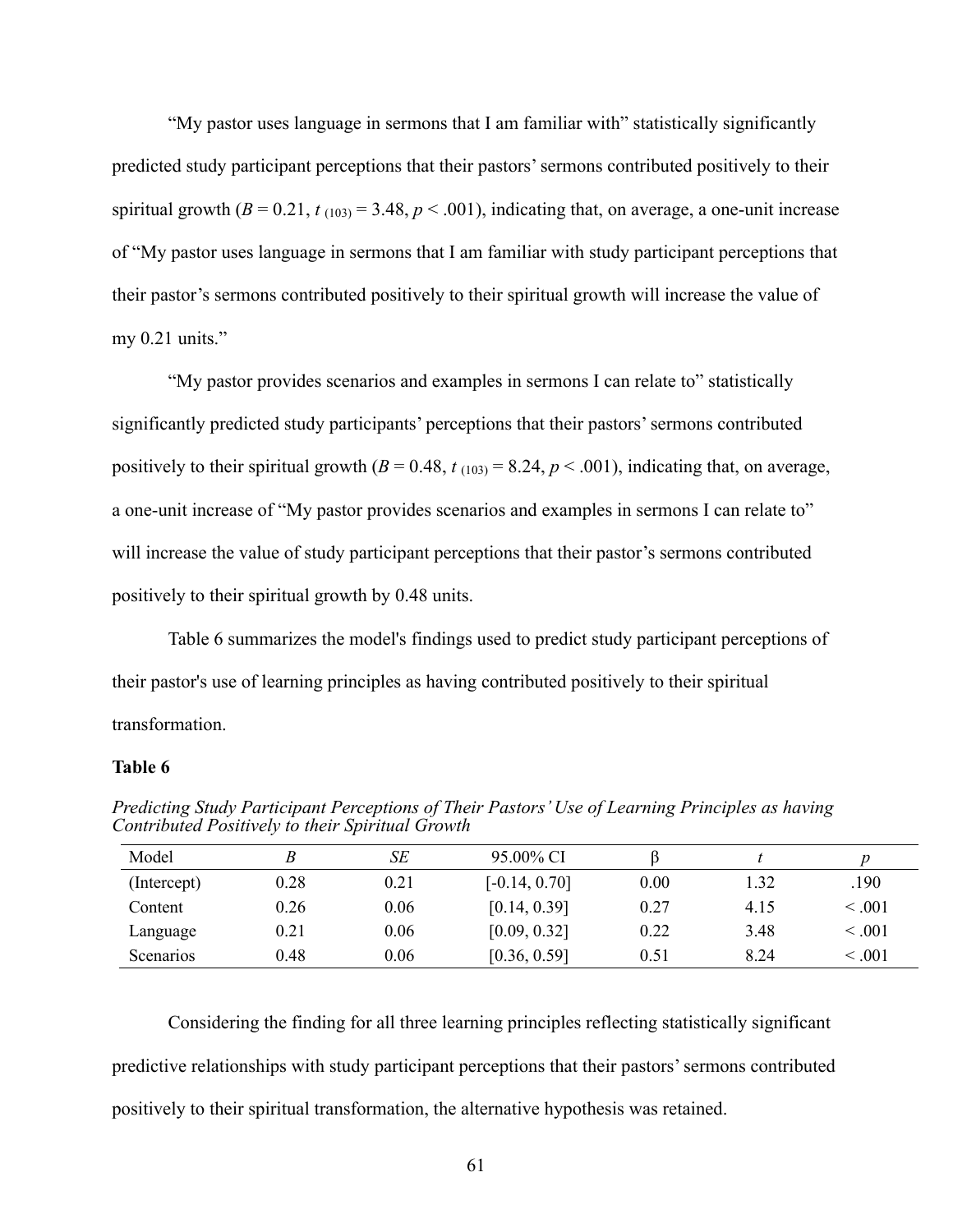"My pastor uses language in sermons that I am familiar with" statistically significantly predicted study participant perceptions that their pastors' sermons contributed positively to their spiritual growth ($B = 0.21$, $t_{(103)} = 3.48$, $p < .001$), indicating that, on average, a one-unit increase of "My pastor uses language in sermons that I am familiar with study participant perceptions that their pastor's sermons contributed positively to their spiritual growth will increase the value of my 0.21 units."

"My pastor provides scenarios and examples in sermons I can relate to" statistically significantly predicted study participants' perceptions that their pastors' sermons contributed positively to their spiritual growth ($B = 0.48$, $t_{(103)} = 8.24$, $p < .001$), indicating that, on average, a one-unit increase of "My pastor provides scenarios and examples in sermons I can relate to" will increase the value of study participant perceptions that their pastor's sermons contributed positively to their spiritual growth by 0.48 units.

Table 6 summarizes the model's findings used to predict study participant perceptions of their pastor's use of learning principles as having contributed positively to their spiritual transformation.

**Table 6**

*Predicting Study Participant Perceptions of Their Pastors' Use of Learning Principles as having Contributed Positively to their Spiritual Growth*

| Model | *B* | *SE* | 95.00% CI | β | *t* | *p* |
|---|---|---|---|---|---|---|
| (Intercept) | 0.28 | 0.21 | [-0.14, 0.70] | 0.00 | 1.32 | .190 |
| Content | 0.26 | 0.06 | [0.14, 0.39] | 0.27 | 4.15 | < .001 |
| Language | 0.21 | 0.06 | [0.09, 0.32] | 0.22 | 3.48 | < .001 |
| Scenarios | 0.48 | 0.06 | [0.36, 0.59] | 0.51 | 8.24 | < .001 |

Considering the finding for all three learning principles reflecting statistically significant predictive relationships with study participant perceptions that their pastors' sermons contributed positively to their spiritual transformation, the alternative hypothesis was retained.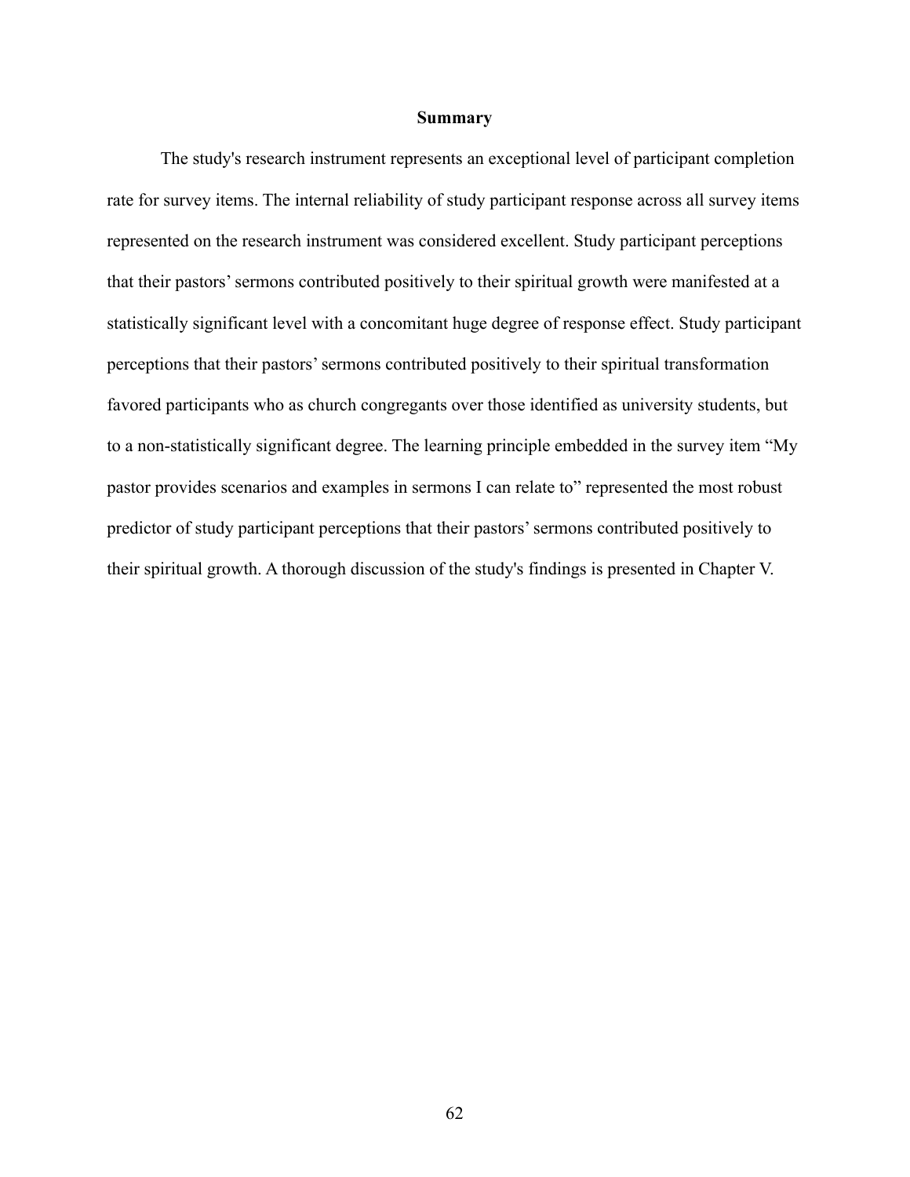## Summary

The study's research instrument represents an exceptional level of participant completion rate for survey items. The internal reliability of study participant response across all survey items represented on the research instrument was considered excellent. Study participant perceptions that their pastors' sermons contributed positively to their spiritual growth were manifested at a statistically significant level with a concomitant huge degree of response effect. Study participant perceptions that their pastors' sermons contributed positively to their spiritual transformation favored participants who as church congregants over those identified as university students, but to a non-statistically significant degree. The learning principle embedded in the survey item "My pastor provides scenarios and examples in sermons I can relate to" represented the most robust predictor of study participant perceptions that their pastors' sermons contributed positively to their spiritual growth. A thorough discussion of the study's findings is presented in Chapter V.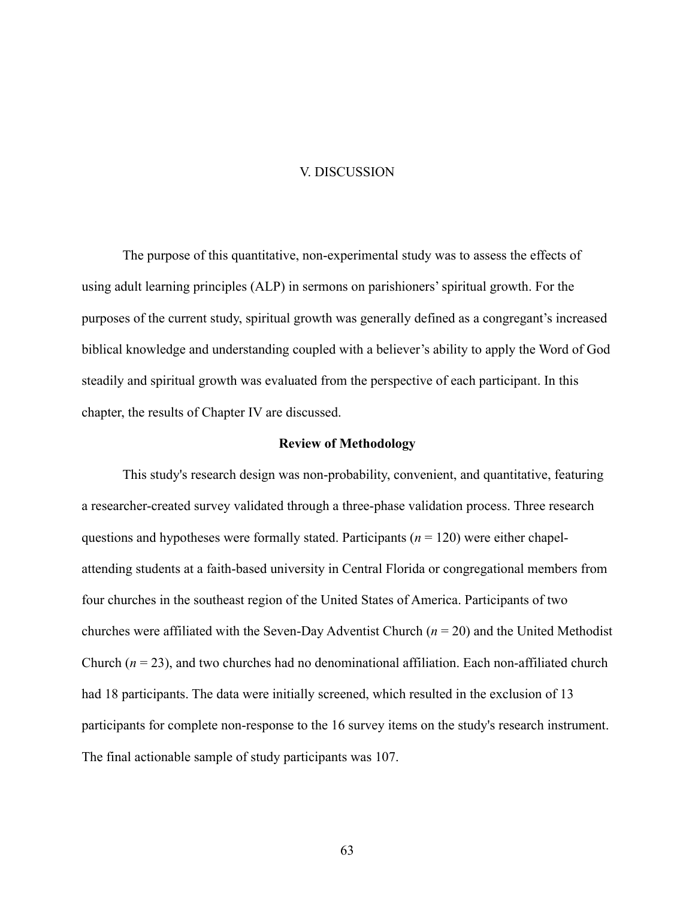# V. DISCUSSION

The purpose of this quantitative, non-experimental study was to assess the effects of using adult learning principles (ALP) in sermons on parishioners' spiritual growth. For the purposes of the current study, spiritual growth was generally defined as a congregant's increased biblical knowledge and understanding coupled with a believer's ability to apply the Word of God steadily and spiritual growth was evaluated from the perspective of each participant. In this chapter, the results of Chapter IV are discussed.

## Review of Methodology

This study's research design was non-probability, convenient, and quantitative, featuring a researcher-created survey validated through a three-phase validation process. Three research questions and hypotheses were formally stated. Participants ($n$ = 120) were either chapel-attending students at a faith-based university in Central Florida or congregational members from four churches in the southeast region of the United States of America. Participants of two churches were affiliated with the Seven-Day Adventist Church ($n$ = 20) and the United Methodist Church ($n$ = 23), and two churches had no denominational affiliation. Each non-affiliated church had 18 participants. The data were initially screened, which resulted in the exclusion of 13 participants for complete non-response to the 16 survey items on the study's research instrument. The final actionable sample of study participants was 107.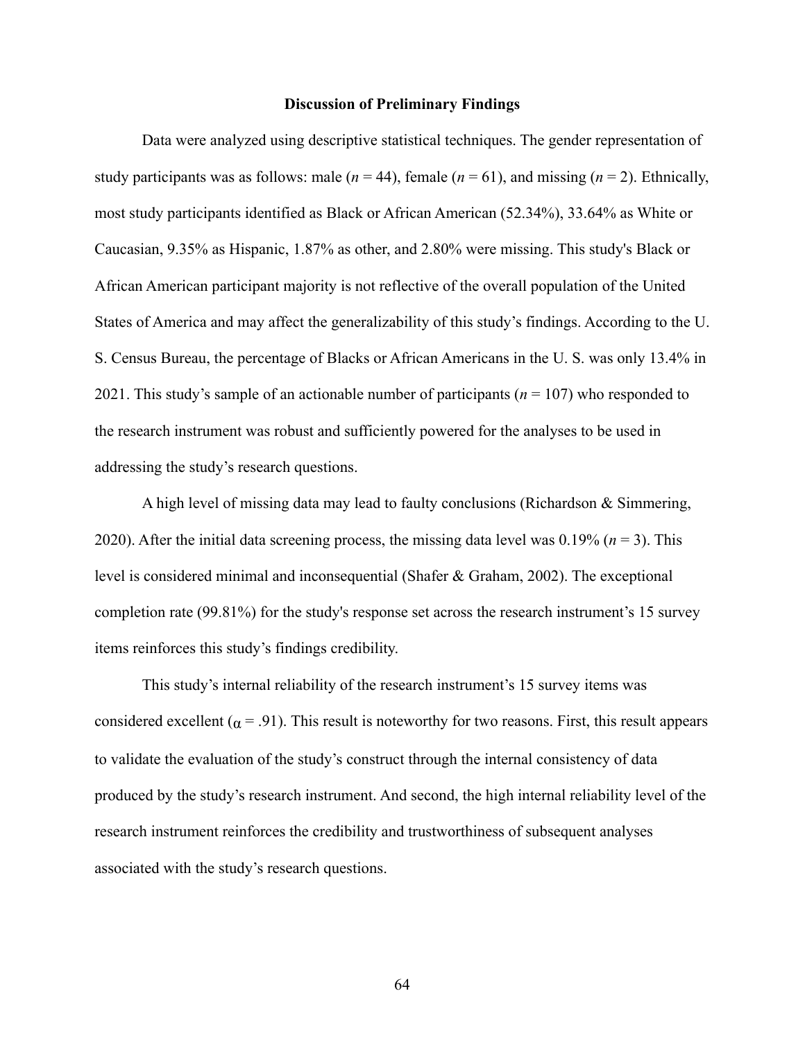## Discussion of Preliminary Findings

Data were analyzed using descriptive statistical techniques. The gender representation of study participants was as follows: male ($n$ = 44), female ($n$ = 61), and missing ($n$ = 2). Ethnically, most study participants identified as Black or African American (52.34%), 33.64% as White or Caucasian, 9.35% as Hispanic, 1.87% as other, and 2.80% were missing. This study's Black or African American participant majority is not reflective of the overall population of the United States of America and may affect the generalizability of this study's findings. According to the U. S. Census Bureau, the percentage of Blacks or African Americans in the U. S. was only 13.4% in 2021. This study's sample of an actionable number of participants ($n$ = 107) who responded to the research instrument was robust and sufficiently powered for the analyses to be used in addressing the study's research questions.

A high level of missing data may lead to faulty conclusions (Richardson & Simmering, 2020). After the initial data screening process, the missing data level was 0.19% ($n$ = 3). This level is considered minimal and inconsequential (Shafer & Graham, 2002). The exceptional completion rate (99.81%) for the study's response set across the research instrument's 15 survey items reinforces this study's findings credibility.

This study's internal reliability of the research instrument's 15 survey items was considered excellent ($\alpha$ = .91). This result is noteworthy for two reasons. First, this result appears to validate the evaluation of the study's construct through the internal consistency of data produced by the study's research instrument. And second, the high internal reliability level of the research instrument reinforces the credibility and trustworthiness of subsequent analyses associated with the study's research questions.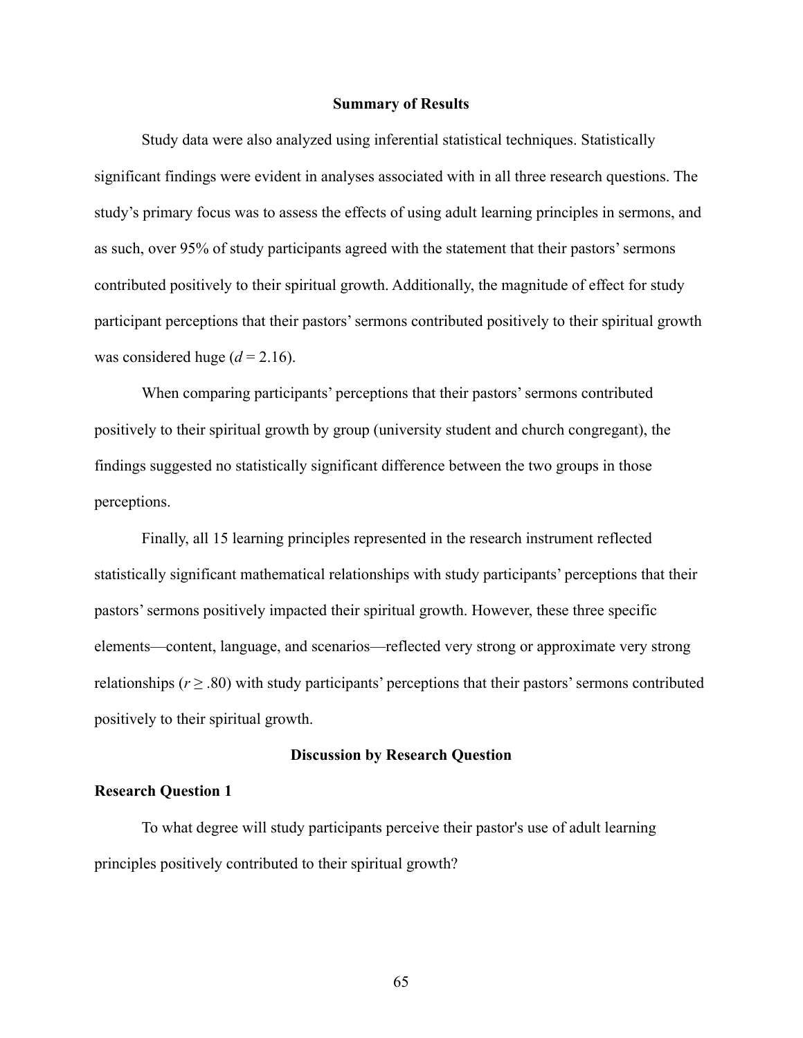## Summary of Results

Study data were also analyzed using inferential statistical techniques. Statistically significant findings were evident in analyses associated with in all three research questions. The study's primary focus was to assess the effects of using adult learning principles in sermons, and as such, over 95% of study participants agreed with the statement that their pastors' sermons contributed positively to their spiritual growth. Additionally, the magnitude of effect for study participant perceptions that their pastors' sermons contributed positively to their spiritual growth was considered huge ($d = 2.16$).

When comparing participants' perceptions that their pastors' sermons contributed positively to their spiritual growth by group (university student and church congregant), the findings suggested no statistically significant difference between the two groups in those perceptions.

Finally, all 15 learning principles represented in the research instrument reflected statistically significant mathematical relationships with study participants' perceptions that their pastors' sermons positively impacted their spiritual growth. However, these three specific elements—content, language, and scenarios—reflected very strong or approximate very strong relationships ($r \geq .80$) with study participants' perceptions that their pastors' sermons contributed positively to their spiritual growth.

## Discussion by Research Question

### Research Question 1

To what degree will study participants perceive their pastor's use of adult learning principles positively contributed to their spiritual growth?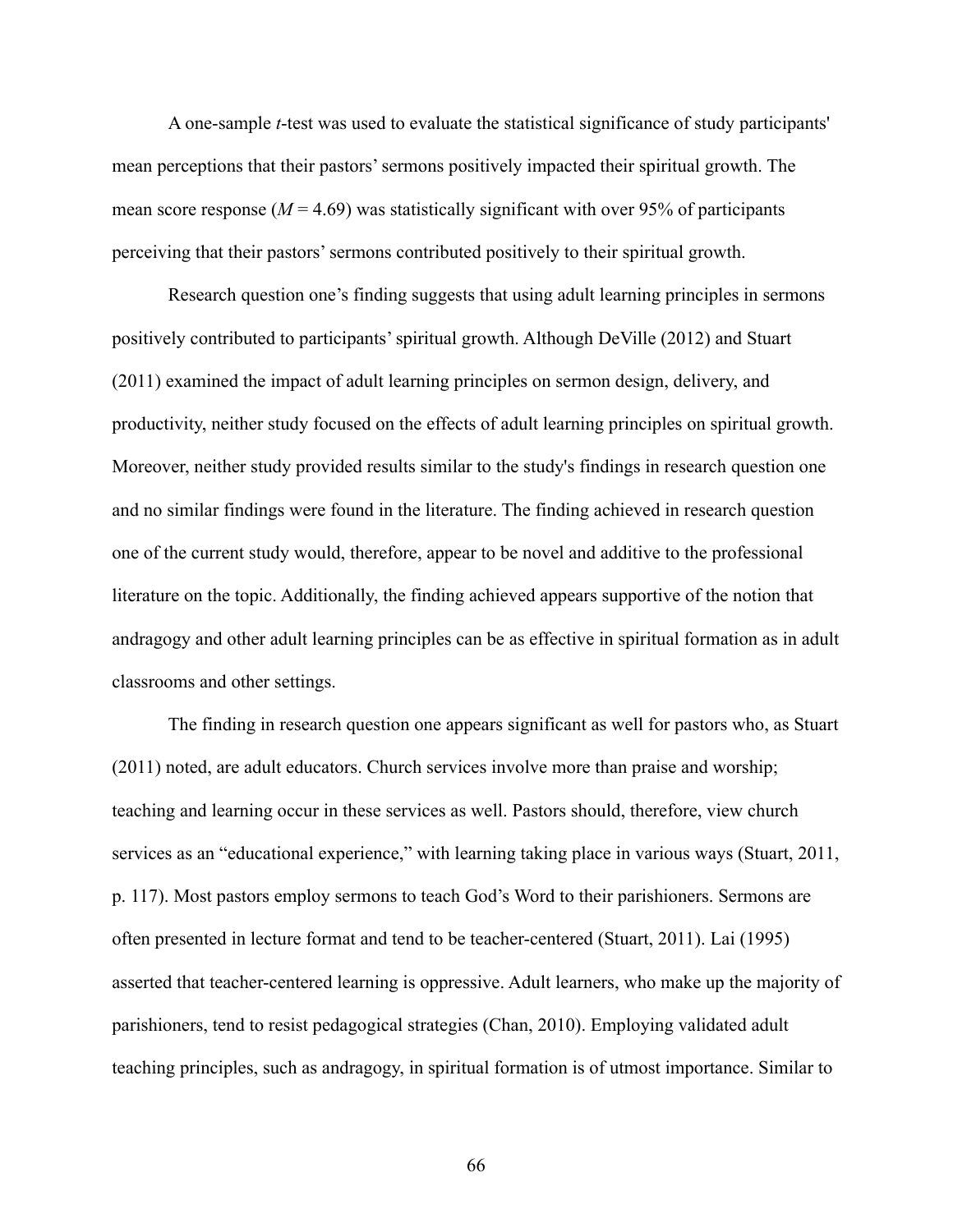A one-sample *t*-test was used to evaluate the statistical significance of study participants' mean perceptions that their pastors' sermons positively impacted their spiritual growth. The mean score response ($M$ = 4.69) was statistically significant with over 95% of participants perceiving that their pastors' sermons contributed positively to their spiritual growth.

Research question one's finding suggests that using adult learning principles in sermons positively contributed to participants' spiritual growth. Although DeVille (2012) and Stuart (2011) examined the impact of adult learning principles on sermon design, delivery, and productivity, neither study focused on the effects of adult learning principles on spiritual growth. Moreover, neither study provided results similar to the study's findings in research question one and no similar findings were found in the literature. The finding achieved in research question one of the current study would, therefore, appear to be novel and additive to the professional literature on the topic. Additionally, the finding achieved appears supportive of the notion that andragogy and other adult learning principles can be as effective in spiritual formation as in adult classrooms and other settings.

The finding in research question one appears significant as well for pastors who, as Stuart (2011) noted, are adult educators. Church services involve more than praise and worship; teaching and learning occur in these services as well. Pastors should, therefore, view church services as an "educational experience," with learning taking place in various ways (Stuart, 2011, p. 117). Most pastors employ sermons to teach God's Word to their parishioners. Sermons are often presented in lecture format and tend to be teacher-centered (Stuart, 2011). Lai (1995) asserted that teacher-centered learning is oppressive. Adult learners, who make up the majority of parishioners, tend to resist pedagogical strategies (Chan, 2010). Employing validated adult teaching principles, such as andragogy, in spiritual formation is of utmost importance. Similar to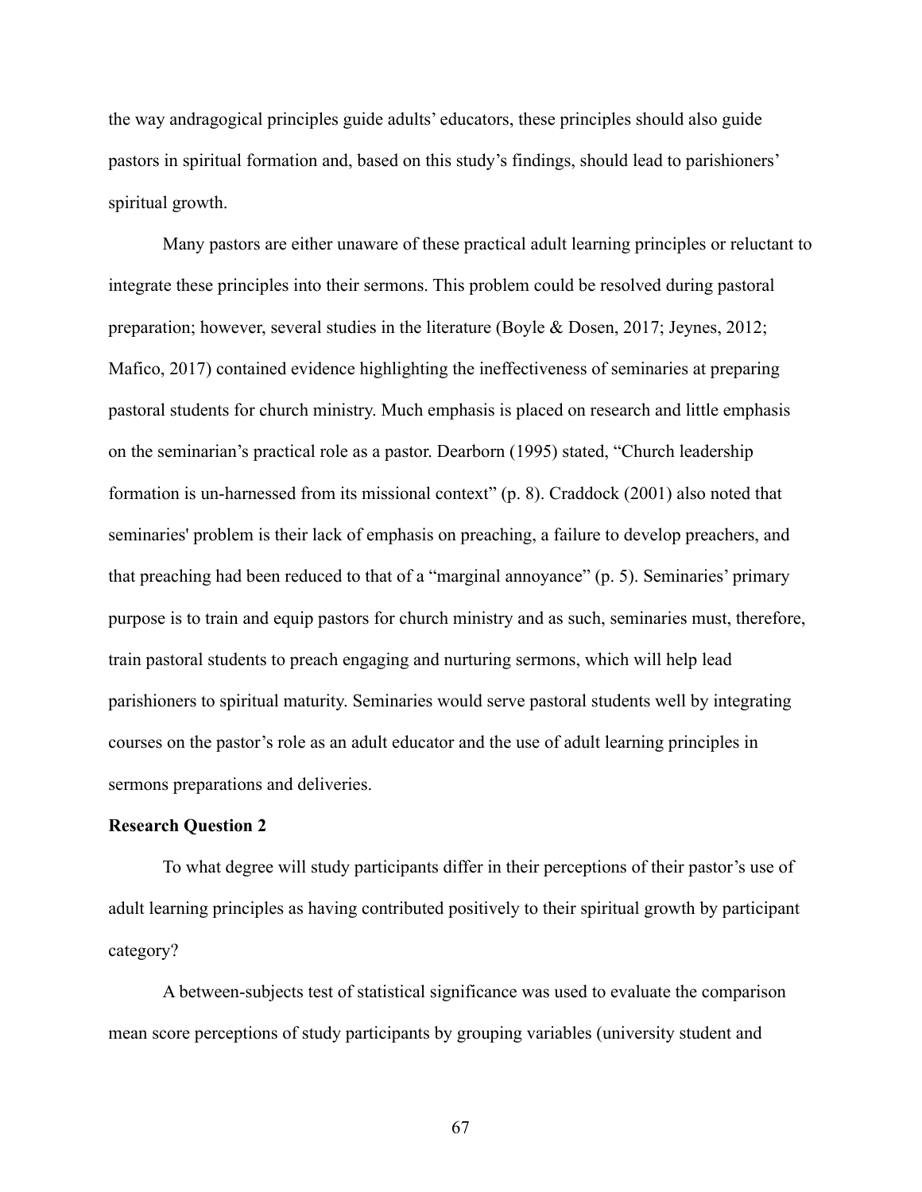the way andragogical principles guide adults' educators, these principles should also guide pastors in spiritual formation and, based on this study's findings, should lead to parishioners' spiritual growth.

Many pastors are either unaware of these practical adult learning principles or reluctant to integrate these principles into their sermons. This problem could be resolved during pastoral preparation; however, several studies in the literature (Boyle & Dosen, 2017; Jeynes, 2012; Mafico, 2017) contained evidence highlighting the ineffectiveness of seminaries at preparing pastoral students for church ministry. Much emphasis is placed on research and little emphasis on the seminarian's practical role as a pastor. Dearborn (1995) stated, "Church leadership formation is un-harnessed from its missional context" (p. 8). Craddock (2001) also noted that seminaries' problem is their lack of emphasis on preaching, a failure to develop preachers, and that preaching had been reduced to that of a "marginal annoyance" (p. 5). Seminaries' primary purpose is to train and equip pastors for church ministry and as such, seminaries must, therefore, train pastoral students to preach engaging and nurturing sermons, which will help lead parishioners to spiritual maturity. Seminaries would serve pastoral students well by integrating courses on the pastor's role as an adult educator and the use of adult learning principles in sermons preparations and deliveries.

**Research Question 2**

To what degree will study participants differ in their perceptions of their pastor's use of adult learning principles as having contributed positively to their spiritual growth by participant category?

A between-subjects test of statistical significance was used to evaluate the comparison mean score perceptions of study participants by grouping variables (university student and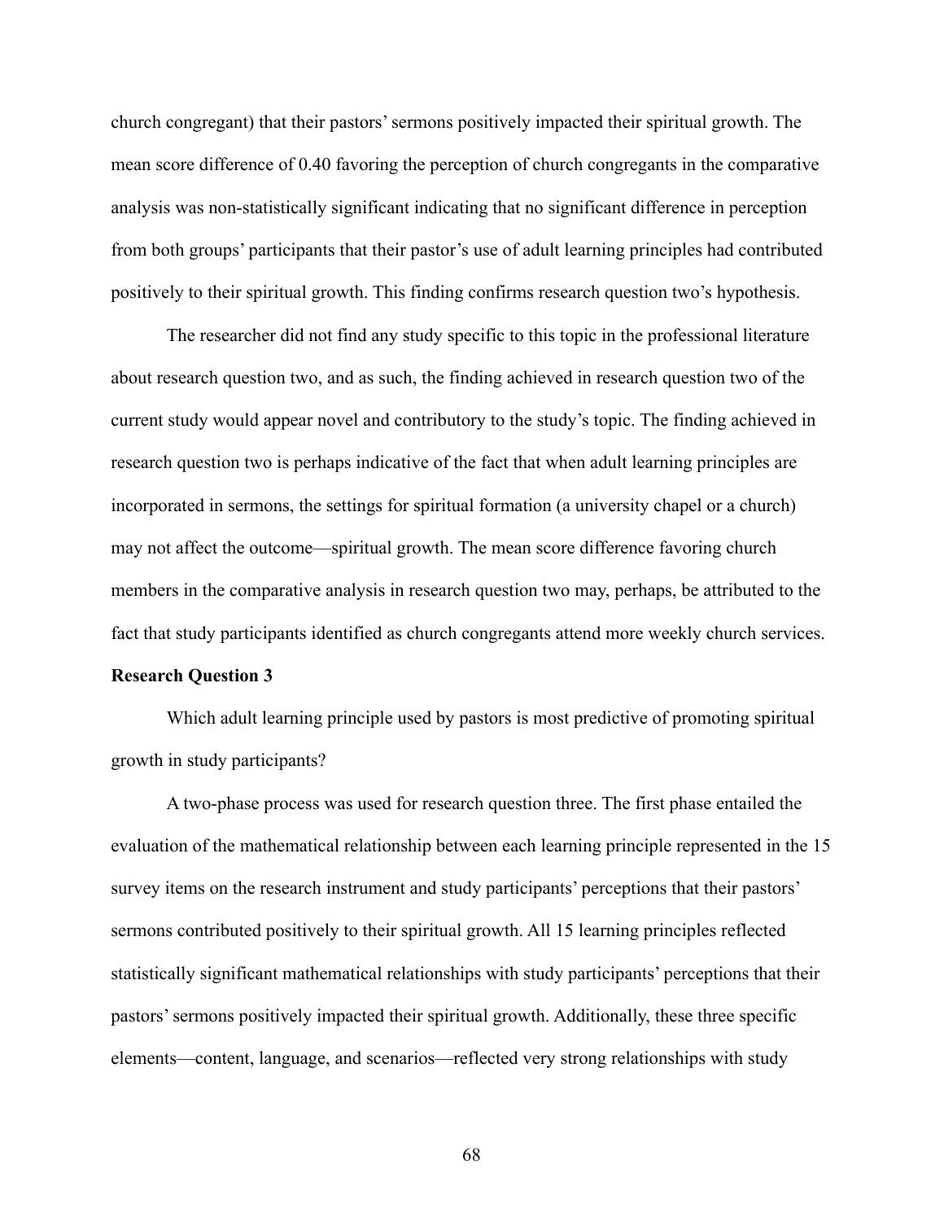church congregant) that their pastors' sermons positively impacted their spiritual growth. The mean score difference of 0.40 favoring the perception of church congregants in the comparative analysis was non-statistically significant indicating that no significant difference in perception from both groups' participants that their pastor's use of adult learning principles had contributed positively to their spiritual growth. This finding confirms research question two's hypothesis.

The researcher did not find any study specific to this topic in the professional literature about research question two, and as such, the finding achieved in research question two of the current study would appear novel and contributory to the study's topic. The finding achieved in research question two is perhaps indicative of the fact that when adult learning principles are incorporated in sermons, the settings for spiritual formation (a university chapel or a church) may not affect the outcome—spiritual growth. The mean score difference favoring church members in the comparative analysis in research question two may, perhaps, be attributed to the fact that study participants identified as church congregants attend more weekly church services.

**Research Question 3**

Which adult learning principle used by pastors is most predictive of promoting spiritual growth in study participants?

A two-phase process was used for research question three. The first phase entailed the evaluation of the mathematical relationship between each learning principle represented in the 15 survey items on the research instrument and study participants' perceptions that their pastors' sermons contributed positively to their spiritual growth. All 15 learning principles reflected statistically significant mathematical relationships with study participants' perceptions that their pastors' sermons positively impacted their spiritual growth. Additionally, these three specific elements—content, language, and scenarios—reflected very strong relationships with study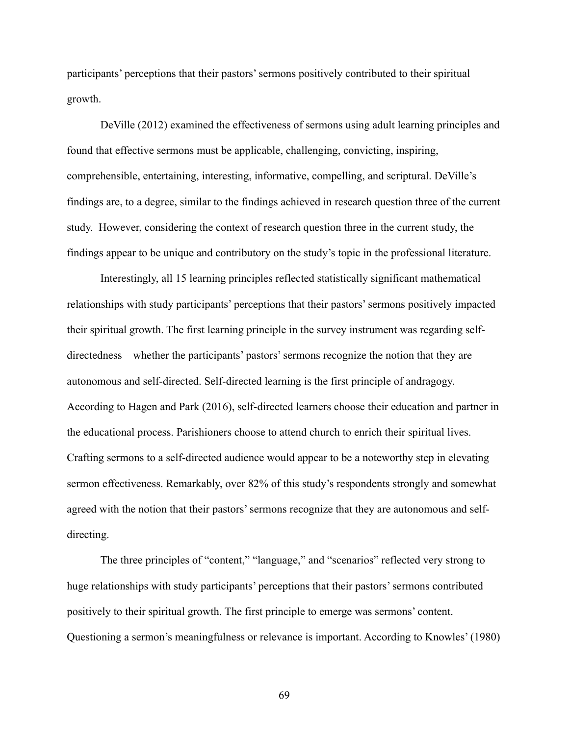participants' perceptions that their pastors' sermons positively contributed to their spiritual growth.

DeVille (2012) examined the effectiveness of sermons using adult learning principles and found that effective sermons must be applicable, challenging, convicting, inspiring, comprehensible, entertaining, interesting, informative, compelling, and scriptural. DeVille's findings are, to a degree, similar to the findings achieved in research question three of the current study. However, considering the context of research question three in the current study, the findings appear to be unique and contributory on the study's topic in the professional literature.

Interestingly, all 15 learning principles reflected statistically significant mathematical relationships with study participants' perceptions that their pastors' sermons positively impacted their spiritual growth. The first learning principle in the survey instrument was regarding self-directedness—whether the participants' pastors' sermons recognize the notion that they are autonomous and self-directed. Self-directed learning is the first principle of andragogy. According to Hagen and Park (2016), self-directed learners choose their education and partner in the educational process. Parishioners choose to attend church to enrich their spiritual lives. Crafting sermons to a self-directed audience would appear to be a noteworthy step in elevating sermon effectiveness. Remarkably, over 82% of this study's respondents strongly and somewhat agreed with the notion that their pastors' sermons recognize that they are autonomous and self-directing.

The three principles of "content," "language," and "scenarios" reflected very strong to huge relationships with study participants' perceptions that their pastors' sermons contributed positively to their spiritual growth. The first principle to emerge was sermons' content. Questioning a sermon's meaningfulness or relevance is important. According to Knowles' (1980)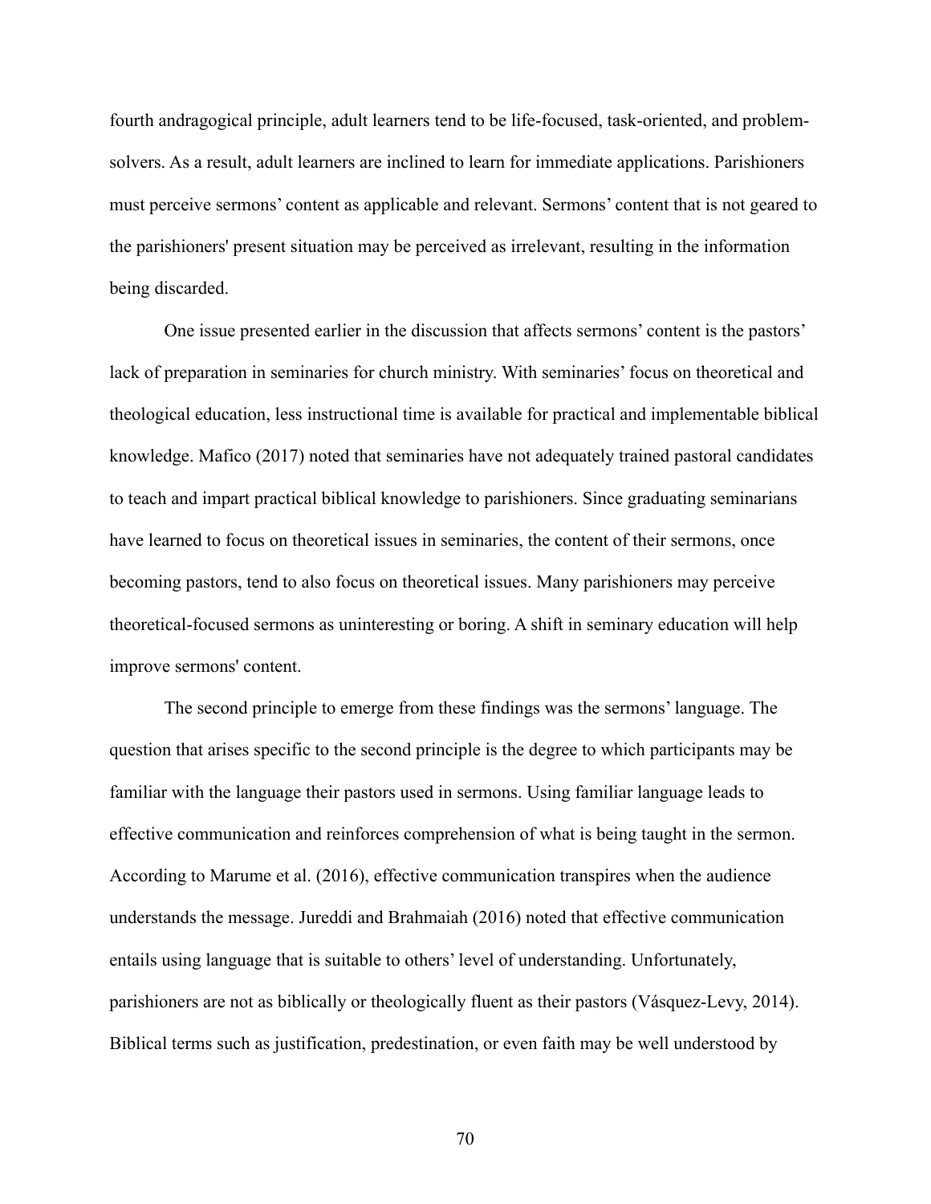fourth andragogical principle, adult learners tend to be life-focused, task-oriented, and problem-solvers. As a result, adult learners are inclined to learn for immediate applications. Parishioners must perceive sermons' content as applicable and relevant. Sermons' content that is not geared to the parishioners' present situation may be perceived as irrelevant, resulting in the information being discarded.

One issue presented earlier in the discussion that affects sermons' content is the pastors' lack of preparation in seminaries for church ministry. With seminaries' focus on theoretical and theological education, less instructional time is available for practical and implementable biblical knowledge. Mafico (2017) noted that seminaries have not adequately trained pastoral candidates to teach and impart practical biblical knowledge to parishioners. Since graduating seminarians have learned to focus on theoretical issues in seminaries, the content of their sermons, once becoming pastors, tend to also focus on theoretical issues. Many parishioners may perceive theoretical-focused sermons as uninteresting or boring. A shift in seminary education will help improve sermons' content.

The second principle to emerge from these findings was the sermons' language. The question that arises specific to the second principle is the degree to which participants may be familiar with the language their pastors used in sermons. Using familiar language leads to effective communication and reinforces comprehension of what is being taught in the sermon. According to Marume et al. (2016), effective communication transpires when the audience understands the message. Jureddi and Brahmaiah (2016) noted that effective communication entails using language that is suitable to others' level of understanding. Unfortunately, parishioners are not as biblically or theologically fluent as their pastors (Vásquez-Levy, 2014). Biblical terms such as justification, predestination, or even faith may be well understood by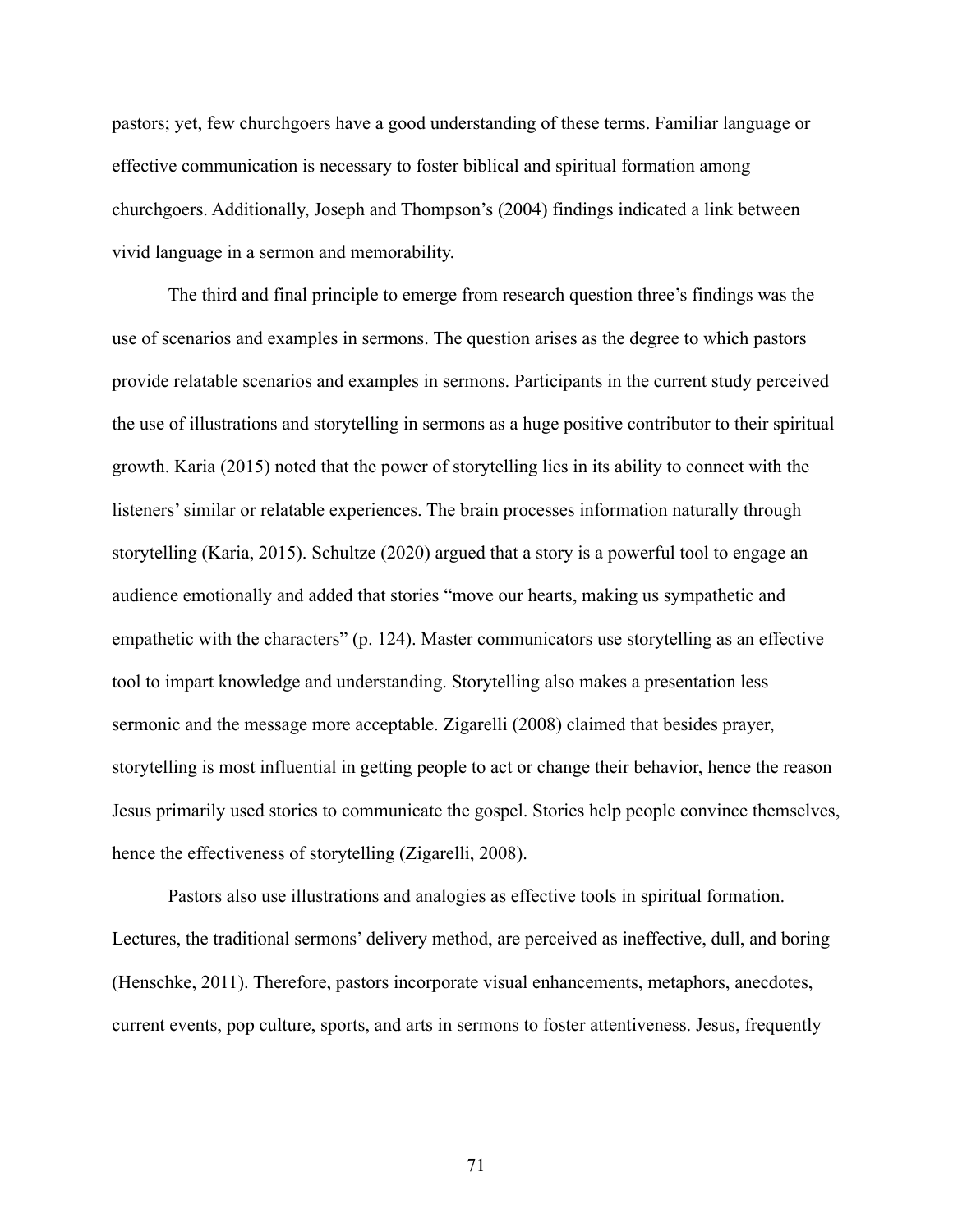pastors; yet, few churchgoers have a good understanding of these terms. Familiar language or effective communication is necessary to foster biblical and spiritual formation among churchgoers. Additionally, Joseph and Thompson's (2004) findings indicated a link between vivid language in a sermon and memorability.

The third and final principle to emerge from research question three's findings was the use of scenarios and examples in sermons. The question arises as the degree to which pastors provide relatable scenarios and examples in sermons. Participants in the current study perceived the use of illustrations and storytelling in sermons as a huge positive contributor to their spiritual growth. Karia (2015) noted that the power of storytelling lies in its ability to connect with the listeners' similar or relatable experiences. The brain processes information naturally through storytelling (Karia, 2015). Schultze (2020) argued that a story is a powerful tool to engage an audience emotionally and added that stories "move our hearts, making us sympathetic and empathetic with the characters" (p. 124). Master communicators use storytelling as an effective tool to impart knowledge and understanding. Storytelling also makes a presentation less sermonic and the message more acceptable. Zigarelli (2008) claimed that besides prayer, storytelling is most influential in getting people to act or change their behavior, hence the reason Jesus primarily used stories to communicate the gospel. Stories help people convince themselves, hence the effectiveness of storytelling (Zigarelli, 2008).

Pastors also use illustrations and analogies as effective tools in spiritual formation. Lectures, the traditional sermons' delivery method, are perceived as ineffective, dull, and boring (Henschke, 2011). Therefore, pastors incorporate visual enhancements, metaphors, anecdotes, current events, pop culture, sports, and arts in sermons to foster attentiveness. Jesus, frequently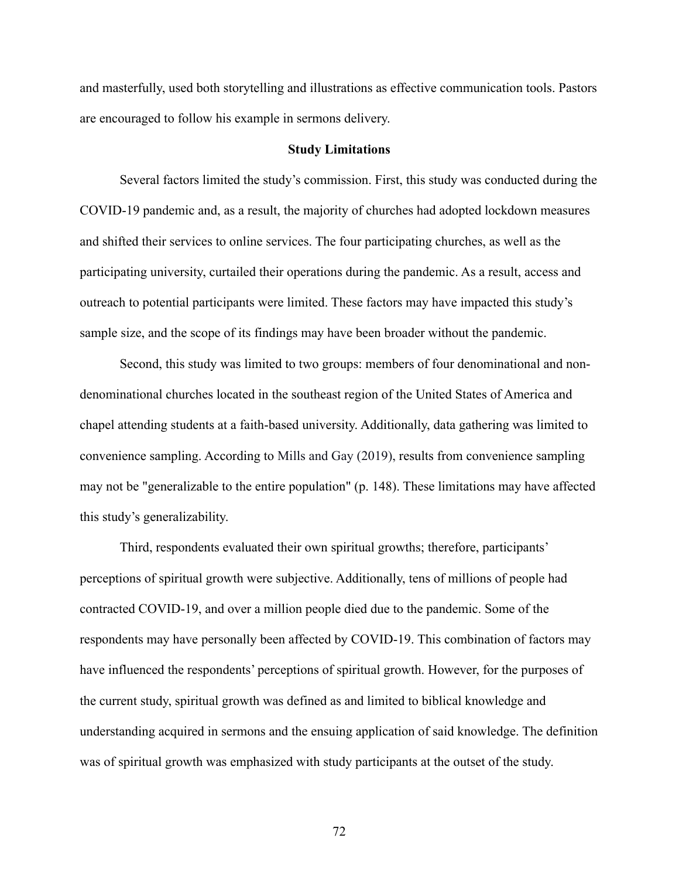and masterfully, used both storytelling and illustrations as effective communication tools. Pastors are encouraged to follow his example in sermons delivery.

## Study Limitations

Several factors limited the study's commission. First, this study was conducted during the COVID-19 pandemic and, as a result, the majority of churches had adopted lockdown measures and shifted their services to online services. The four participating churches, as well as the participating university, curtailed their operations during the pandemic. As a result, access and outreach to potential participants were limited. These factors may have impacted this study's sample size, and the scope of its findings may have been broader without the pandemic.

Second, this study was limited to two groups: members of four denominational and non-denominational churches located in the southeast region of the United States of America and chapel attending students at a faith-based university. Additionally, data gathering was limited to convenience sampling. According to Mills and Gay (2019), results from convenience sampling may not be "generalizable to the entire population" (p. 148). These limitations may have affected this study's generalizability.

Third, respondents evaluated their own spiritual growths; therefore, participants' perceptions of spiritual growth were subjective. Additionally, tens of millions of people had contracted COVID-19, and over a million people died due to the pandemic. Some of the respondents may have personally been affected by COVID-19. This combination of factors may have influenced the respondents' perceptions of spiritual growth. However, for the purposes of the current study, spiritual growth was defined as and limited to biblical knowledge and understanding acquired in sermons and the ensuing application of said knowledge. The definition was of spiritual growth was emphasized with study participants at the outset of the study.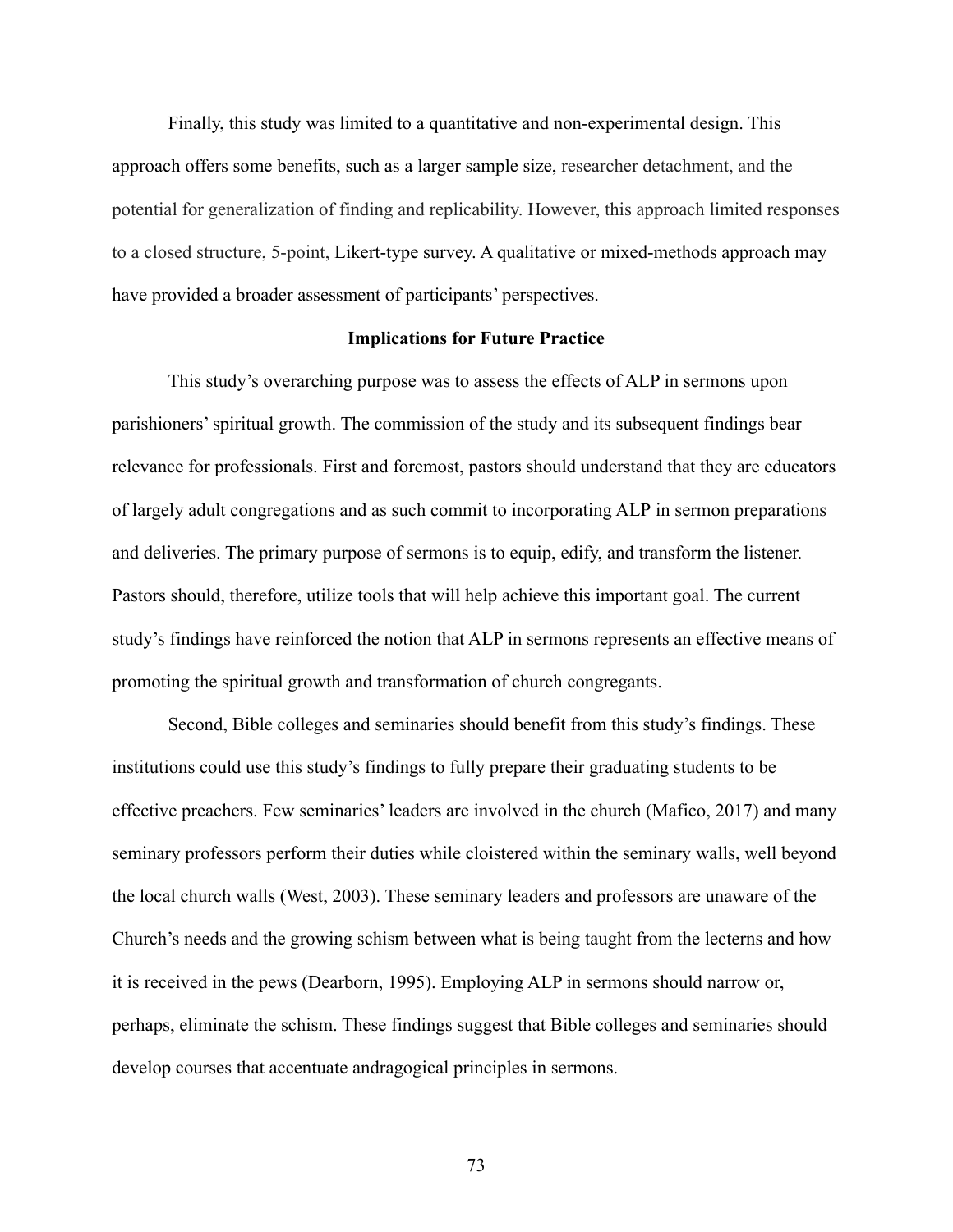Finally, this study was limited to a quantitative and non-experimental design. This approach offers some benefits, such as a larger sample size, researcher detachment, and the potential for generalization of finding and replicability. However, this approach limited responses to a closed structure, 5-point, Likert-type survey. A qualitative or mixed-methods approach may have provided a broader assessment of participants' perspectives.

## Implications for Future Practice

This study's overarching purpose was to assess the effects of ALP in sermons upon parishioners' spiritual growth. The commission of the study and its subsequent findings bear relevance for professionals. First and foremost, pastors should understand that they are educators of largely adult congregations and as such commit to incorporating ALP in sermon preparations and deliveries. The primary purpose of sermons is to equip, edify, and transform the listener. Pastors should, therefore, utilize tools that will help achieve this important goal. The current study's findings have reinforced the notion that ALP in sermons represents an effective means of promoting the spiritual growth and transformation of church congregants.

Second, Bible colleges and seminaries should benefit from this study's findings. These institutions could use this study's findings to fully prepare their graduating students to be effective preachers. Few seminaries' leaders are involved in the church (Mafico, 2017) and many seminary professors perform their duties while cloistered within the seminary walls, well beyond the local church walls (West, 2003). These seminary leaders and professors are unaware of the Church's needs and the growing schism between what is being taught from the lecterns and how it is received in the pews (Dearborn, 1995). Employing ALP in sermons should narrow or, perhaps, eliminate the schism. These findings suggest that Bible colleges and seminaries should develop courses that accentuate andragogical principles in sermons.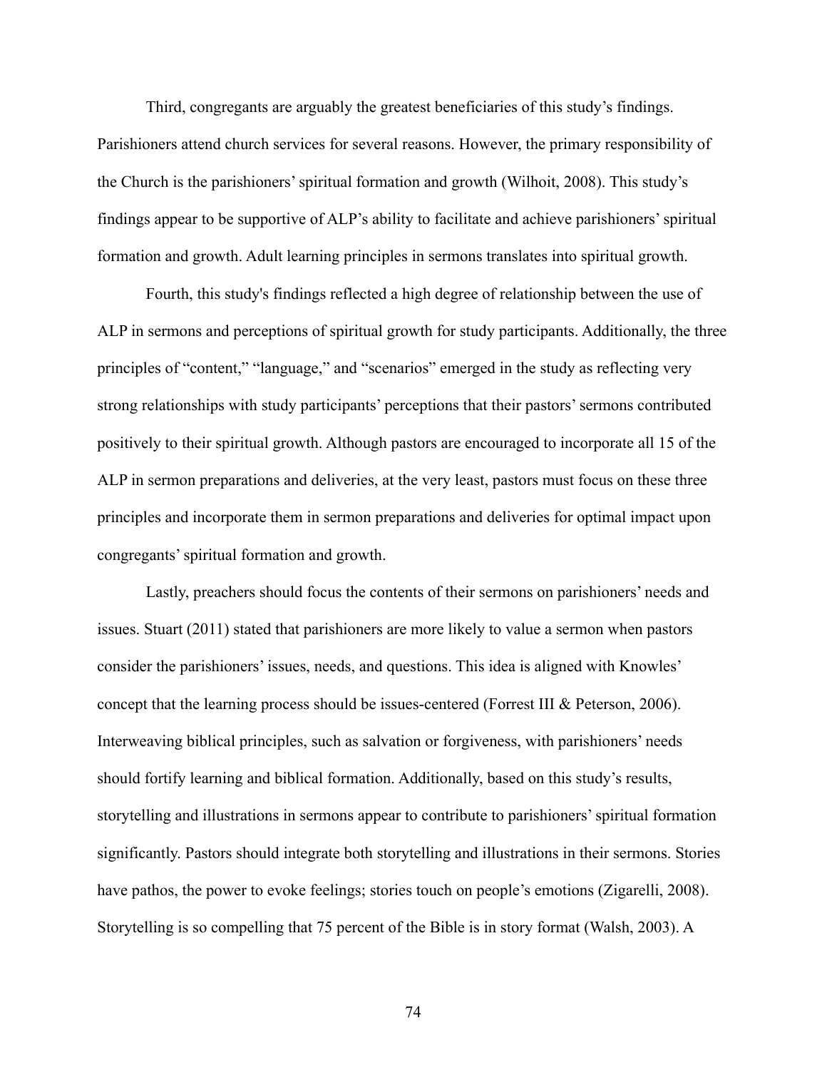Third, congregants are arguably the greatest beneficiaries of this study's findings. Parishioners attend church services for several reasons. However, the primary responsibility of the Church is the parishioners' spiritual formation and growth (Wilhoit, 2008). This study's findings appear to be supportive of ALP's ability to facilitate and achieve parishioners' spiritual formation and growth. Adult learning principles in sermons translates into spiritual growth.

Fourth, this study's findings reflected a high degree of relationship between the use of ALP in sermons and perceptions of spiritual growth for study participants. Additionally, the three principles of "content," "language," and "scenarios" emerged in the study as reflecting very strong relationships with study participants' perceptions that their pastors' sermons contributed positively to their spiritual growth. Although pastors are encouraged to incorporate all 15 of the ALP in sermon preparations and deliveries, at the very least, pastors must focus on these three principles and incorporate them in sermon preparations and deliveries for optimal impact upon congregants' spiritual formation and growth.

Lastly, preachers should focus the contents of their sermons on parishioners' needs and issues. Stuart (2011) stated that parishioners are more likely to value a sermon when pastors consider the parishioners' issues, needs, and questions. This idea is aligned with Knowles' concept that the learning process should be issues-centered (Forrest III & Peterson, 2006). Interweaving biblical principles, such as salvation or forgiveness, with parishioners' needs should fortify learning and biblical formation. Additionally, based on this study's results, storytelling and illustrations in sermons appear to contribute to parishioners' spiritual formation significantly. Pastors should integrate both storytelling and illustrations in their sermons. Stories have pathos, the power to evoke feelings; stories touch on people's emotions (Zigarelli, 2008). Storytelling is so compelling that 75 percent of the Bible is in story format (Walsh, 2003). A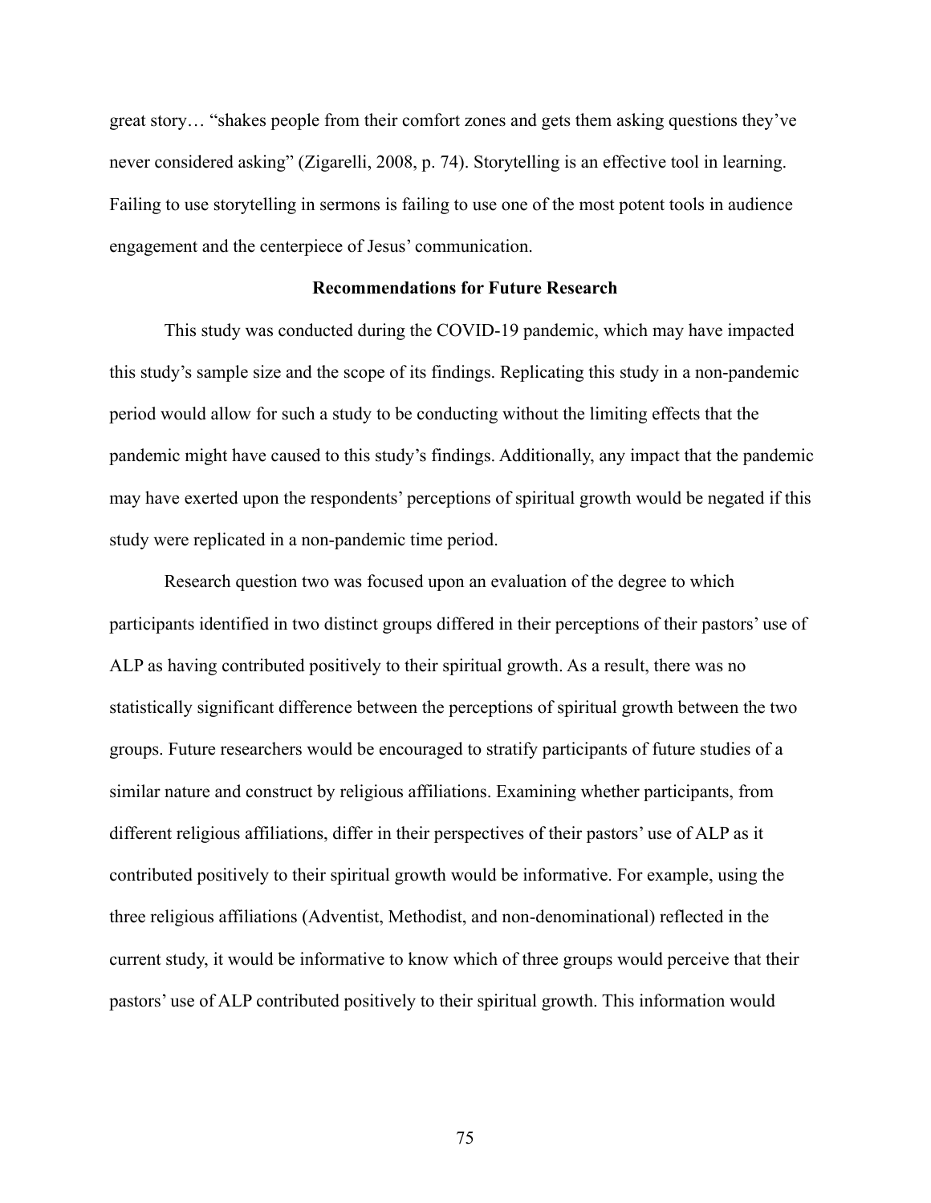great story… "shakes people from their comfort zones and gets them asking questions they've never considered asking" (Zigarelli, 2008, p. 74). Storytelling is an effective tool in learning. Failing to use storytelling in sermons is failing to use one of the most potent tools in audience engagement and the centerpiece of Jesus' communication.

## Recommendations for Future Research

This study was conducted during the COVID-19 pandemic, which may have impacted this study's sample size and the scope of its findings. Replicating this study in a non-pandemic period would allow for such a study to be conducting without the limiting effects that the pandemic might have caused to this study's findings. Additionally, any impact that the pandemic may have exerted upon the respondents' perceptions of spiritual growth would be negated if this study were replicated in a non-pandemic time period.

Research question two was focused upon an evaluation of the degree to which participants identified in two distinct groups differed in their perceptions of their pastors' use of ALP as having contributed positively to their spiritual growth. As a result, there was no statistically significant difference between the perceptions of spiritual growth between the two groups. Future researchers would be encouraged to stratify participants of future studies of a similar nature and construct by religious affiliations. Examining whether participants, from different religious affiliations, differ in their perspectives of their pastors' use of ALP as it contributed positively to their spiritual growth would be informative. For example, using the three religious affiliations (Adventist, Methodist, and non-denominational) reflected in the current study, it would be informative to know which of three groups would perceive that their pastors' use of ALP contributed positively to their spiritual growth. This information would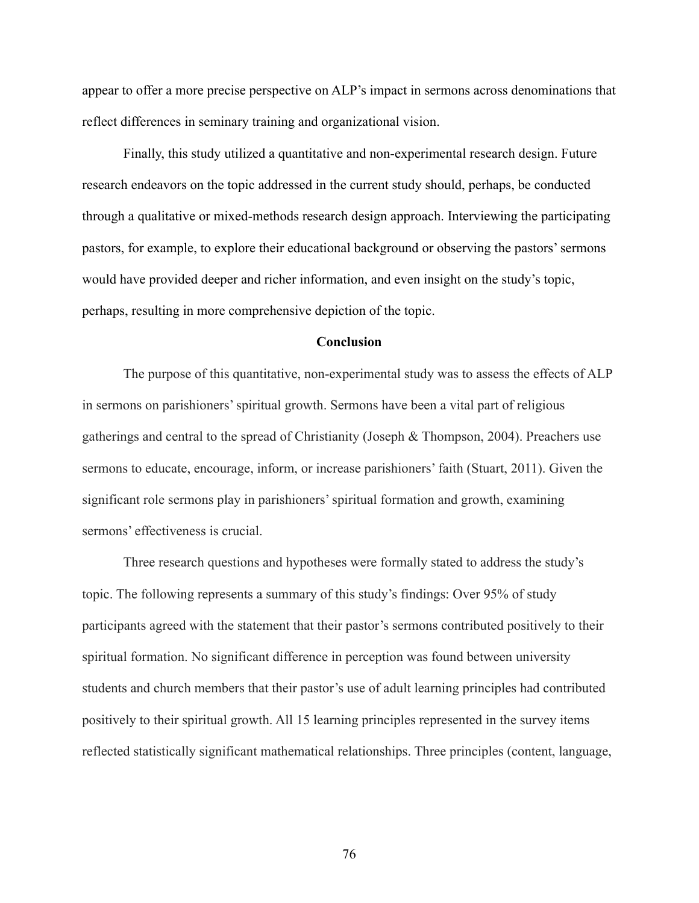appear to offer a more precise perspective on ALP's impact in sermons across denominations that reflect differences in seminary training and organizational vision.

Finally, this study utilized a quantitative and non-experimental research design. Future research endeavors on the topic addressed in the current study should, perhaps, be conducted through a qualitative or mixed-methods research design approach. Interviewing the participating pastors, for example, to explore their educational background or observing the pastors' sermons would have provided deeper and richer information, and even insight on the study's topic, perhaps, resulting in more comprehensive depiction of the topic.

## Conclusion

The purpose of this quantitative, non-experimental study was to assess the effects of ALP in sermons on parishioners' spiritual growth. Sermons have been a vital part of religious gatherings and central to the spread of Christianity (Joseph & Thompson, 2004). Preachers use sermons to educate, encourage, inform, or increase parishioners' faith (Stuart, 2011). Given the significant role sermons play in parishioners' spiritual formation and growth, examining sermons' effectiveness is crucial.

Three research questions and hypotheses were formally stated to address the study's topic. The following represents a summary of this study's findings: Over 95% of study participants agreed with the statement that their pastor's sermons contributed positively to their spiritual formation. No significant difference in perception was found between university students and church members that their pastor's use of adult learning principles had contributed positively to their spiritual growth. All 15 learning principles represented in the survey items reflected statistically significant mathematical relationships. Three principles (content, language,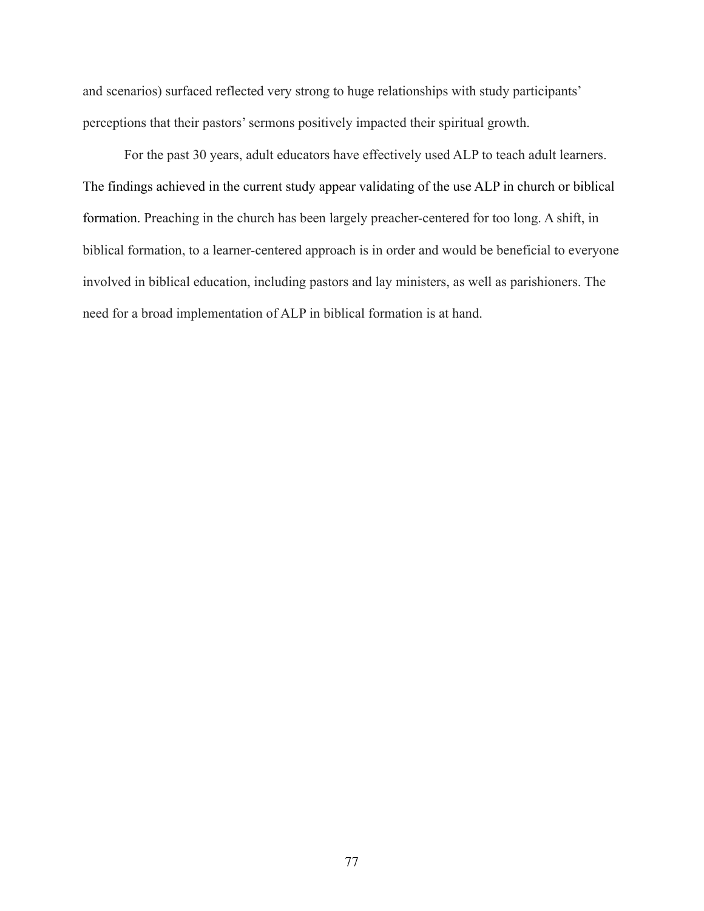and scenarios) surfaced reflected very strong to huge relationships with study participants' perceptions that their pastors' sermons positively impacted their spiritual growth.

For the past 30 years, adult educators have effectively used ALP to teach adult learners. The findings achieved in the current study appear validating of the use ALP in church or biblical formation. Preaching in the church has been largely preacher-centered for too long. A shift, in biblical formation, to a learner-centered approach is in order and would be beneficial to everyone involved in biblical education, including pastors and lay ministers, as well as parishioners. The need for a broad implementation of ALP in biblical formation is at hand.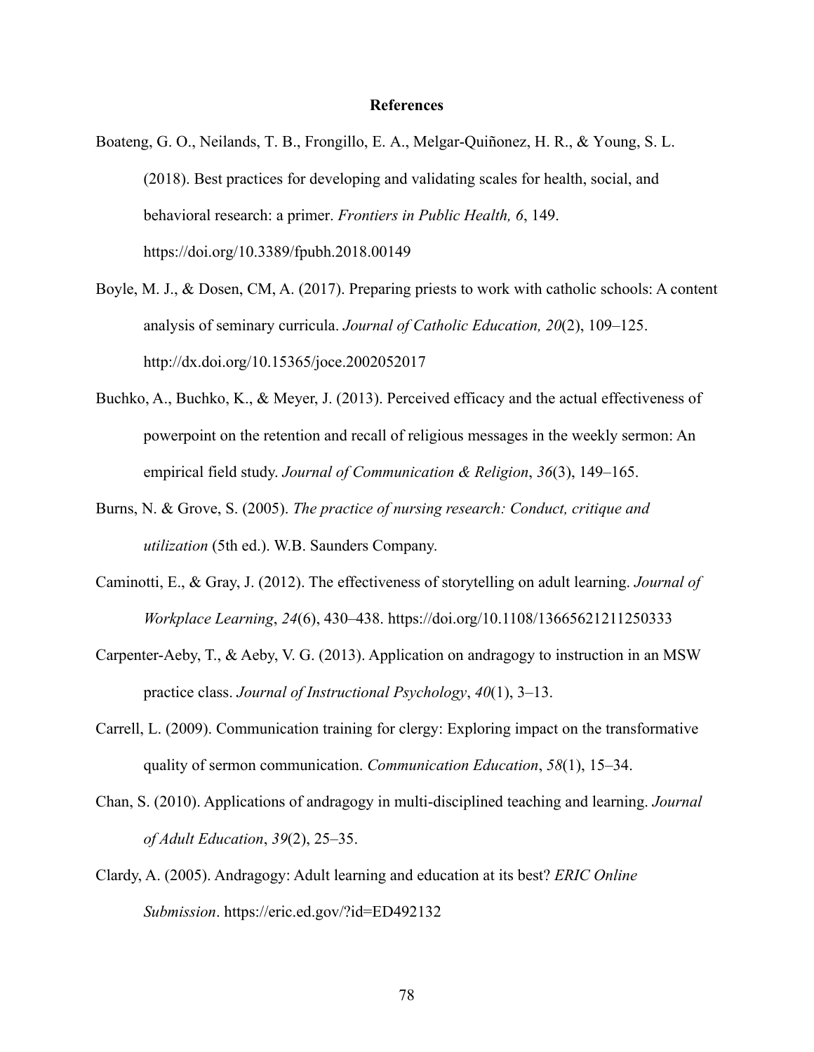# References

Boateng, G. O., Neilands, T. B., Frongillo, E. A., Melgar-Quiñonez, H. R., & Young, S. L. (2018). Best practices for developing and validating scales for health, social, and behavioral research: a primer. *Frontiers in Public Health, 6*, 149. https://doi.org/10.3389/fpubh.2018.00149

Boyle, M. J., & Dosen, CM, A. (2017). Preparing priests to work with catholic schools: A content analysis of seminary curricula. *Journal of Catholic Education, 20*(2), 109–125. http://dx.doi.org/10.15365/joce.2002052017

Buchko, A., Buchko, K., & Meyer, J. (2013). Perceived efficacy and the actual effectiveness of powerpoint on the retention and recall of religious messages in the weekly sermon: An empirical field study. *Journal of Communication & Religion*, *36*(3), 149–165.

Burns, N. & Grove, S. (2005). *The practice of nursing research: Conduct, critique and utilization* (5th ed.). W.B. Saunders Company.

Caminotti, E., & Gray, J. (2012). The effectiveness of storytelling on adult learning. *Journal of Workplace Learning*, *24*(6), 430–438. https://doi.org/10.1108/13665621211250333

Carpenter-Aeby, T., & Aeby, V. G. (2013). Application on andragogy to instruction in an MSW practice class. *Journal of Instructional Psychology*, *40*(1), 3–13.

Carrell, L. (2009). Communication training for clergy: Exploring impact on the transformative quality of sermon communication. *Communication Education*, *58*(1), 15–34.

Chan, S. (2010). Applications of andragogy in multi-disciplined teaching and learning. *Journal of Adult Education*, *39*(2), 25–35.

Clardy, A. (2005). Andragogy: Adult learning and education at its best? *ERIC Online Submission*. https://eric.ed.gov/?id=ED492132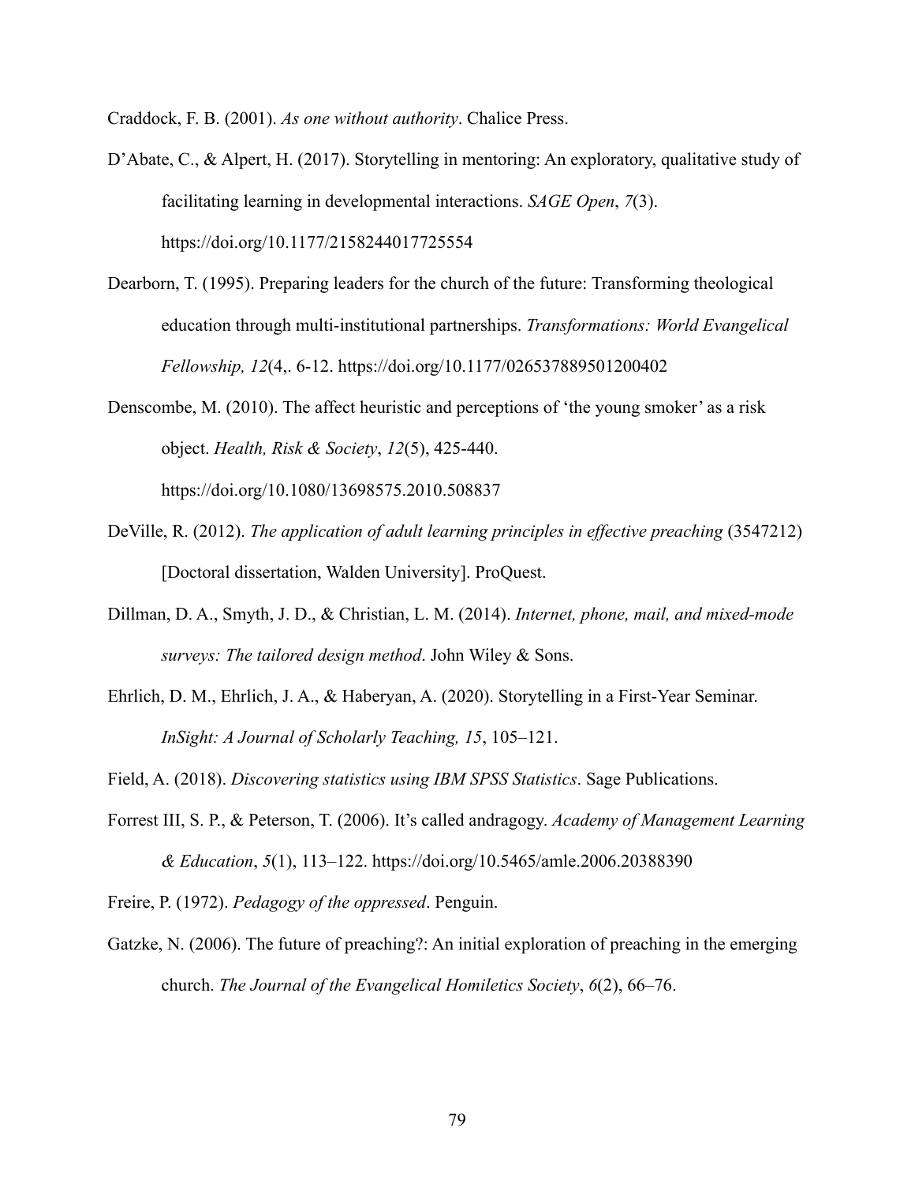Craddock, F. B. (2001). *As one without authority*. Chalice Press.

D'Abate, C., & Alpert, H. (2017). Storytelling in mentoring: An exploratory, qualitative study of facilitating learning in developmental interactions. *SAGE Open*, *7*(3). https://doi.org/10.1177/2158244017725554

Dearborn, T. (1995). Preparing leaders for the church of the future: Transforming theological education through multi-institutional partnerships. *Transformations: World Evangelical Fellowship, 12*(4,. 6-12. https://doi.org/10.1177/026537889501200402

Denscombe, M. (2010). The affect heuristic and perceptions of 'the young smoker' as a risk object. *Health, Risk & Society*, *12*(5), 425-440. https://doi.org/10.1080/13698575.2010.508837

DeVille, R. (2012). *The application of adult learning principles in effective preaching* (3547212) [Doctoral dissertation, Walden University]. ProQuest.

Dillman, D. A., Smyth, J. D., & Christian, L. M. (2014). *Internet, phone, mail, and mixed-mode surveys: The tailored design method*. John Wiley & Sons.

Ehrlich, D. M., Ehrlich, J. A., & Haberyan, A. (2020). Storytelling in a First-Year Seminar. *InSight: A Journal of Scholarly Teaching, 15*, 105–121.

Field, A. (2018). *Discovering statistics using IBM SPSS Statistics*. Sage Publications.

Forrest III, S. P., & Peterson, T. (2006). It's called andragogy. *Academy of Management Learning & Education*, *5*(1), 113–122. https://doi.org/10.5465/amle.2006.20388390

Freire, P. (1972). *Pedagogy of the oppressed*. Penguin.

Gatzke, N. (2006). The future of preaching?: An initial exploration of preaching in the emerging church. *The Journal of the Evangelical Homiletics Society*, *6*(2), 66–76.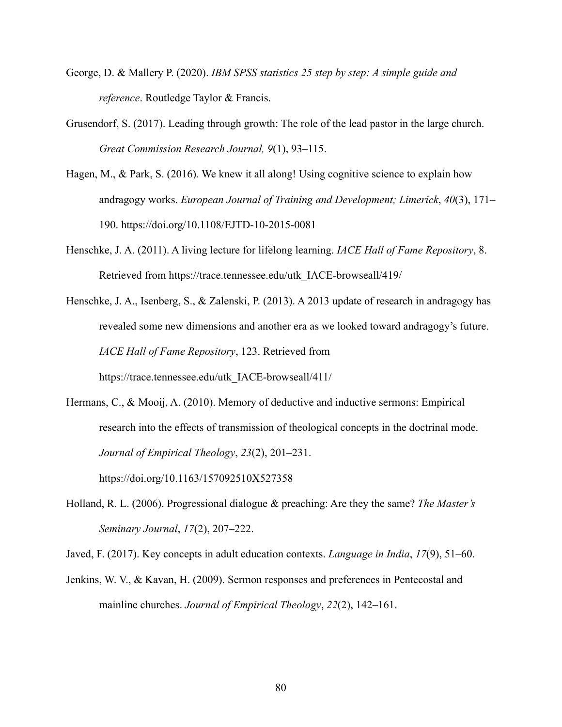George, D. & Mallery P. (2020). *IBM SPSS statistics 25 step by step: A simple guide and reference*. Routledge Taylor & Francis.

Grusendorf, S. (2017). Leading through growth: The role of the lead pastor in the large church. *Great Commission Research Journal, 9*(1), 93–115.

Hagen, M., & Park, S. (2016). We knew it all along! Using cognitive science to explain how andragogy works. *European Journal of Training and Development; Limerick*, *40*(3), 171–190. https://doi.org/10.1108/EJTD-10-2015-0081

Henschke, J. A. (2011). A living lecture for lifelong learning. *IACE Hall of Fame Repository*, 8. Retrieved from https://trace.tennessee.edu/utk_IACE-browseall/419/

Henschke, J. A., Isenberg, S., & Zalenski, P. (2013). A 2013 update of research in andragogy has revealed some new dimensions and another era as we looked toward andragogy's future. *IACE Hall of Fame Repository*, 123. Retrieved from https://trace.tennessee.edu/utk_IACE-browseall/411/

Hermans, C., & Mooij, A. (2010). Memory of deductive and inductive sermons: Empirical research into the effects of transmission of theological concepts in the doctrinal mode. *Journal of Empirical Theology*, *23*(2), 201–231. https://doi.org/10.1163/157092510X527358

Holland, R. L. (2006). Progressional dialogue & preaching: Are they the same? *The Master's Seminary Journal*, *17*(2), 207–222.

Javed, F. (2017). Key concepts in adult education contexts. *Language in India*, *17*(9), 51–60.

Jenkins, W. V., & Kavan, H. (2009). Sermon responses and preferences in Pentecostal and mainline churches. *Journal of Empirical Theology*, *22*(2), 142–161.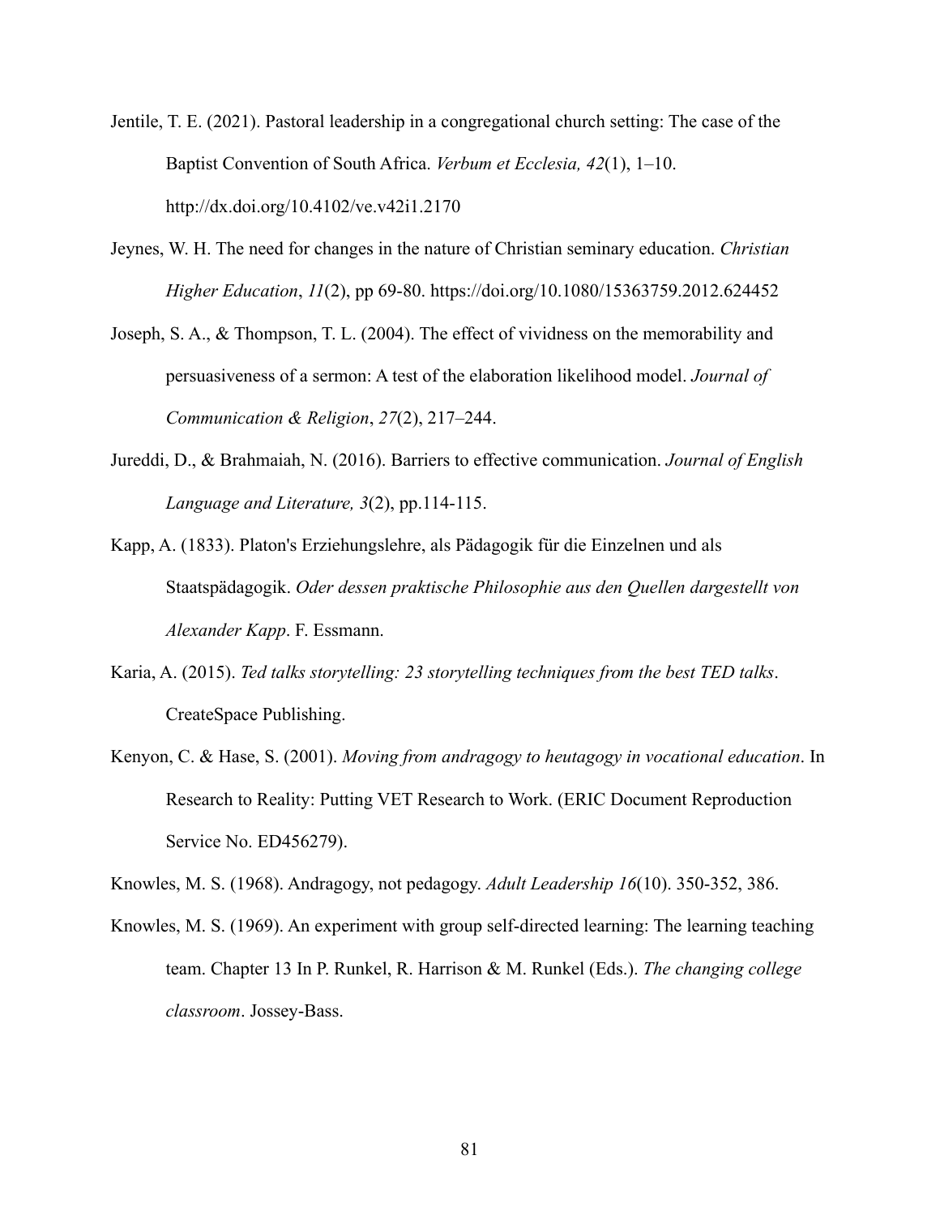Jentile, T. E. (2021). Pastoral leadership in a congregational church setting: The case of the Baptist Convention of South Africa. *Verbum et Ecclesia, 42*(1), 1–10. http://dx.doi.org/10.4102/ve.v42i1.2170

Jeynes, W. H. The need for changes in the nature of Christian seminary education. *Christian Higher Education*, *11*(2), pp 69-80. https://doi.org/10.1080/15363759.2012.624452

Joseph, S. A., & Thompson, T. L. (2004). The effect of vividness on the memorability and persuasiveness of a sermon: A test of the elaboration likelihood model. *Journal of Communication & Religion*, *27*(2), 217–244.

Jureddi, D., & Brahmaiah, N. (2016). Barriers to effective communication. *Journal of English Language and Literature, 3*(2), pp.114-115.

Kapp, A. (1833). Platon's Erziehungslehre, als Pädagogik für die Einzelnen und als Staatspädagogik. *Oder dessen praktische Philosophie aus den Quellen dargestellt von Alexander Kapp*. F. Essmann.

Karia, A. (2015). *Ted talks storytelling: 23 storytelling techniques from the best TED talks*. CreateSpace Publishing.

Kenyon, C. & Hase, S. (2001). *Moving from andragogy to heutagogy in vocational education*. In Research to Reality: Putting VET Research to Work. (ERIC Document Reproduction Service No. ED456279).

Knowles, M. S. (1968). Andragogy, not pedagogy. *Adult Leadership 16*(10). 350-352, 386.

Knowles, M. S. (1969). An experiment with group self-directed learning: The learning teaching team. Chapter 13 In P. Runkel, R. Harrison & M. Runkel (Eds.). *The changing college classroom*. Jossey-Bass.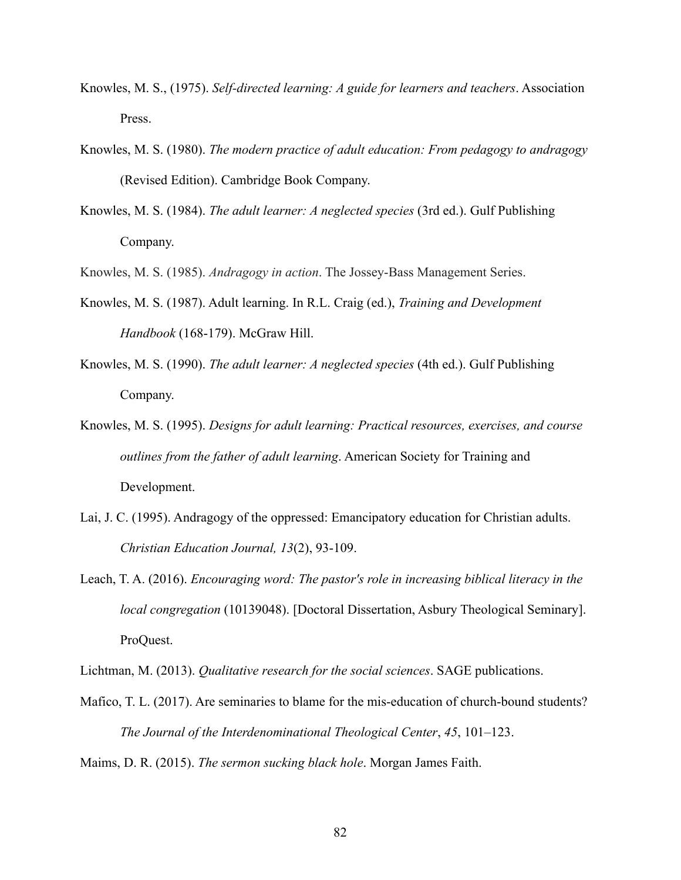Knowles, M. S., (1975). *Self-directed learning: A guide for learners and teachers*. Association Press.

Knowles, M. S. (1980). *The modern practice of adult education: From pedagogy to andragogy* (Revised Edition). Cambridge Book Company.

Knowles, M. S. (1984). *The adult learner: A neglected species* (3rd ed.). Gulf Publishing Company.

Knowles, M. S. (1985). *Andragogy in action*. The Jossey-Bass Management Series.

Knowles, M. S. (1987). Adult learning. In R.L. Craig (ed.), *Training and Development Handbook* (168-179). McGraw Hill.

Knowles, M. S. (1990). *The adult learner: A neglected species* (4th ed.). Gulf Publishing Company.

Knowles, M. S. (1995). *Designs for adult learning: Practical resources, exercises, and course outlines from the father of adult learning*. American Society for Training and Development.

Lai, J. C. (1995). Andragogy of the oppressed: Emancipatory education for Christian adults. *Christian Education Journal, 13*(2), 93-109.

Leach, T. A. (2016). *Encouraging word: The pastor's role in increasing biblical literacy in the local congregation* (10139048). [Doctoral Dissertation, Asbury Theological Seminary]. ProQuest.

Lichtman, M. (2013). *Qualitative research for the social sciences*. SAGE publications.

Mafico, T. L. (2017). Are seminaries to blame for the mis-education of church-bound students? *The Journal of the Interdenominational Theological Center*, *45*, 101–123.

Maims, D. R. (2015). *The sermon sucking black hole*. Morgan James Faith.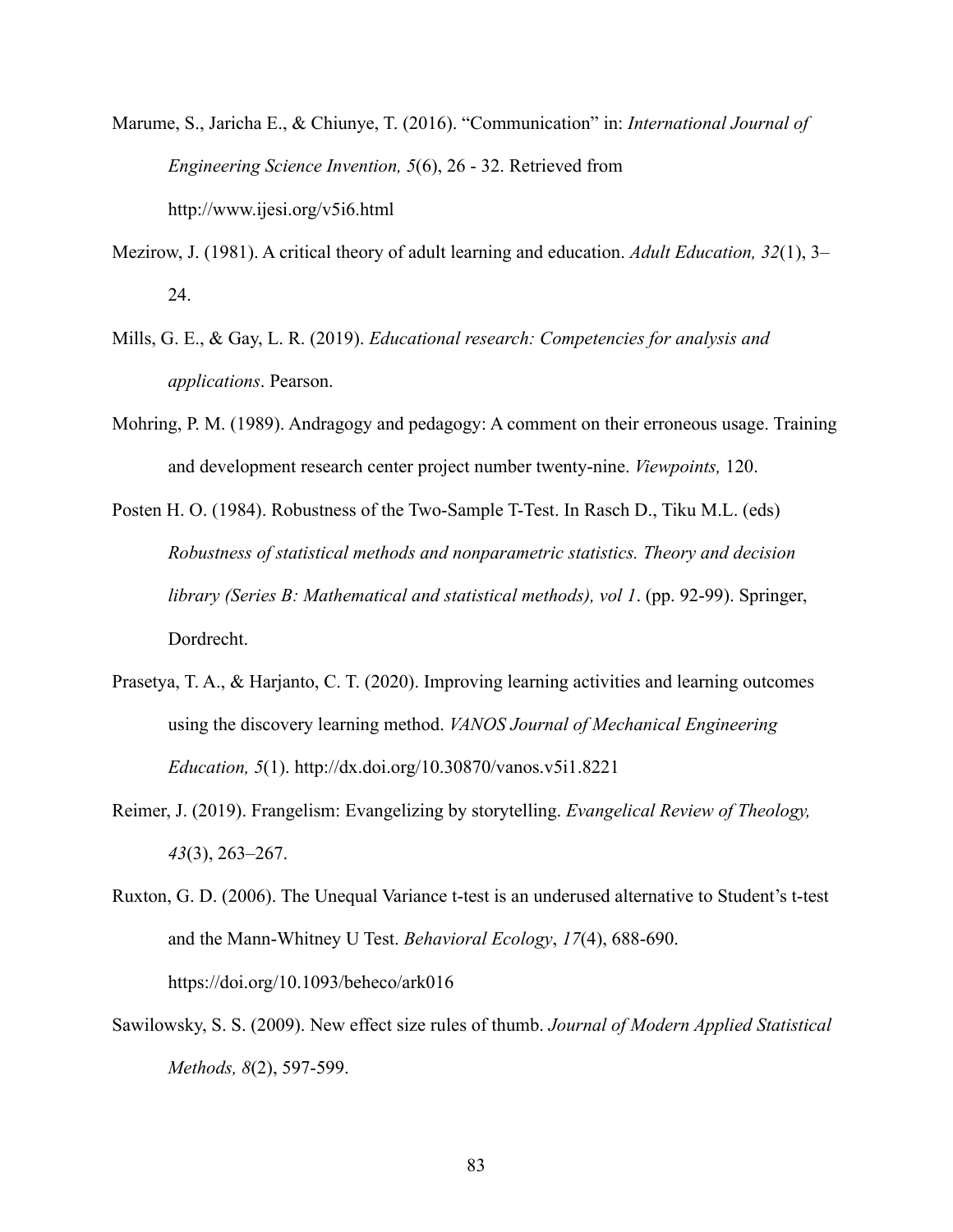Marume, S., Jaricha E., & Chiunye, T. (2016). “Communication” in: *International Journal of Engineering Science Invention, 5*(6), 26 - 32. Retrieved from http://www.ijesi.org/v5i6.html

Mezirow, J. (1981). A critical theory of adult learning and education. *Adult Education, 32*(1), 3–24.

Mills, G. E., & Gay, L. R. (2019). *Educational research: Competencies for analysis and applications*. Pearson.

Mohring, P. M. (1989). Andragogy and pedagogy: A comment on their erroneous usage. Training and development research center project number twenty-nine. *Viewpoints,* 120.

Posten H. O. (1984). Robustness of the Two-Sample T-Test. In Rasch D., Tiku M.L. (eds) *Robustness of statistical methods and nonparametric statistics. Theory and decision library (Series B: Mathematical and statistical methods), vol 1*. (pp. 92-99). Springer, Dordrecht.

Prasetya, T. A., & Harjanto, C. T. (2020). Improving learning activities and learning outcomes using the discovery learning method. *VANOS Journal of Mechanical Engineering Education, 5*(1). http://dx.doi.org/10.30870/vanos.v5i1.8221

Reimer, J. (2019). Frangelism: Evangelizing by storytelling. *Evangelical Review of Theology, 43*(3), 263–267.

Ruxton, G. D. (2006). The Unequal Variance t-test is an underused alternative to Student’s t-test and the Mann-Whitney U Test. *Behavioral Ecology*, *17*(4), 688-690. https://doi.org/10.1093/beheco/ark016

Sawilowsky, S. S. (2009). New effect size rules of thumb. *Journal of Modern Applied Statistical Methods, 8*(2), 597-599.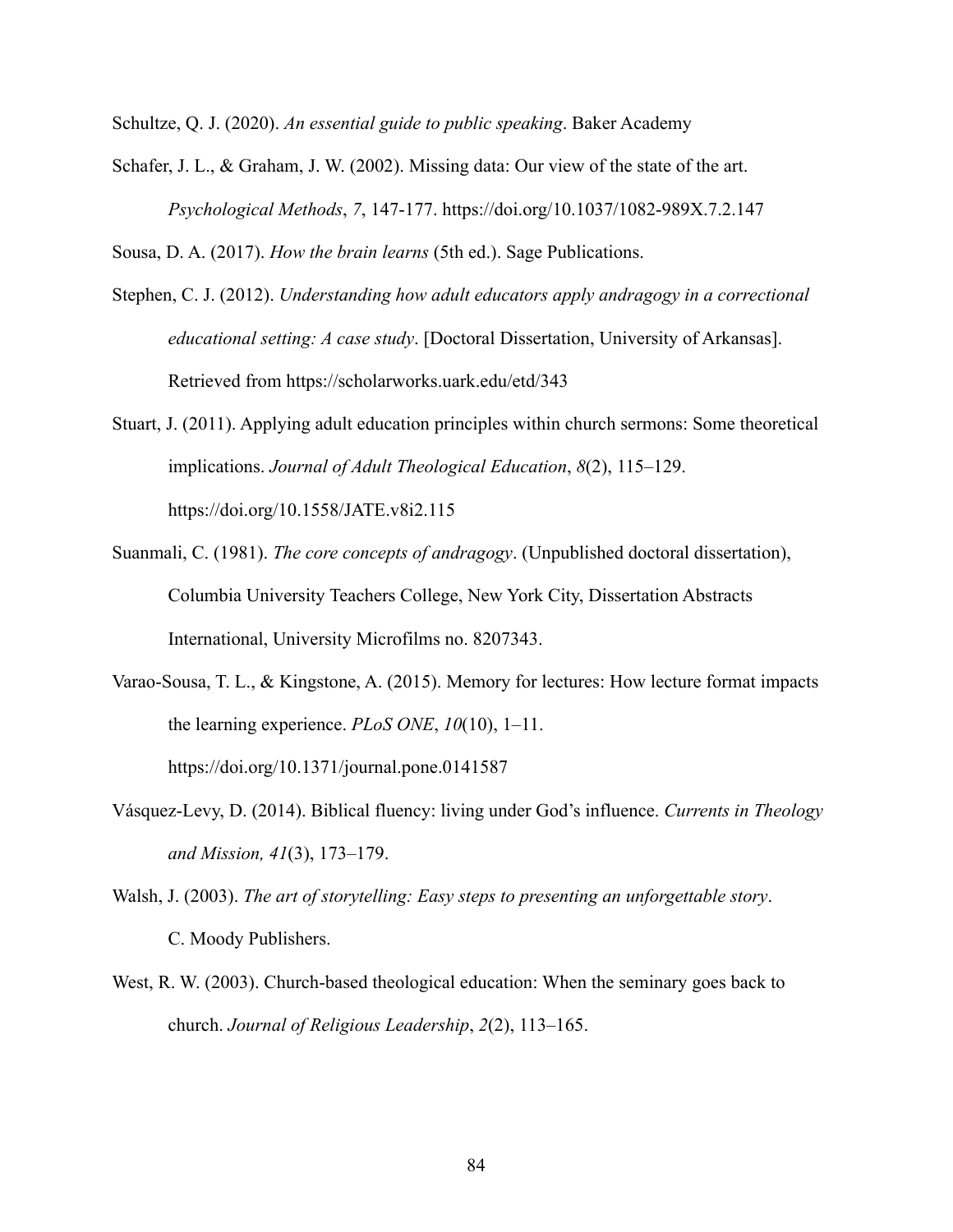Schultze, Q. J. (2020). *An essential guide to public speaking*. Baker Academy

Schafer, J. L., & Graham, J. W. (2002). Missing data: Our view of the state of the art. *Psychological Methods*, *7*, 147-177. https://doi.org/10.1037/1082-989X.7.2.147

Sousa, D. A. (2017). *How the brain learns* (5th ed.). Sage Publications.

Stephen, C. J. (2012). *Understanding how adult educators apply andragogy in a correctional educational setting: A case study*. [Doctoral Dissertation, University of Arkansas]. Retrieved from https://scholarworks.uark.edu/etd/343

Stuart, J. (2011). Applying adult education principles within church sermons: Some theoretical implications. *Journal of Adult Theological Education*, *8*(2), 115–129. https://doi.org/10.1558/JATE.v8i2.115

Suanmali, C. (1981). *The core concepts of andragogy*. (Unpublished doctoral dissertation), Columbia University Teachers College, New York City, Dissertation Abstracts International, University Microfilms no. 8207343.

Varao-Sousa, T. L., & Kingstone, A. (2015). Memory for lectures: How lecture format impacts the learning experience. *PLoS ONE*, *10*(10), 1–11. https://doi.org/10.1371/journal.pone.0141587

Vásquez-Levy, D. (2014). Biblical fluency: living under God's influence. *Currents in Theology and Mission, 41*(3), 173–179.

Walsh, J. (2003). *The art of storytelling: Easy steps to presenting an unforgettable story*. C. Moody Publishers.

West, R. W. (2003). Church-based theological education: When the seminary goes back to church. *Journal of Religious Leadership*, *2*(2), 113–165.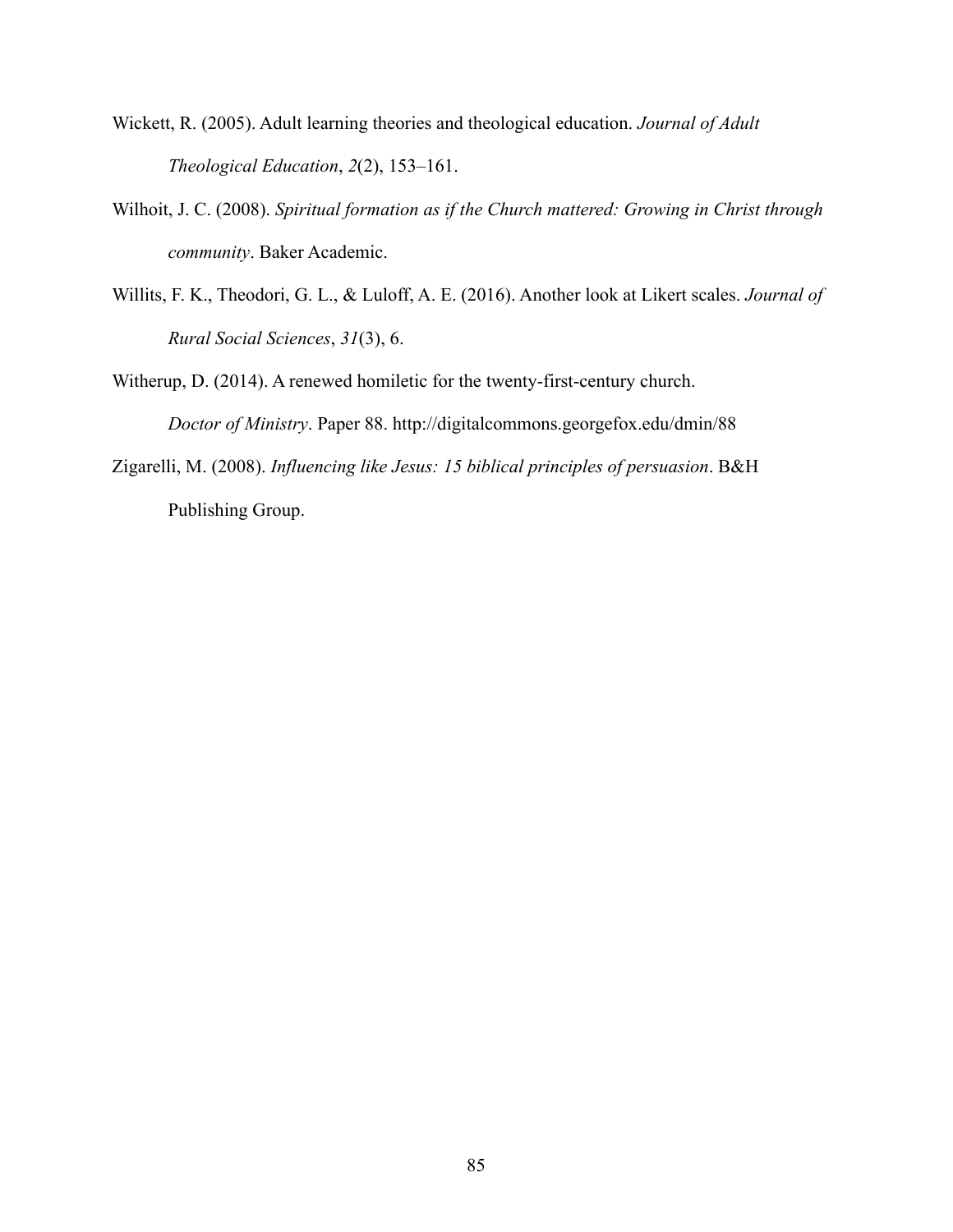Wickett, R. (2005). Adult learning theories and theological education. *Journal of Adult Theological Education*, *2*(2), 153–161.

Wilhoit, J. C. (2008). *Spiritual formation as if the Church mattered: Growing in Christ through community*. Baker Academic.

Willits, F. K., Theodori, G. L., & Luloff, A. E. (2016). Another look at Likert scales. *Journal of Rural Social Sciences*, *31*(3), 6.

Witherup, D. (2014). A renewed homiletic for the twenty-first-century church. *Doctor of Ministry*. Paper 88. http://digitalcommons.georgefox.edu/dmin/88

Zigarelli, M. (2008). *Influencing like Jesus: 15 biblical principles of persuasion*. B&H Publishing Group.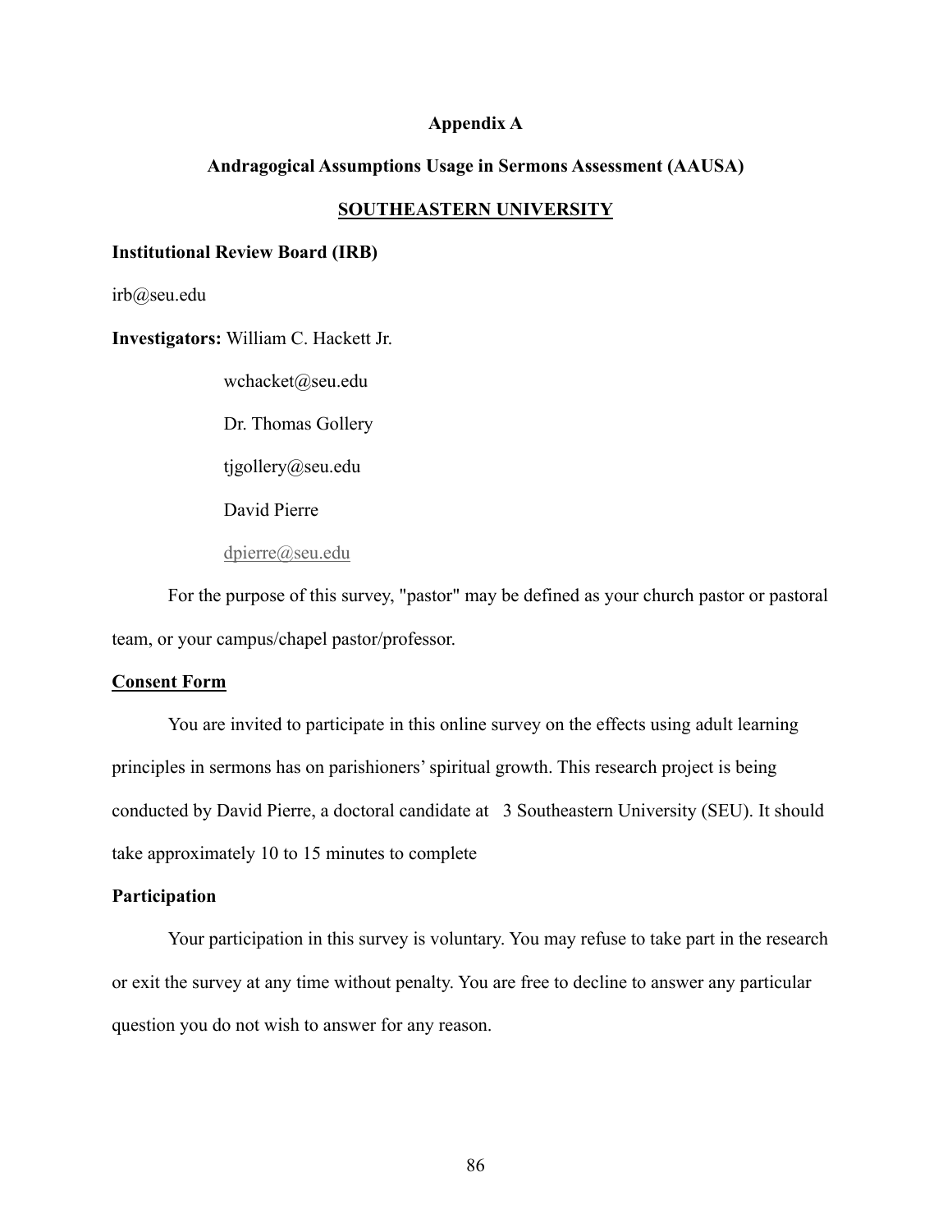# Appendix A

## Andragogical Assumptions Usage in Sermons Assessment (AAUSA)

## SOUTHEASTERN UNIVERSITY

**Institutional Review Board (IRB)**

irb@seu.edu

**Investigators:** William C. Hackett Jr.

wchacket@seu.edu

Dr. Thomas Gollery

tjgollery@seu.edu

David Pierre

dpierre@seu.edu

For the purpose of this survey, "pastor" may be defined as your church pastor or pastoral team, or your campus/chapel pastor/professor.

**Consent Form**

You are invited to participate in this online survey on the effects using adult learning principles in sermons has on parishioners' spiritual growth. This research project is being conducted by David Pierre, a doctoral candidate at 3 Southeastern University (SEU). It should take approximately 10 to 15 minutes to complete

**Participation**

Your participation in this survey is voluntary. You may refuse to take part in the research or exit the survey at any time without penalty. You are free to decline to answer any particular question you do not wish to answer for any reason.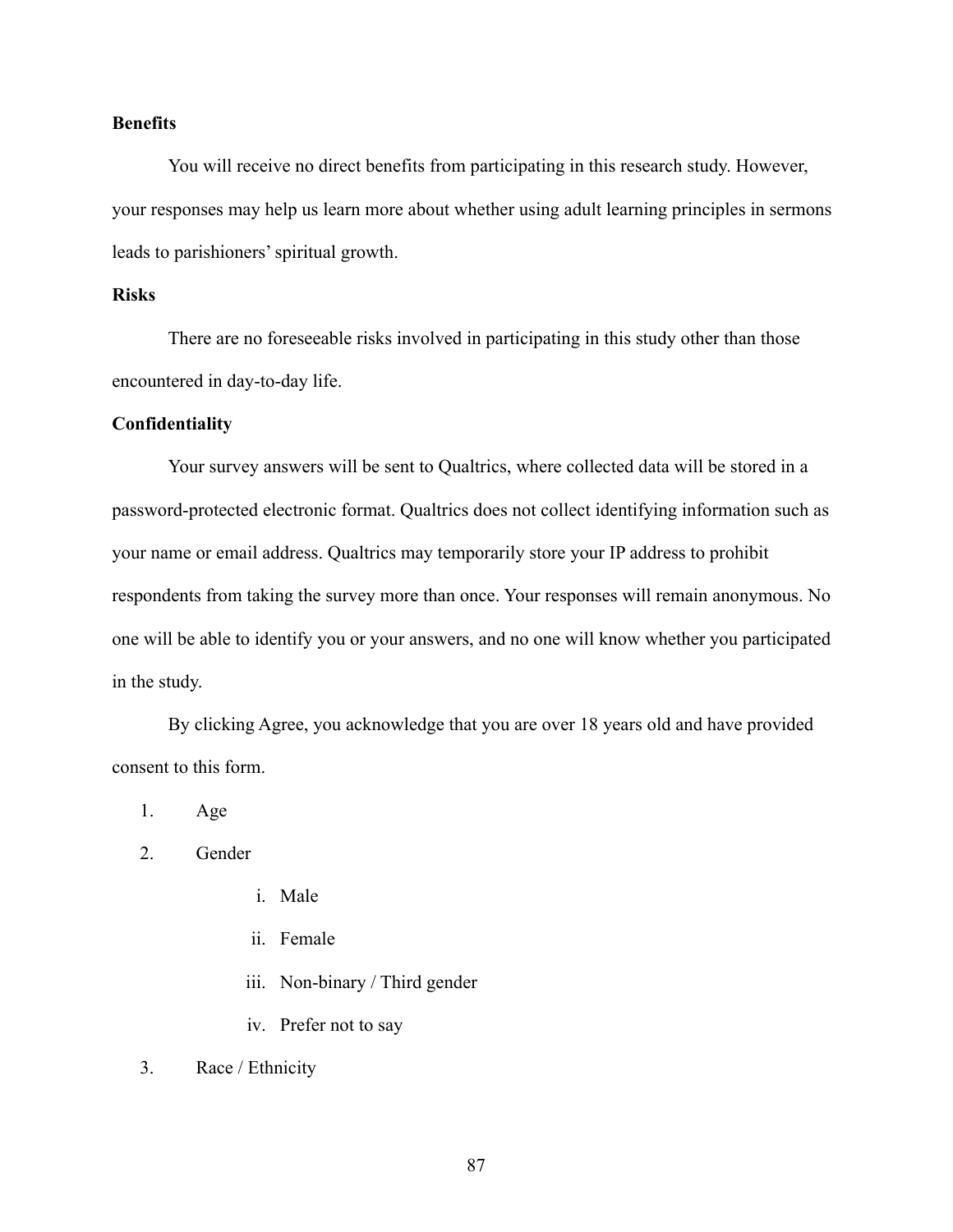**Benefits**

You will receive no direct benefits from participating in this research study. However, your responses may help us learn more about whether using adult learning principles in sermons leads to parishioners' spiritual growth.

**Risks**

There are no foreseeable risks involved in participating in this study other than those encountered in day-to-day life.

**Confidentiality**

Your survey answers will be sent to Qualtrics, where collected data will be stored in a password-protected electronic format. Qualtrics does not collect identifying information such as your name or email address. Qualtrics may temporarily store your IP address to prohibit respondents from taking the survey more than once. Your responses will remain anonymous. No one will be able to identify you or your answers, and no one will know whether you participated in the study.

By clicking Agree, you acknowledge that you are over 18 years old and have provided consent to this form.

1. Age
2. Gender
    i. Male
    ii. Female
    iii. Non-binary / Third gender
    iv. Prefer not to say
3. Race / Ethnicity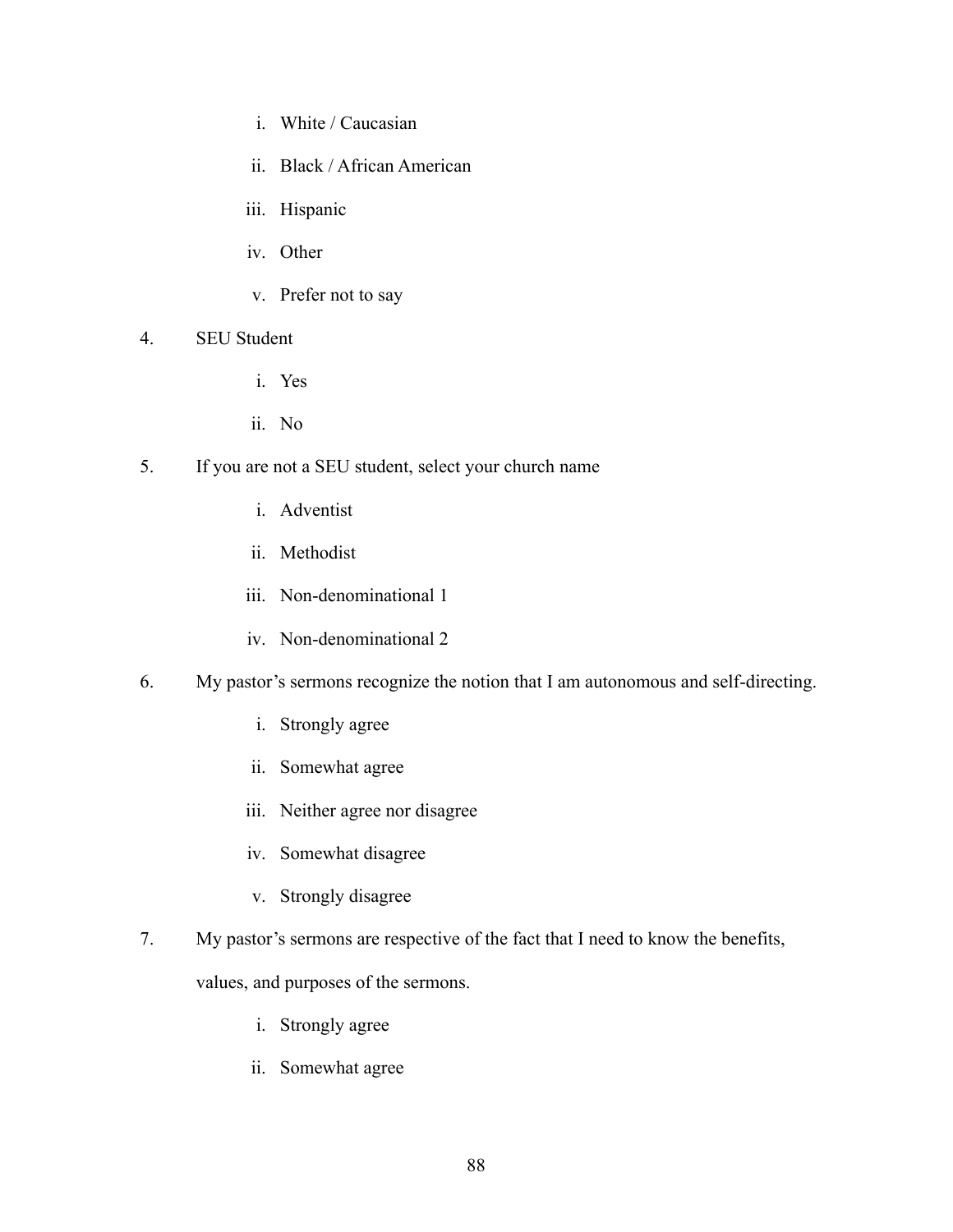i. White / Caucasian

   ii. Black / African American

   iii. Hispanic

   iv. Other

   v. Prefer not to say

4. SEU Student

   i. Yes

   ii. No

5. If you are not a SEU student, select your church name

   i. Adventist

   ii. Methodist

   iii. Non-denominational 1

   iv. Non-denominational 2

6. My pastor's sermons recognize the notion that I am autonomous and self-directing.

   i. Strongly agree

   ii. Somewhat agree

   iii. Neither agree nor disagree

   iv. Somewhat disagree

   v. Strongly disagree

7. My pastor's sermons are respective of the fact that I need to know the benefits, values, and purposes of the sermons.

   i. Strongly agree

   ii. Somewhat agree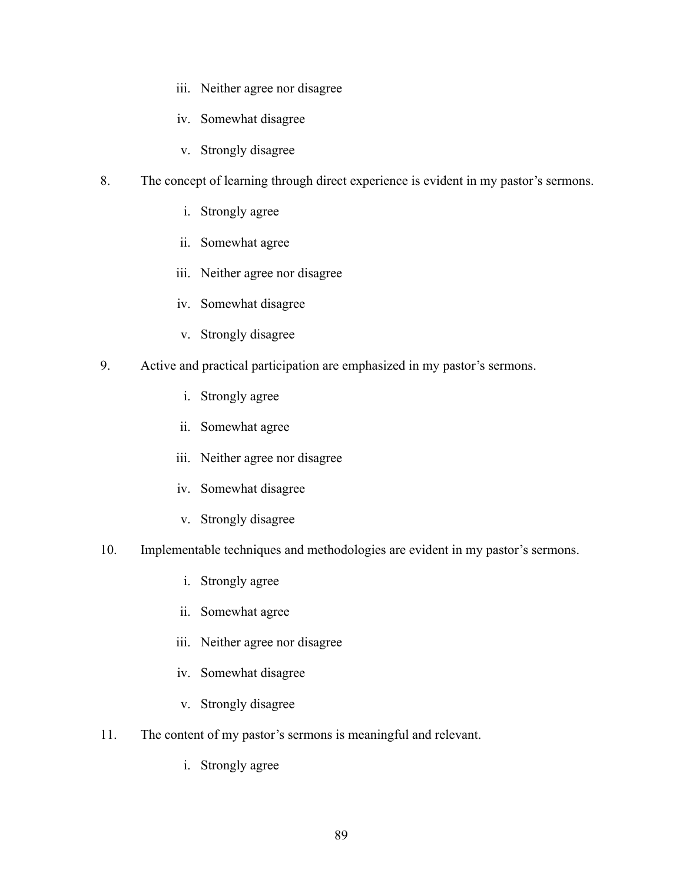iii. Neither agree nor disagree

iv. Somewhat disagree

v. Strongly disagree

8. The concept of learning through direct experience is evident in my pastor's sermons.

i. Strongly agree

ii. Somewhat agree

iii. Neither agree nor disagree

iv. Somewhat disagree

v. Strongly disagree

9. Active and practical participation are emphasized in my pastor's sermons.

i. Strongly agree

ii. Somewhat agree

iii. Neither agree nor disagree

iv. Somewhat disagree

v. Strongly disagree

10. Implementable techniques and methodologies are evident in my pastor's sermons.

i. Strongly agree

ii. Somewhat agree

iii. Neither agree nor disagree

iv. Somewhat disagree

v. Strongly disagree

11. The content of my pastor's sermons is meaningful and relevant.

i. Strongly agree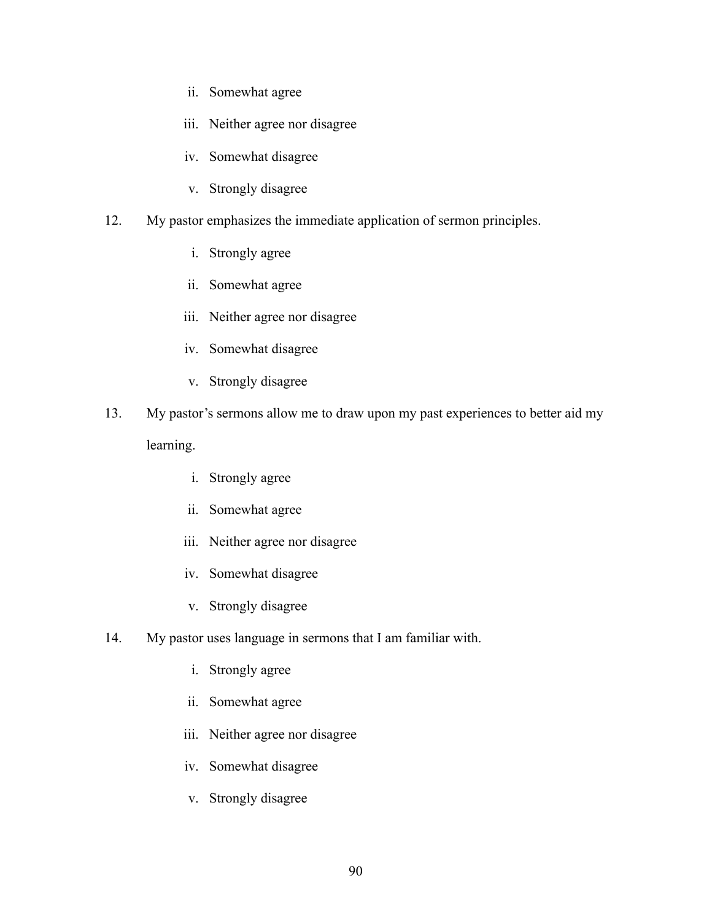ii. Somewhat agree

iii. Neither agree nor disagree

iv. Somewhat disagree

v. Strongly disagree

12. My pastor emphasizes the immediate application of sermon principles.

    i. Strongly agree

    ii. Somewhat agree

    iii. Neither agree nor disagree

    iv. Somewhat disagree

    v. Strongly disagree

13. My pastor's sermons allow me to draw upon my past experiences to better aid my learning.

    i. Strongly agree

    ii. Somewhat agree

    iii. Neither agree nor disagree

    iv. Somewhat disagree

    v. Strongly disagree

14. My pastor uses language in sermons that I am familiar with.

    i. Strongly agree

    ii. Somewhat agree

    iii. Neither agree nor disagree

    iv. Somewhat disagree

    v. Strongly disagree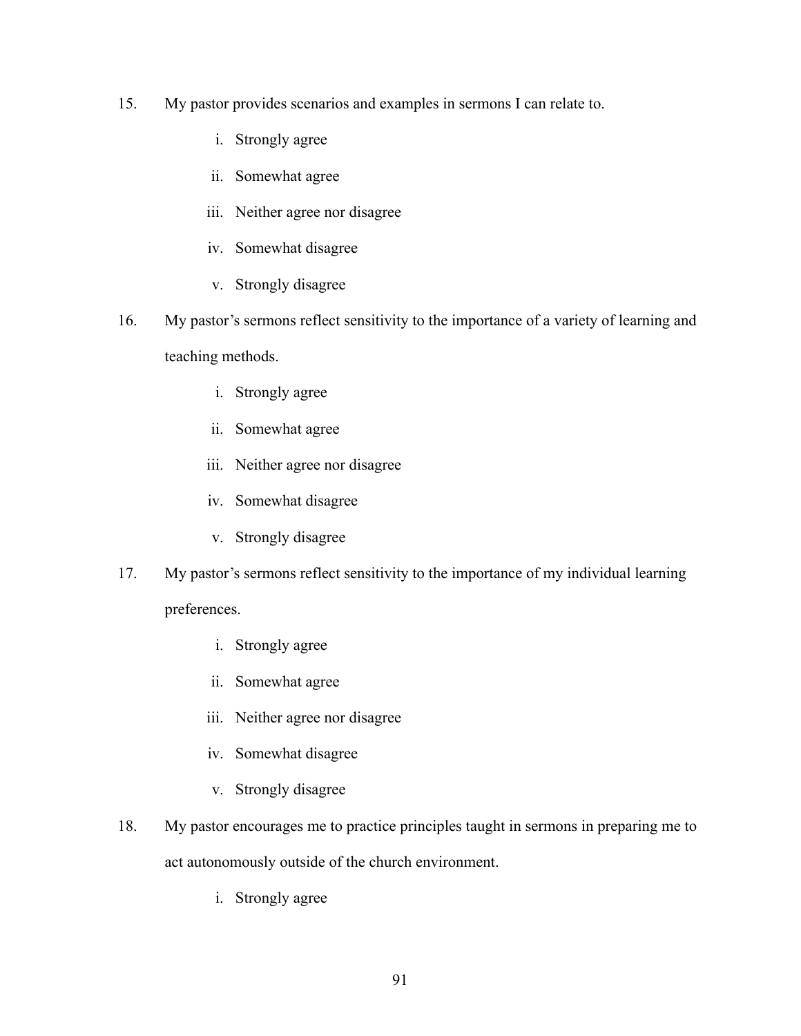15. My pastor provides scenarios and examples in sermons I can relate to.

    i. Strongly agree

    ii. Somewhat agree

    iii. Neither agree nor disagree

    iv. Somewhat disagree

    v. Strongly disagree

16. My pastor's sermons reflect sensitivity to the importance of a variety of learning and teaching methods.

    i. Strongly agree

    ii. Somewhat agree

    iii. Neither agree nor disagree

    iv. Somewhat disagree

    v. Strongly disagree

17. My pastor's sermons reflect sensitivity to the importance of my individual learning preferences.

    i. Strongly agree

    ii. Somewhat agree

    iii. Neither agree nor disagree

    iv. Somewhat disagree

    v. Strongly disagree

18. My pastor encourages me to practice principles taught in sermons in preparing me to act autonomously outside of the church environment.

    i. Strongly agree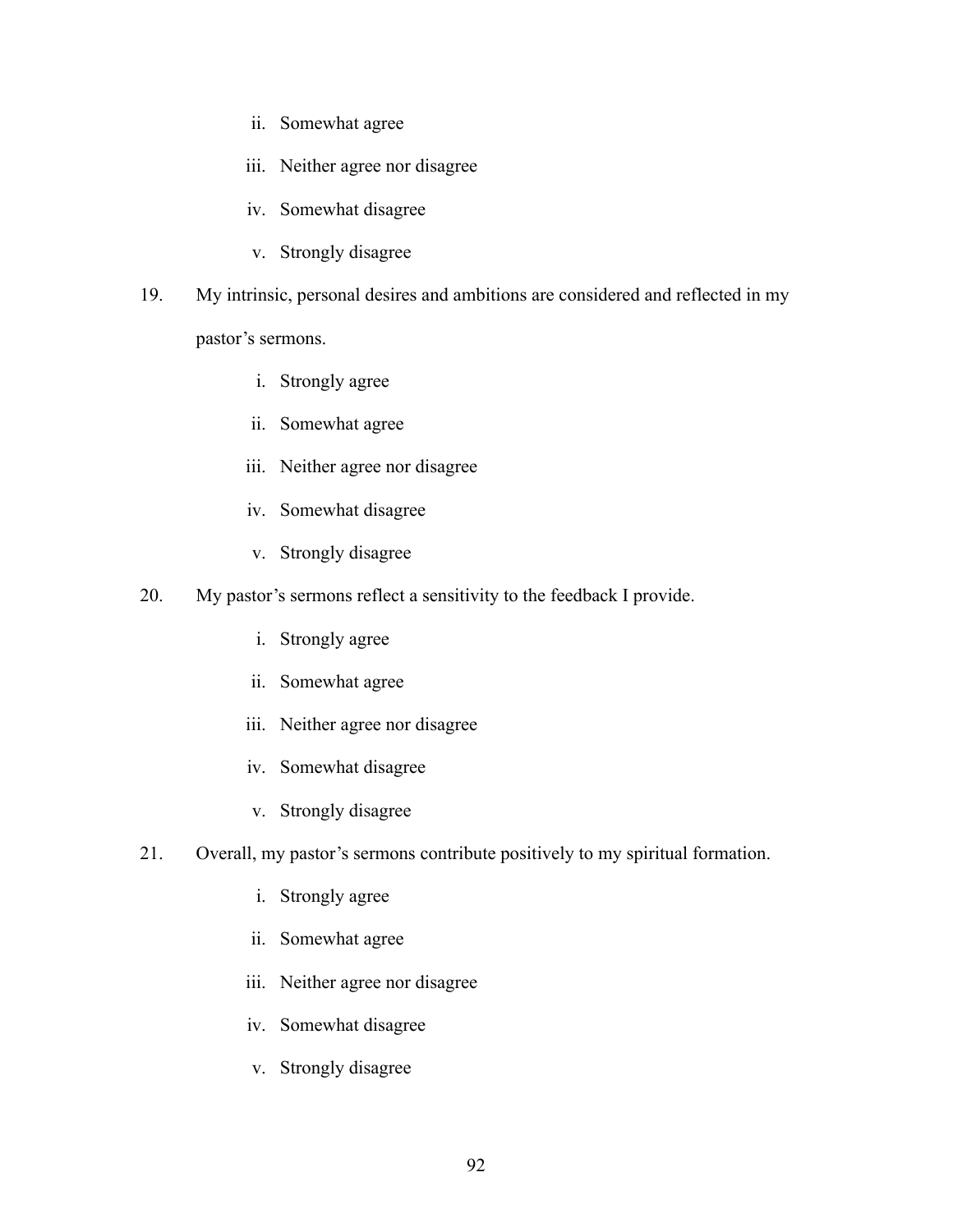ii. Somewhat agree

   iii. Neither agree nor disagree

   iv. Somewhat disagree

   v. Strongly disagree

19. My intrinsic, personal desires and ambitions are considered and reflected in my pastor's sermons.

   i. Strongly agree

   ii. Somewhat agree

   iii. Neither agree nor disagree

   iv. Somewhat disagree

   v. Strongly disagree

20. My pastor's sermons reflect a sensitivity to the feedback I provide.

   i. Strongly agree

   ii. Somewhat agree

   iii. Neither agree nor disagree

   iv. Somewhat disagree

   v. Strongly disagree

21. Overall, my pastor's sermons contribute positively to my spiritual formation.

   i. Strongly agree

   ii. Somewhat agree

   iii. Neither agree nor disagree

   iv. Somewhat disagree

   v. Strongly disagree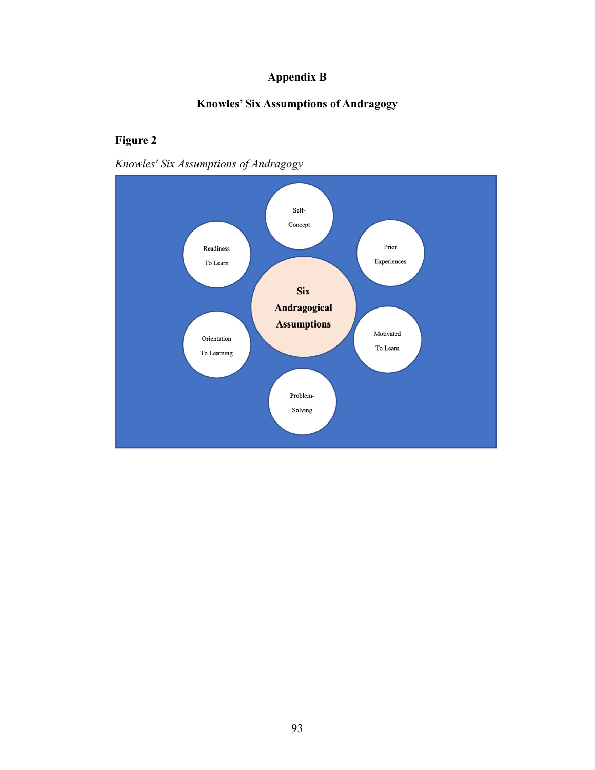# Appendix B

## Knowles' Six Assumptions of Andragogy

**Figure 2**

*Knowles' Six Assumptions of Andragogy*

Self-Concept

Readiness To Learn

Prior Experiences

Six Andragogical Assumptions

Orientation To Learning

Motivated To Learn

Problem-Solving